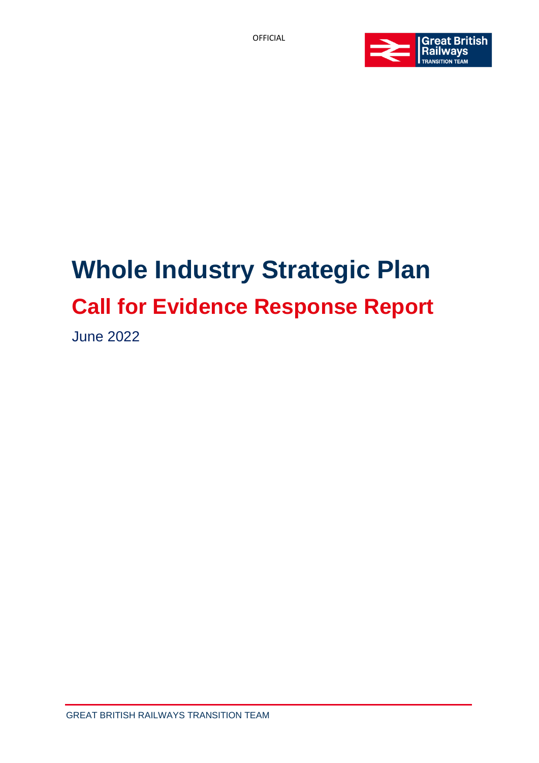# Whole Industry Strategic Plan

## Call for Evidence Response Report

June 2022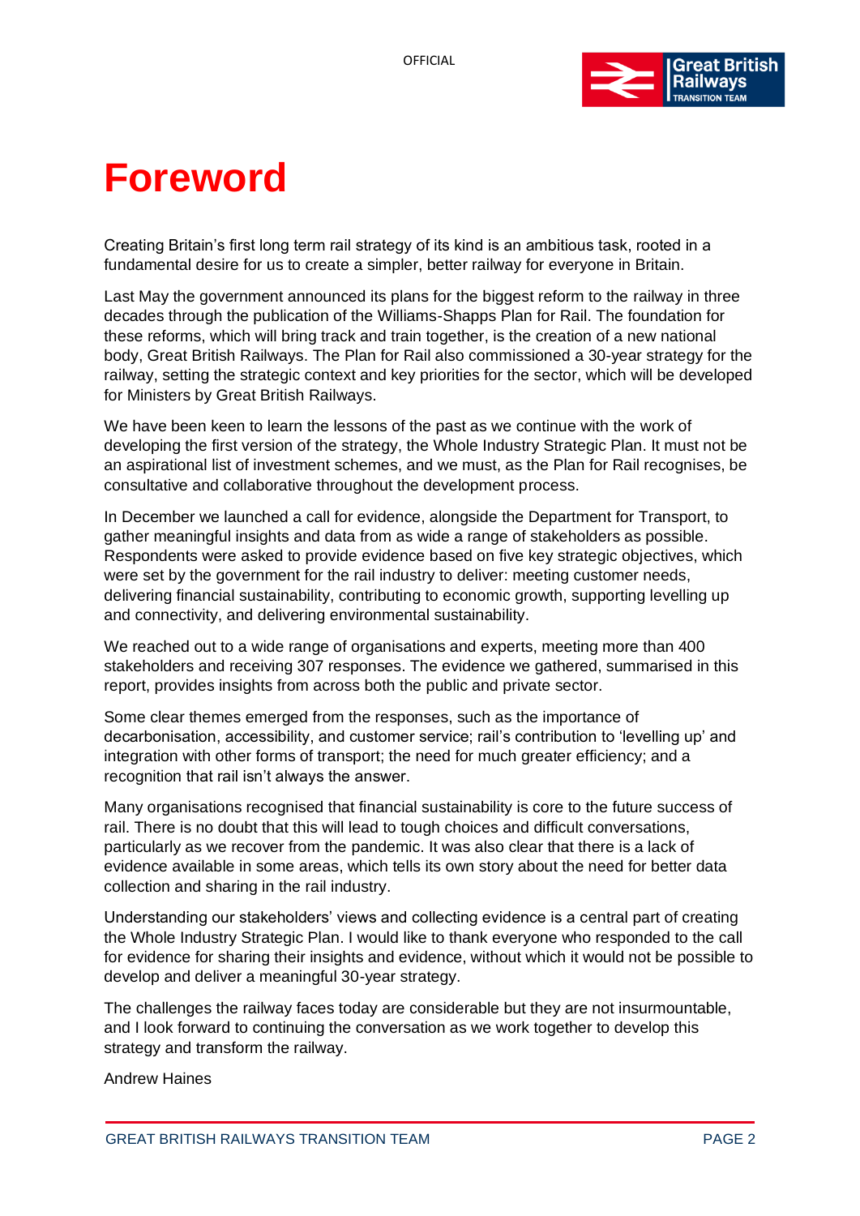# Foreword

Creating Britain's first long term rail strategy of its kind is an ambitious task, rooted in a fundamental desire for us to create a simpler, better railway for everyone in Britain.

Last May the government announced its plans for the biggest reform to the railway in three decades through the publication of the Williams-Shapps Plan for Rail. The foundation for these reforms, which will bring track and train together, is the creation of a new national body, Great British Railways. The Plan for Rail also commissioned a 30-year strategy for the railway, setting the strategic context and key priorities for the sector, which will be developed for Ministers by Great British Railways.

We have been keen to learn the lessons of the past as we continue with the work of developing the first version of the strategy, the Whole Industry Strategic Plan. It must not be an aspirational list of investment schemes, and we must, as the Plan for Rail recognises, be consultative and collaborative throughout the development process.

In December we launched a call for evidence, alongside the Department for Transport, to gather meaningful insights and data from as wide a range of stakeholders as possible. Respondents were asked to provide evidence based on five key strategic objectives, which were set by the government for the rail industry to deliver: meeting customer needs, delivering financial sustainability, contributing to economic growth, supporting levelling up and connectivity, and delivering environmental sustainability.

We reached out to a wide range of organisations and experts, meeting more than 400 stakeholders and receiving 307 responses. The evidence we gathered, summarised in this report, provides insights from across both the public and private sector.

Some clear themes emerged from the responses, such as the importance of decarbonisation, accessibility, and customer service; rail's contribution to 'levelling up' and integration with other forms of transport; the need for much greater efficiency; and a recognition that rail isn't always the answer.

Many organisations recognised that financial sustainability is core to the future success of rail. There is no doubt that this will lead to tough choices and difficult conversations, particularly as we recover from the pandemic. It was also clear that there is a lack of evidence available in some areas, which tells its own story about the need for better data collection and sharing in the rail industry.

Understanding our stakeholders' views and collecting evidence is a central part of creating the Whole Industry Strategic Plan. I would like to thank everyone who responded to the call for evidence for sharing their insights and evidence, without which it would not be possible to develop and deliver a meaningful 30-year strategy.

The challenges the railway faces today are considerable but they are not insurmountable, and I look forward to continuing the conversation as we work together to develop this strategy and transform the railway.

Andrew Haines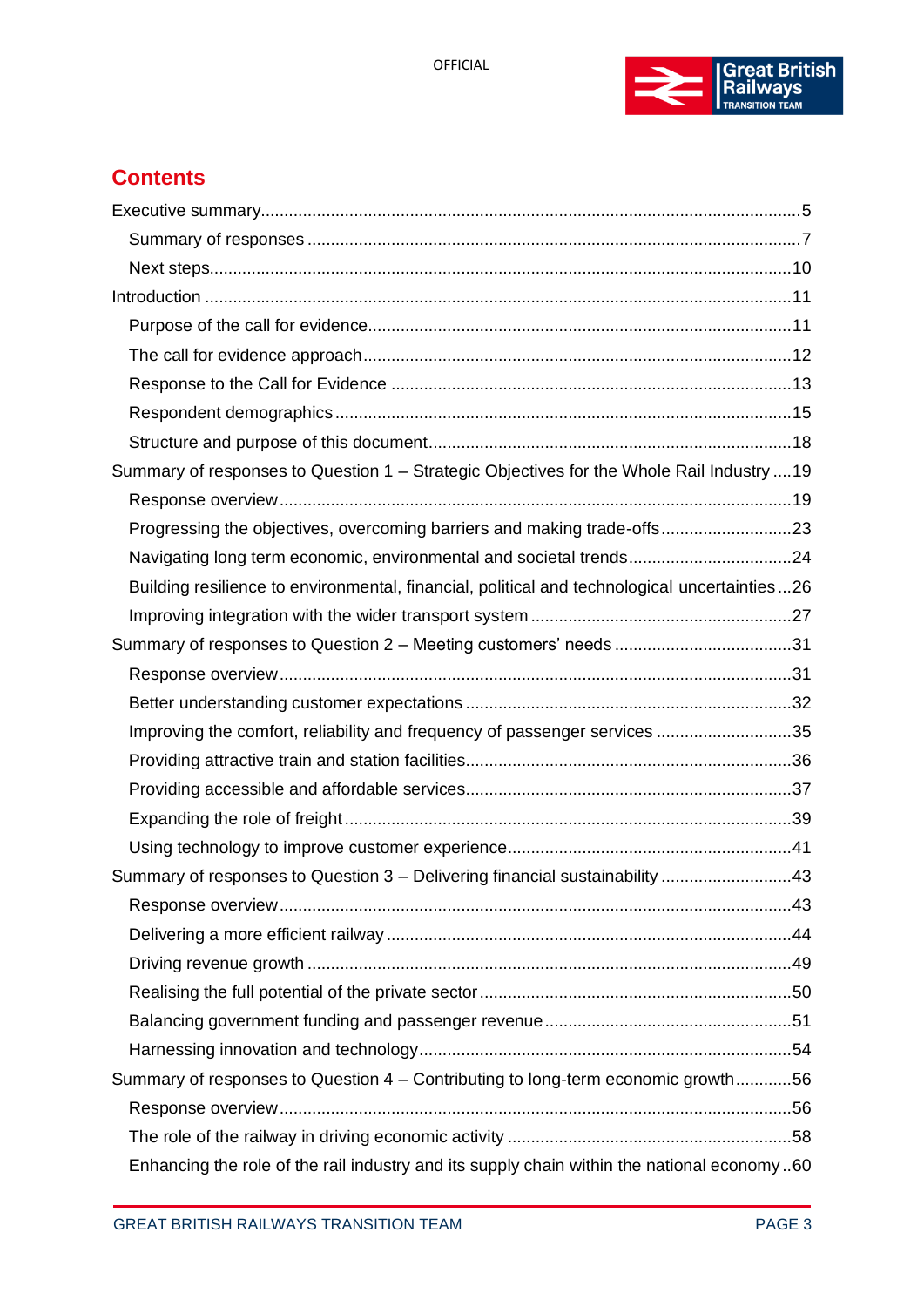## Contents

Executive summary....5

- Summary of responses....7
- Next steps....10

Introduction....11

- Purpose of the call for evidence....11
- The call for evidence approach....12
- Response to the Call for Evidence....13
- Respondent demographics....15
- Structure and purpose of this document....18

Summary of responses to Question 1 – Strategic Objectives for the Whole Rail Industry....19

- Response overview....19
- Progressing the objectives, overcoming barriers and making trade-offs....23
- Navigating long term economic, environmental and societal trends....24
- Building resilience to environmental, financial, political and technological uncertainties....26
- Improving integration with the wider transport system....27

Summary of responses to Question 2 – Meeting customers' needs....31

- Response overview....31
- Better understanding customer expectations....32
- Improving the comfort, reliability and frequency of passenger services....35
- Providing attractive train and station facilities....36
- Providing accessible and affordable services....37
- Expanding the role of freight....39
- Using technology to improve customer experience....41

Summary of responses to Question 3 – Delivering financial sustainability....43

- Response overview....43
- Delivering a more efficient railway....44
- Driving revenue growth....49
- Realising the full potential of the private sector....50
- Balancing government funding and passenger revenue....51
- Harnessing innovation and technology....54

Summary of responses to Question 4 – Contributing to long-term economic growth....56

- Response overview....56
- The role of the railway in driving economic activity....58
- Enhancing the role of the rail industry and its supply chain within the national economy....60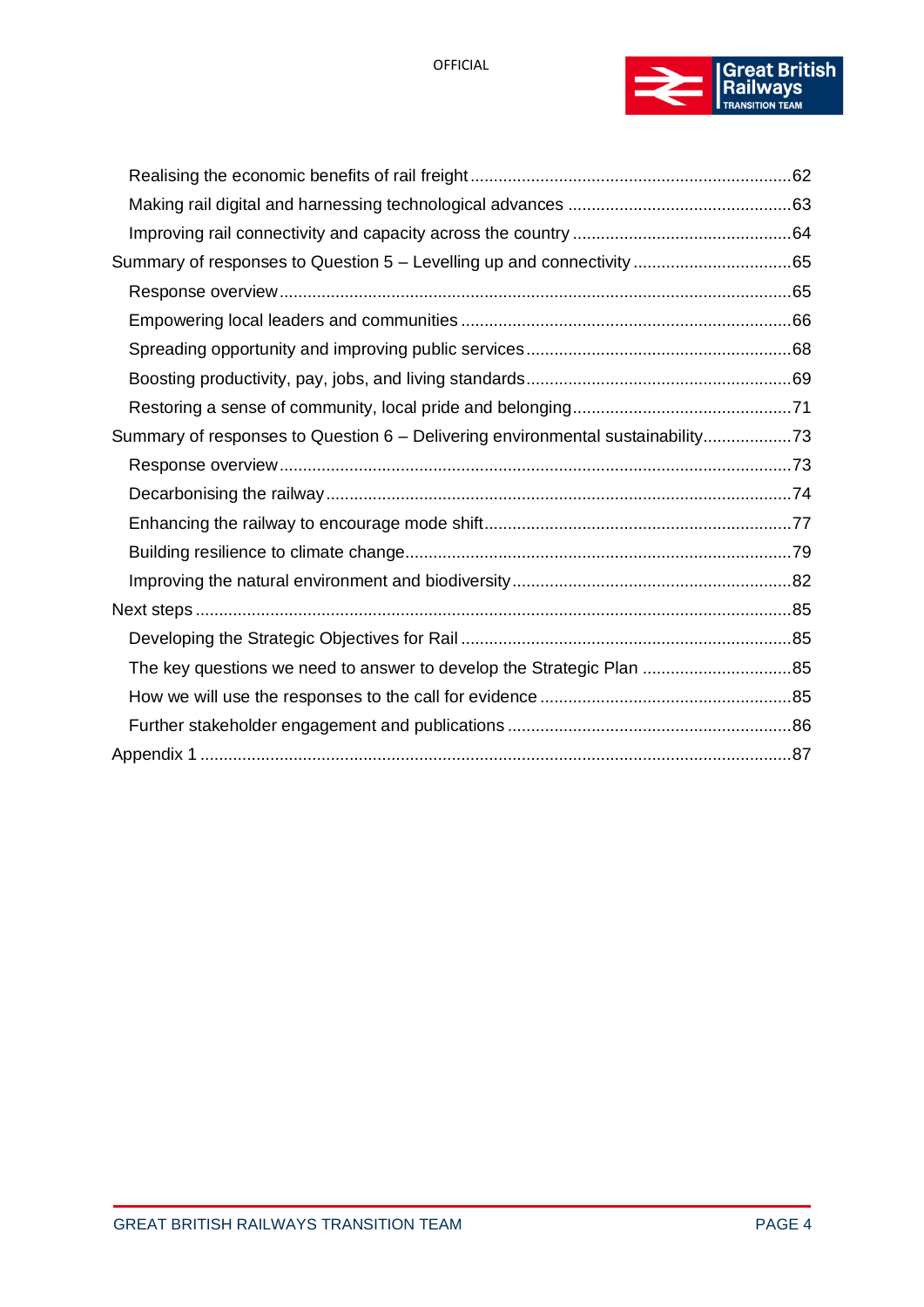- Realising the economic benefits of rail freight ....................................................................62
- Making rail digital and harnessing technological advances ...............................................63
- Improving rail connectivity and capacity across the country ..............................................64

Summary of responses to Question 5 – Levelling up and connectivity .................................65

- Response overview.............................................................................................................65
- Empowering local leaders and communities ......................................................................66
- Spreading opportunity and improving public services........................................................68
- Boosting productivity, pay, jobs, and living standards........................................................69
- Restoring a sense of community, local pride and belonging..............................................71

Summary of responses to Question 6 – Delivering environmental sustainability..................73

- Response overview.............................................................................................................73
- Decarbonising the railway...................................................................................................74
- Enhancing the railway to encourage mode shift.................................................................77
- Building resilience to climate change..................................................................................79
- Improving the natural environment and biodiversity...........................................................82

Next steps ...............................................................................................................................85

- Developing the Strategic Objectives for Rail ......................................................................85
- The key questions we need to answer to develop the Strategic Plan ................................85
- How we will use the responses to the call for evidence .....................................................85
- Further stakeholder engagement and publications ............................................................86

Appendix 1 ..............................................................................................................................87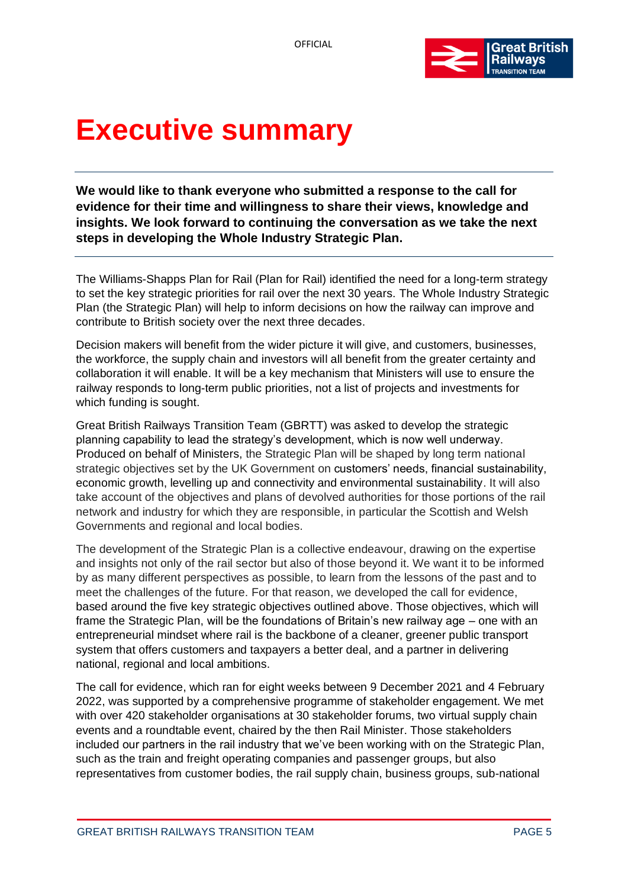# Executive summary

**We would like to thank everyone who submitted a response to the call for evidence for their time and willingness to share their views, knowledge and insights. We look forward to continuing the conversation as we take the next steps in developing the Whole Industry Strategic Plan.**

The Williams-Shapps Plan for Rail (Plan for Rail) identified the need for a long-term strategy to set the key strategic priorities for rail over the next 30 years. The Whole Industry Strategic Plan (the Strategic Plan) will help to inform decisions on how the railway can improve and contribute to British society over the next three decades.

Decision makers will benefit from the wider picture it will give, and customers, businesses, the workforce, the supply chain and investors will all benefit from the greater certainty and collaboration it will enable. It will be a key mechanism that Ministers will use to ensure the railway responds to long-term public priorities, not a list of projects and investments for which funding is sought.

Great British Railways Transition Team (GBRTT) was asked to develop the strategic planning capability to lead the strategy's development, which is now well underway. Produced on behalf of Ministers, the Strategic Plan will be shaped by long term national strategic objectives set by the UK Government on customers' needs, financial sustainability, economic growth, levelling up and connectivity and environmental sustainability. It will also take account of the objectives and plans of devolved authorities for those portions of the rail network and industry for which they are responsible, in particular the Scottish and Welsh Governments and regional and local bodies.

The development of the Strategic Plan is a collective endeavour, drawing on the expertise and insights not only of the rail sector but also of those beyond it. We want it to be informed by as many different perspectives as possible, to learn from the lessons of the past and to meet the challenges of the future. For that reason, we developed the call for evidence, based around the five key strategic objectives outlined above. Those objectives, which will frame the Strategic Plan, will be the foundations of Britain's new railway age – one with an entrepreneurial mindset where rail is the backbone of a cleaner, greener public transport system that offers customers and taxpayers a better deal, and a partner in delivering national, regional and local ambitions.

The call for evidence, which ran for eight weeks between 9 December 2021 and 4 February 2022, was supported by a comprehensive programme of stakeholder engagement. We met with over 420 stakeholder organisations at 30 stakeholder forums, two virtual supply chain events and a roundtable event, chaired by the then Rail Minister. Those stakeholders included our partners in the rail industry that we've been working with on the Strategic Plan, such as the train and freight operating companies and passenger groups, but also representatives from customer bodies, the rail supply chain, business groups, sub-national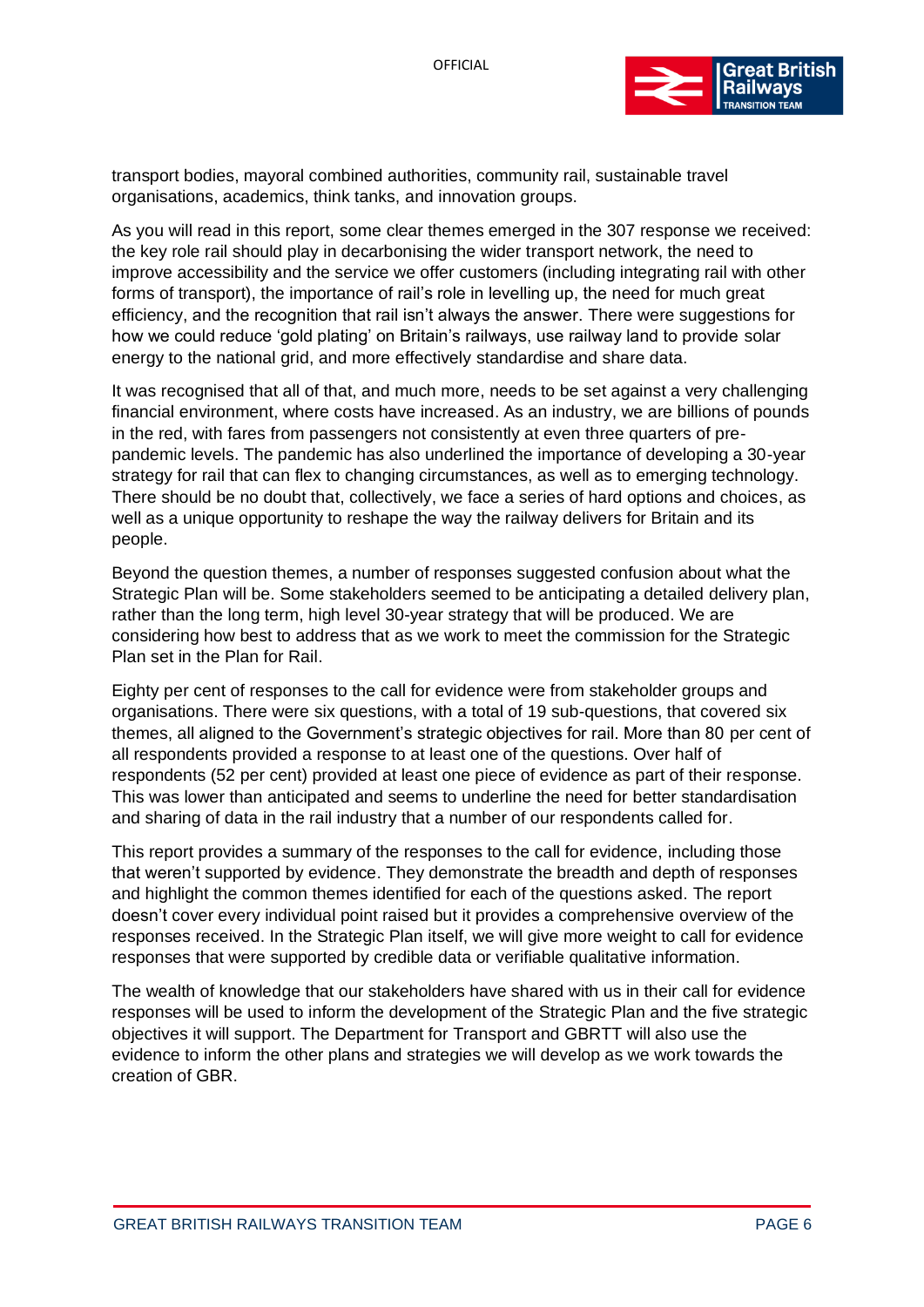transport bodies, mayoral combined authorities, community rail, sustainable travel organisations, academics, think tanks, and innovation groups.

As you will read in this report, some clear themes emerged in the 307 response we received: the key role rail should play in decarbonising the wider transport network, the need to improve accessibility and the service we offer customers (including integrating rail with other forms of transport), the importance of rail's role in levelling up, the need for much great efficiency, and the recognition that rail isn't always the answer. There were suggestions for how we could reduce 'gold plating' on Britain's railways, use railway land to provide solar energy to the national grid, and more effectively standardise and share data.

It was recognised that all of that, and much more, needs to be set against a very challenging financial environment, where costs have increased. As an industry, we are billions of pounds in the red, with fares from passengers not consistently at even three quarters of pre-pandemic levels. The pandemic has also underlined the importance of developing a 30-year strategy for rail that can flex to changing circumstances, as well as to emerging technology. There should be no doubt that, collectively, we face a series of hard options and choices, as well as a unique opportunity to reshape the way the railway delivers for Britain and its people.

Beyond the question themes, a number of responses suggested confusion about what the Strategic Plan will be. Some stakeholders seemed to be anticipating a detailed delivery plan, rather than the long term, high level 30-year strategy that will be produced. We are considering how best to address that as we work to meet the commission for the Strategic Plan set in the Plan for Rail.

Eighty per cent of responses to the call for evidence were from stakeholder groups and organisations. There were six questions, with a total of 19 sub-questions, that covered six themes, all aligned to the Government's strategic objectives for rail. More than 80 per cent of all respondents provided a response to at least one of the questions. Over half of respondents (52 per cent) provided at least one piece of evidence as part of their response. This was lower than anticipated and seems to underline the need for better standardisation and sharing of data in the rail industry that a number of our respondents called for.

This report provides a summary of the responses to the call for evidence, including those that weren't supported by evidence. They demonstrate the breadth and depth of responses and highlight the common themes identified for each of the questions asked. The report doesn't cover every individual point raised but it provides a comprehensive overview of the responses received. In the Strategic Plan itself, we will give more weight to call for evidence responses that were supported by credible data or verifiable qualitative information.

The wealth of knowledge that our stakeholders have shared with us in their call for evidence responses will be used to inform the development of the Strategic Plan and the five strategic objectives it will support. The Department for Transport and GBRTT will also use the evidence to inform the other plans and strategies we will develop as we work towards the creation of GBR.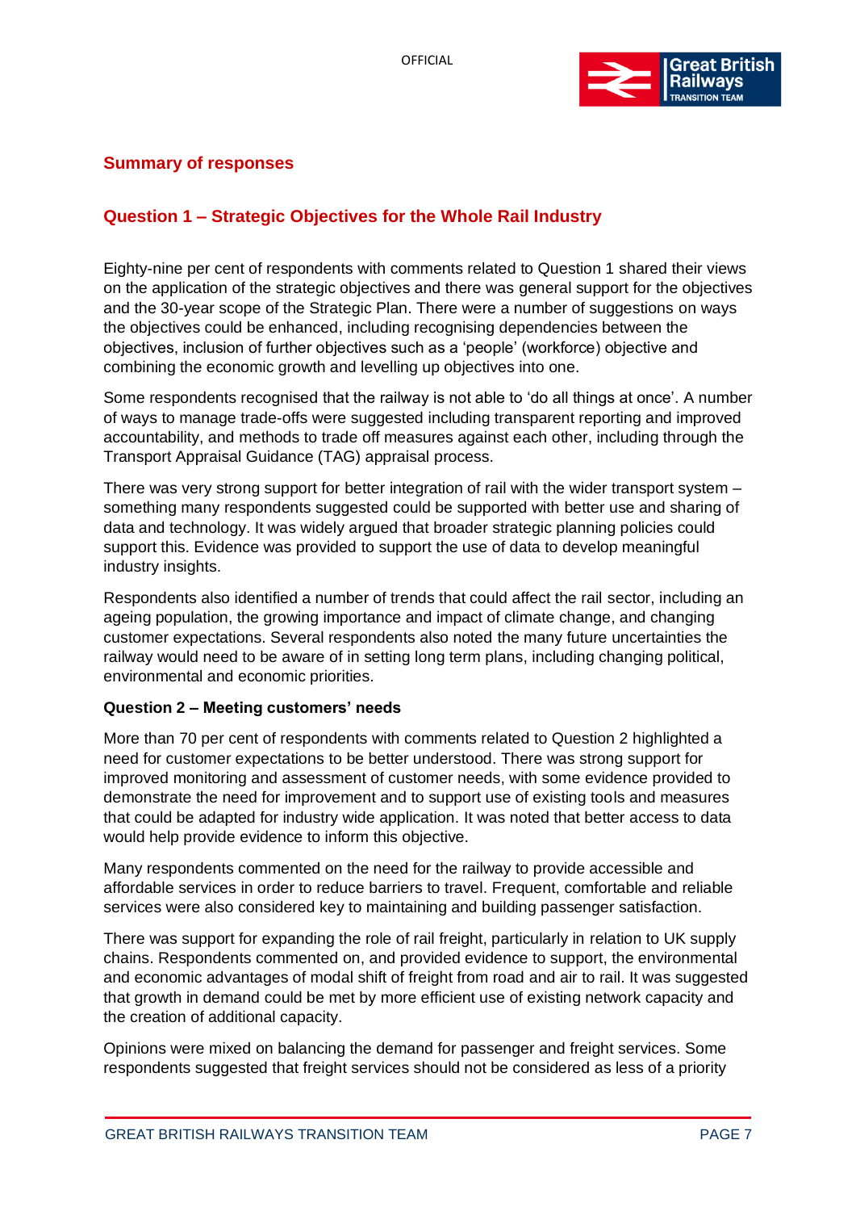## Summary of responses

### Question 1 – Strategic Objectives for the Whole Rail Industry

Eighty-nine per cent of respondents with comments related to Question 1 shared their views on the application of the strategic objectives and there was general support for the objectives and the 30-year scope of the Strategic Plan. There were a number of suggestions on ways the objectives could be enhanced, including recognising dependencies between the objectives, inclusion of further objectives such as a 'people' (workforce) objective and combining the economic growth and levelling up objectives into one.

Some respondents recognised that the railway is not able to 'do all things at once'. A number of ways to manage trade-offs were suggested including transparent reporting and improved accountability, and methods to trade off measures against each other, including through the Transport Appraisal Guidance (TAG) appraisal process.

There was very strong support for better integration of rail with the wider transport system – something many respondents suggested could be supported with better use and sharing of data and technology. It was widely argued that broader strategic planning policies could support this. Evidence was provided to support the use of data to develop meaningful industry insights.

Respondents also identified a number of trends that could affect the rail sector, including an ageing population, the growing importance and impact of climate change, and changing customer expectations. Several respondents also noted the many future uncertainties the railway would need to be aware of in setting long term plans, including changing political, environmental and economic priorities.

**Question 2 – Meeting customers' needs**

More than 70 per cent of respondents with comments related to Question 2 highlighted a need for customer expectations to be better understood. There was strong support for improved monitoring and assessment of customer needs, with some evidence provided to demonstrate the need for improvement and to support use of existing tools and measures that could be adapted for industry wide application. It was noted that better access to data would help provide evidence to inform this objective.

Many respondents commented on the need for the railway to provide accessible and affordable services in order to reduce barriers to travel. Frequent, comfortable and reliable services were also considered key to maintaining and building passenger satisfaction.

There was support for expanding the role of rail freight, particularly in relation to UK supply chains. Respondents commented on, and provided evidence to support, the environmental and economic advantages of modal shift of freight from road and air to rail. It was suggested that growth in demand could be met by more efficient use of existing network capacity and the creation of additional capacity.

Opinions were mixed on balancing the demand for passenger and freight services. Some respondents suggested that freight services should not be considered as less of a priority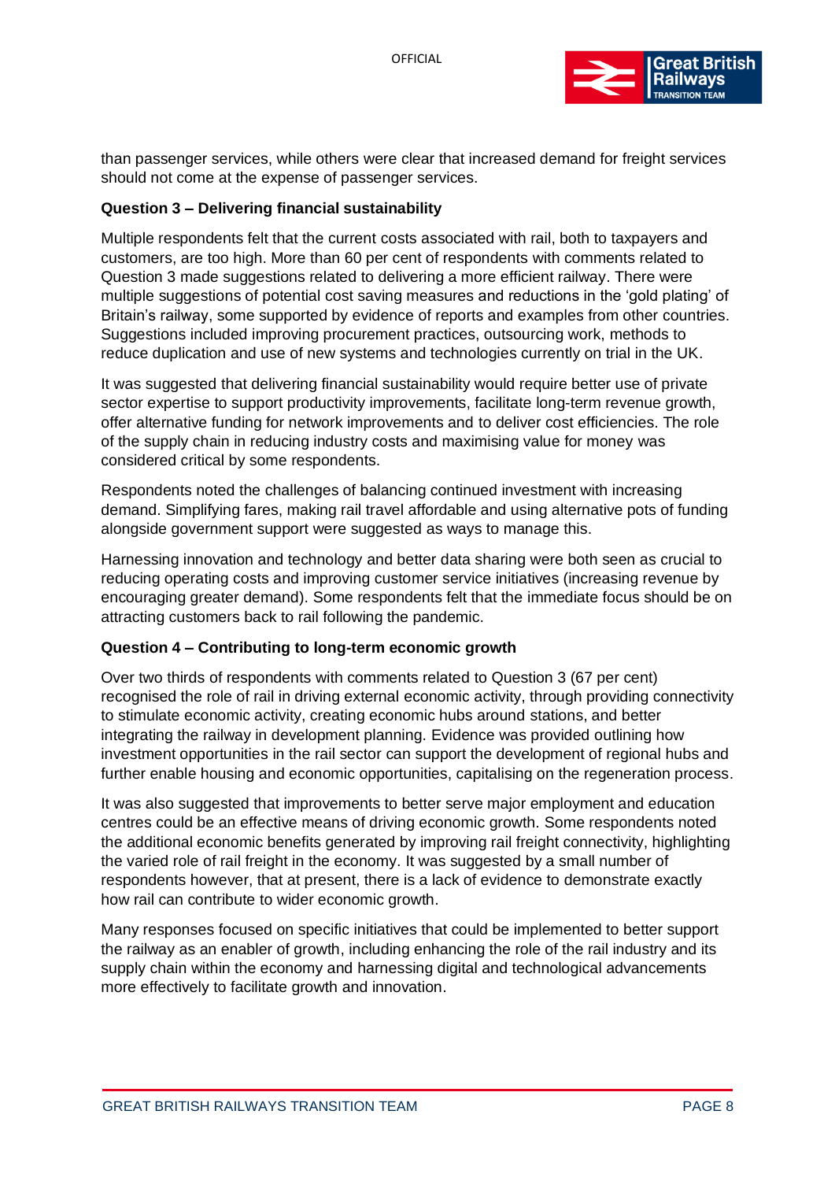than passenger services, while others were clear that increased demand for freight services should not come at the expense of passenger services.

**Question 3 – Delivering financial sustainability**

Multiple respondents felt that the current costs associated with rail, both to taxpayers and customers, are too high. More than 60 per cent of respondents with comments related to Question 3 made suggestions related to delivering a more efficient railway. There were multiple suggestions of potential cost saving measures and reductions in the 'gold plating' of Britain's railway, some supported by evidence of reports and examples from other countries. Suggestions included improving procurement practices, outsourcing work, methods to reduce duplication and use of new systems and technologies currently on trial in the UK.

It was suggested that delivering financial sustainability would require better use of private sector expertise to support productivity improvements, facilitate long-term revenue growth, offer alternative funding for network improvements and to deliver cost efficiencies. The role of the supply chain in reducing industry costs and maximising value for money was considered critical by some respondents.

Respondents noted the challenges of balancing continued investment with increasing demand. Simplifying fares, making rail travel affordable and using alternative pots of funding alongside government support were suggested as ways to manage this.

Harnessing innovation and technology and better data sharing were both seen as crucial to reducing operating costs and improving customer service initiatives (increasing revenue by encouraging greater demand). Some respondents felt that the immediate focus should be on attracting customers back to rail following the pandemic.

**Question 4 – Contributing to long-term economic growth**

Over two thirds of respondents with comments related to Question 3 (67 per cent) recognised the role of rail in driving external economic activity, through providing connectivity to stimulate economic activity, creating economic hubs around stations, and better integrating the railway in development planning. Evidence was provided outlining how investment opportunities in the rail sector can support the development of regional hubs and further enable housing and economic opportunities, capitalising on the regeneration process.

It was also suggested that improvements to better serve major employment and education centres could be an effective means of driving economic growth. Some respondents noted the additional economic benefits generated by improving rail freight connectivity, highlighting the varied role of rail freight in the economy. It was suggested by a small number of respondents however, that at present, there is a lack of evidence to demonstrate exactly how rail can contribute to wider economic growth.

Many responses focused on specific initiatives that could be implemented to better support the railway as an enabler of growth, including enhancing the role of the rail industry and its supply chain within the economy and harnessing digital and technological advancements more effectively to facilitate growth and innovation.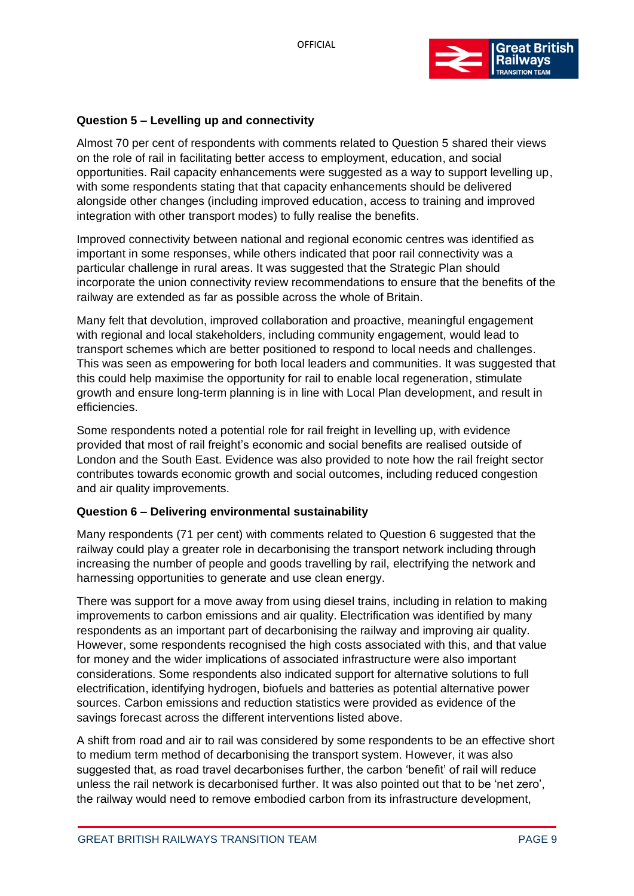**Question 5 – Levelling up and connectivity**

Almost 70 per cent of respondents with comments related to Question 5 shared their views on the role of rail in facilitating better access to employment, education, and social opportunities. Rail capacity enhancements were suggested as a way to support levelling up, with some respondents stating that that capacity enhancements should be delivered alongside other changes (including improved education, access to training and improved integration with other transport modes) to fully realise the benefits.

Improved connectivity between national and regional economic centres was identified as important in some responses, while others indicated that poor rail connectivity was a particular challenge in rural areas. It was suggested that the Strategic Plan should incorporate the union connectivity review recommendations to ensure that the benefits of the railway are extended as far as possible across the whole of Britain.

Many felt that devolution, improved collaboration and proactive, meaningful engagement with regional and local stakeholders, including community engagement, would lead to transport schemes which are better positioned to respond to local needs and challenges. This was seen as empowering for both local leaders and communities. It was suggested that this could help maximise the opportunity for rail to enable local regeneration, stimulate growth and ensure long-term planning is in line with Local Plan development, and result in efficiencies.

Some respondents noted a potential role for rail freight in levelling up, with evidence provided that most of rail freight's economic and social benefits are realised outside of London and the South East. Evidence was also provided to note how the rail freight sector contributes towards economic growth and social outcomes, including reduced congestion and air quality improvements.

**Question 6 – Delivering environmental sustainability**

Many respondents (71 per cent) with comments related to Question 6 suggested that the railway could play a greater role in decarbonising the transport network including through increasing the number of people and goods travelling by rail, electrifying the network and harnessing opportunities to generate and use clean energy.

There was support for a move away from using diesel trains, including in relation to making improvements to carbon emissions and air quality. Electrification was identified by many respondents as an important part of decarbonising the railway and improving air quality. However, some respondents recognised the high costs associated with this, and that value for money and the wider implications of associated infrastructure were also important considerations. Some respondents also indicated support for alternative solutions to full electrification, identifying hydrogen, biofuels and batteries as potential alternative power sources. Carbon emissions and reduction statistics were provided as evidence of the savings forecast across the different interventions listed above.

A shift from road and air to rail was considered by some respondents to be an effective short to medium term method of decarbonising the transport system. However, it was also suggested that, as road travel decarbonises further, the carbon 'benefit' of rail will reduce unless the rail network is decarbonised further. It was also pointed out that to be 'net zero', the railway would need to remove embodied carbon from its infrastructure development,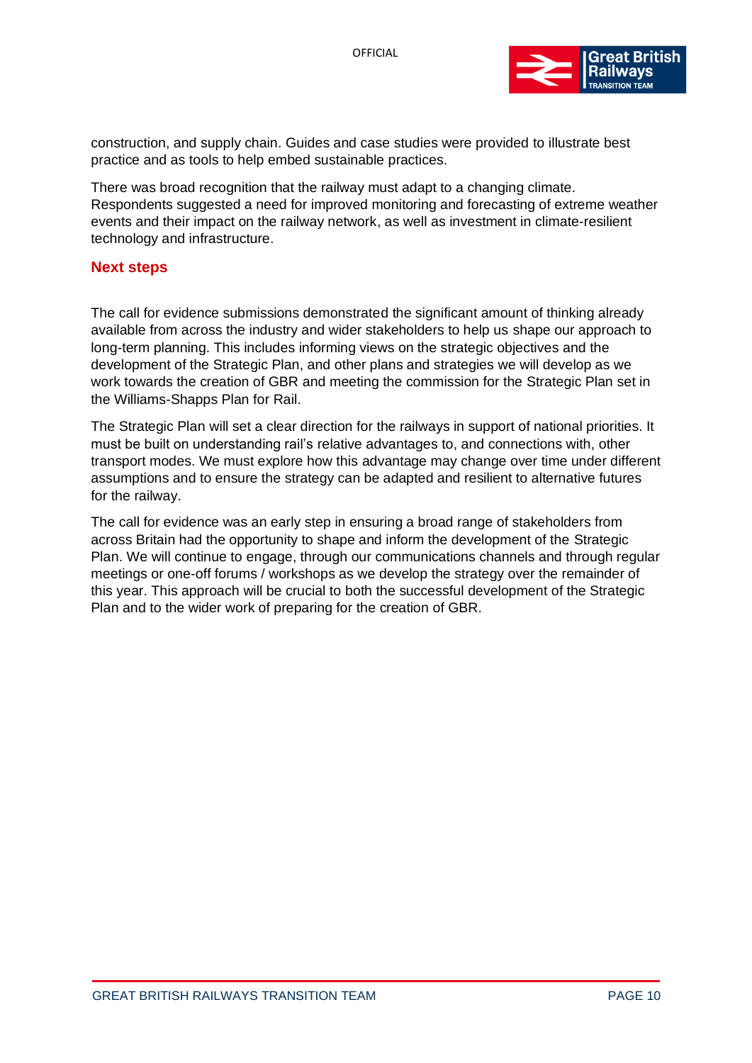construction, and supply chain. Guides and case studies were provided to illustrate best practice and as tools to help embed sustainable practices.

There was broad recognition that the railway must adapt to a changing climate. Respondents suggested a need for improved monitoring and forecasting of extreme weather events and their impact on the railway network, as well as investment in climate-resilient technology and infrastructure.

## Next steps

The call for evidence submissions demonstrated the significant amount of thinking already available from across the industry and wider stakeholders to help us shape our approach to long-term planning. This includes informing views on the strategic objectives and the development of the Strategic Plan, and other plans and strategies we will develop as we work towards the creation of GBR and meeting the commission for the Strategic Plan set in the Williams-Shapps Plan for Rail.

The Strategic Plan will set a clear direction for the railways in support of national priorities. It must be built on understanding rail's relative advantages to, and connections with, other transport modes. We must explore how this advantage may change over time under different assumptions and to ensure the strategy can be adapted and resilient to alternative futures for the railway.

The call for evidence was an early step in ensuring a broad range of stakeholders from across Britain had the opportunity to shape and inform the development of the Strategic Plan. We will continue to engage, through our communications channels and through regular meetings or one-off forums / workshops as we develop the strategy over the remainder of this year. This approach will be crucial to both the successful development of the Strategic Plan and to the wider work of preparing for the creation of GBR.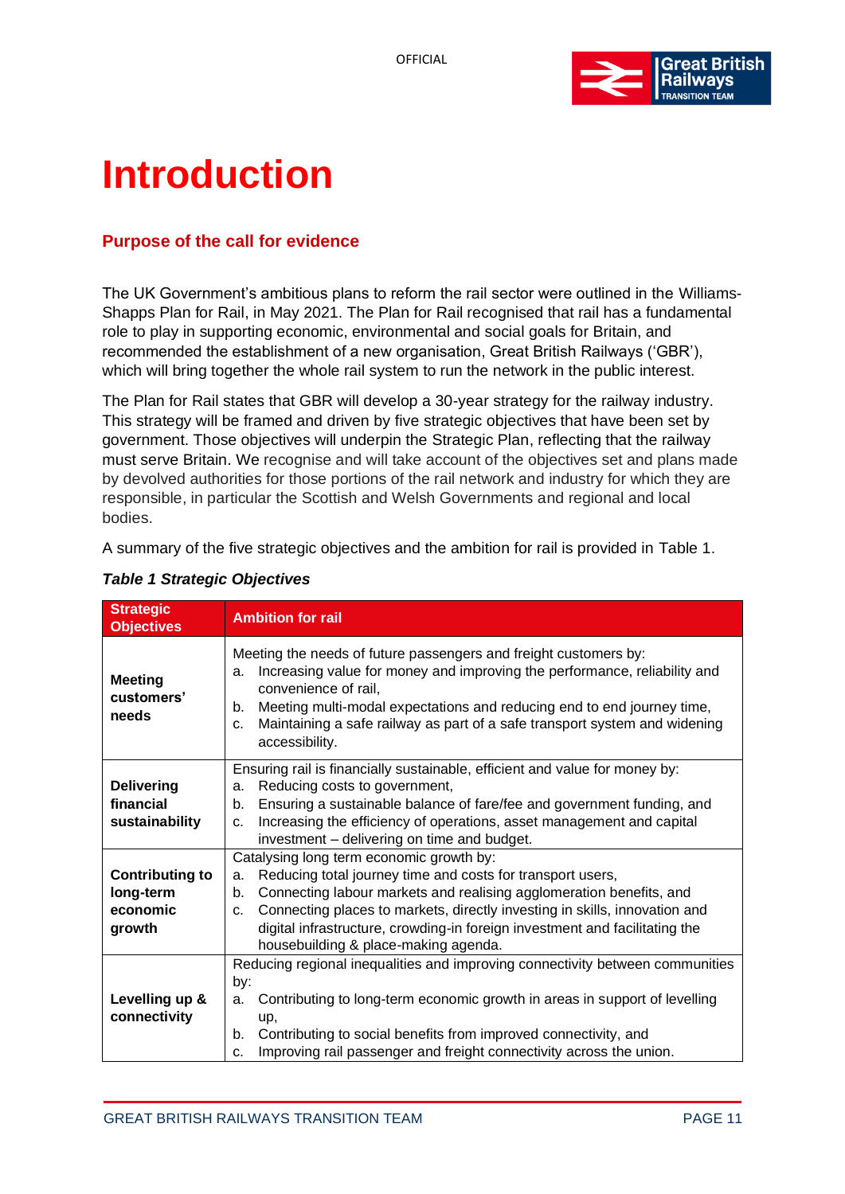# Introduction

## Purpose of the call for evidence

The UK Government's ambitious plans to reform the rail sector were outlined in the Williams-Shapps Plan for Rail, in May 2021. The Plan for Rail recognised that rail has a fundamental role to play in supporting economic, environmental and social goals for Britain, and recommended the establishment of a new organisation, Great British Railways ('GBR'), which will bring together the whole rail system to run the network in the public interest.

The Plan for Rail states that GBR will develop a 30-year strategy for the railway industry. This strategy will be framed and driven by five strategic objectives that have been set by government. Those objectives will underpin the Strategic Plan, reflecting that the railway must serve Britain. We recognise and will take account of the objectives set and plans made by devolved authorities for those portions of the rail network and industry for which they are responsible, in particular the Scottish and Welsh Governments and regional and local bodies.

A summary of the five strategic objectives and the ambition for rail is provided in Table 1.

***Table 1 Strategic Objectives***

| Strategic Objectives | Ambition for rail |
|---|---|
| **Meeting customers' needs** | Meeting the needs of future passengers and freight customers by:<br>a. Increasing value for money and improving the performance, reliability and convenience of rail,<br>b. Meeting multi-modal expectations and reducing end to end journey time,<br>c. Maintaining a safe railway as part of a safe transport system and widening accessibility. |
| **Delivering financial sustainability** | Ensuring rail is financially sustainable, efficient and value for money by:<br>a. Reducing costs to government,<br>b. Ensuring a sustainable balance of fare/fee and government funding, and<br>c. Increasing the efficiency of operations, asset management and capital investment – delivering on time and budget. |
| **Contributing to long-term economic growth** | Catalysing long term economic growth by:<br>a. Reducing total journey time and costs for transport users,<br>b. Connecting labour markets and realising agglomeration benefits, and<br>c. Connecting places to markets, directly investing in skills, innovation and digital infrastructure, crowding-in foreign investment and facilitating the housebuilding & place-making agenda. |
| **Levelling up & connectivity** | Reducing regional inequalities and improving connectivity between communities by:<br>a. Contributing to long-term economic growth in areas in support of levelling up,<br>b. Contributing to social benefits from improved connectivity, and<br>c. Improving rail passenger and freight connectivity across the union. |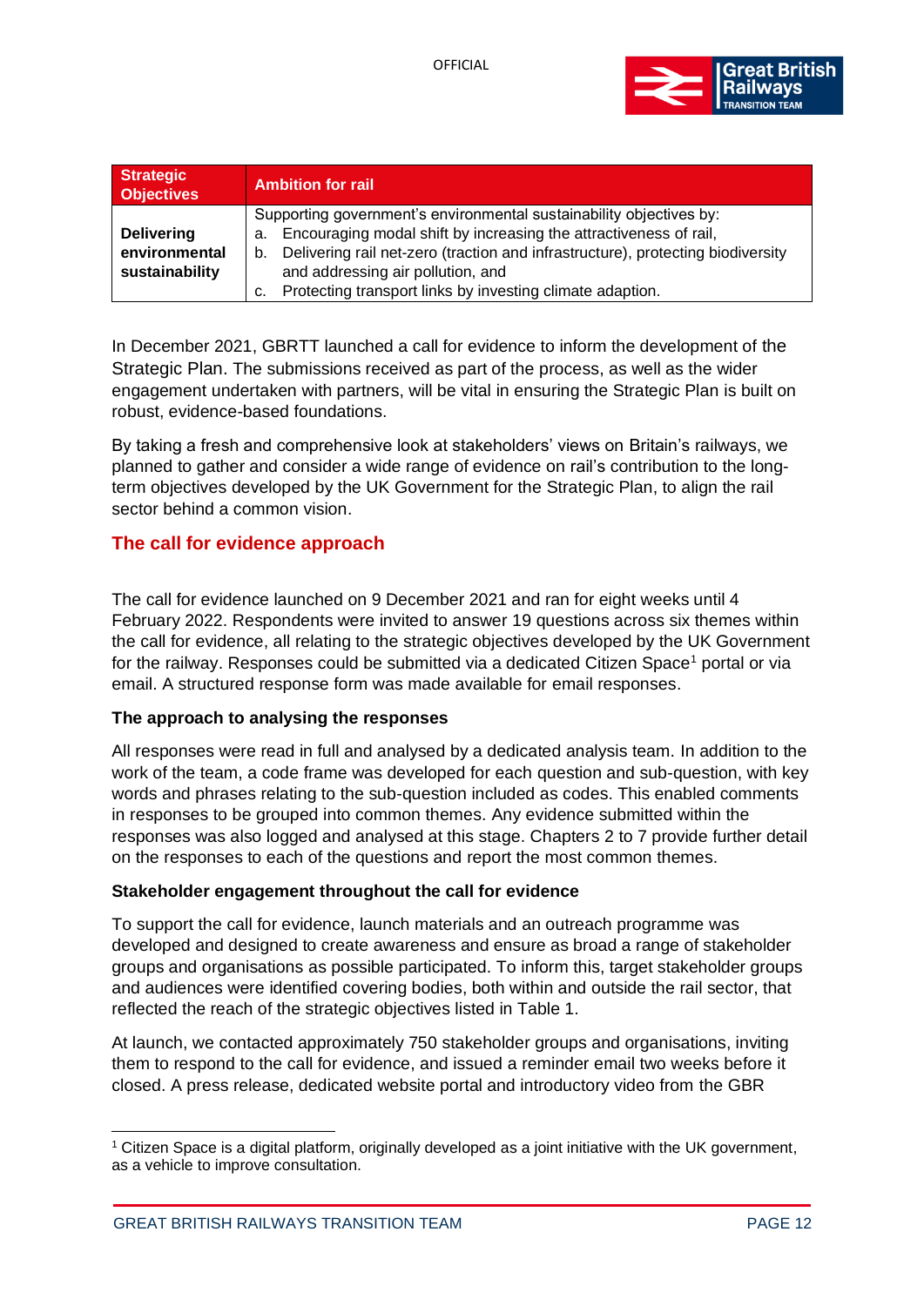| Strategic Objectives | Ambition for rail |
|---|---|
| **Delivering environmental sustainability** | Supporting government's environmental sustainability objectives by:<br>a. Encouraging modal shift by increasing the attractiveness of rail,<br>b. Delivering rail net-zero (traction and infrastructure), protecting biodiversity and addressing air pollution, and<br>c. Protecting transport links by investing climate adaption. |

In December 2021, GBRTT launched a call for evidence to inform the development of the Strategic Plan. The submissions received as part of the process, as well as the wider engagement undertaken with partners, will be vital in ensuring the Strategic Plan is built on robust, evidence-based foundations.

By taking a fresh and comprehensive look at stakeholders' views on Britain's railways, we planned to gather and consider a wide range of evidence on rail's contribution to the long-term objectives developed by the UK Government for the Strategic Plan, to align the rail sector behind a common vision.

## The call for evidence approach

The call for evidence launched on 9 December 2021 and ran for eight weeks until 4 February 2022. Respondents were invited to answer 19 questions across six themes within the call for evidence, all relating to the strategic objectives developed by the UK Government for the railway. Responses could be submitted via a dedicated Citizen Space[1] portal or via email. A structured response form was made available for email responses.

### The approach to analysing the responses

All responses were read in full and analysed by a dedicated analysis team. In addition to the work of the team, a code frame was developed for each question and sub-question, with key words and phrases relating to the sub-question included as codes. This enabled comments in responses to be grouped into common themes. Any evidence submitted within the responses was also logged and analysed at this stage. Chapters 2 to 7 provide further detail on the responses to each of the questions and report the most common themes.

### Stakeholder engagement throughout the call for evidence

To support the call for evidence, launch materials and an outreach programme was developed and designed to create awareness and ensure as broad a range of stakeholder groups and organisations as possible participated. To inform this, target stakeholder groups and audiences were identified covering bodies, both within and outside the rail sector, that reflected the reach of the strategic objectives listed in Table 1.

At launch, we contacted approximately 750 stakeholder groups and organisations, inviting them to respond to the call for evidence, and issued a reminder email two weeks before it closed. A press release, dedicated website portal and introductory video from the GBR

[1] Citizen Space is a digital platform, originally developed as a joint initiative with the UK government, as a vehicle to improve consultation.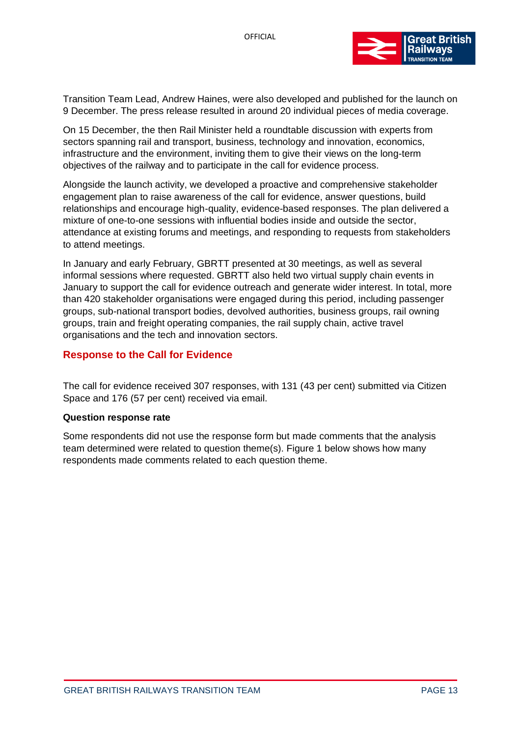Transition Team Lead, Andrew Haines, were also developed and published for the launch on 9 December. The press release resulted in around 20 individual pieces of media coverage.

On 15 December, the then Rail Minister held a roundtable discussion with experts from sectors spanning rail and transport, business, technology and innovation, economics, infrastructure and the environment, inviting them to give their views on the long-term objectives of the railway and to participate in the call for evidence process.

Alongside the launch activity, we developed a proactive and comprehensive stakeholder engagement plan to raise awareness of the call for evidence, answer questions, build relationships and encourage high-quality, evidence-based responses. The plan delivered a mixture of one-to-one sessions with influential bodies inside and outside the sector, attendance at existing forums and meetings, and responding to requests from stakeholders to attend meetings.

In January and early February, GBRTT presented at 30 meetings, as well as several informal sessions where requested. GBRTT also held two virtual supply chain events in January to support the call for evidence outreach and generate wider interest. In total, more than 420 stakeholder organisations were engaged during this period, including passenger groups, sub-national transport bodies, devolved authorities, business groups, rail owning groups, train and freight operating companies, the rail supply chain, active travel organisations and the tech and innovation sectors.

## Response to the Call for Evidence

The call for evidence received 307 responses, with 131 (43 per cent) submitted via Citizen Space and 176 (57 per cent) received via email.

**Question response rate**

Some respondents did not use the response form but made comments that the analysis team determined were related to question theme(s). Figure 1 below shows how many respondents made comments related to each question theme.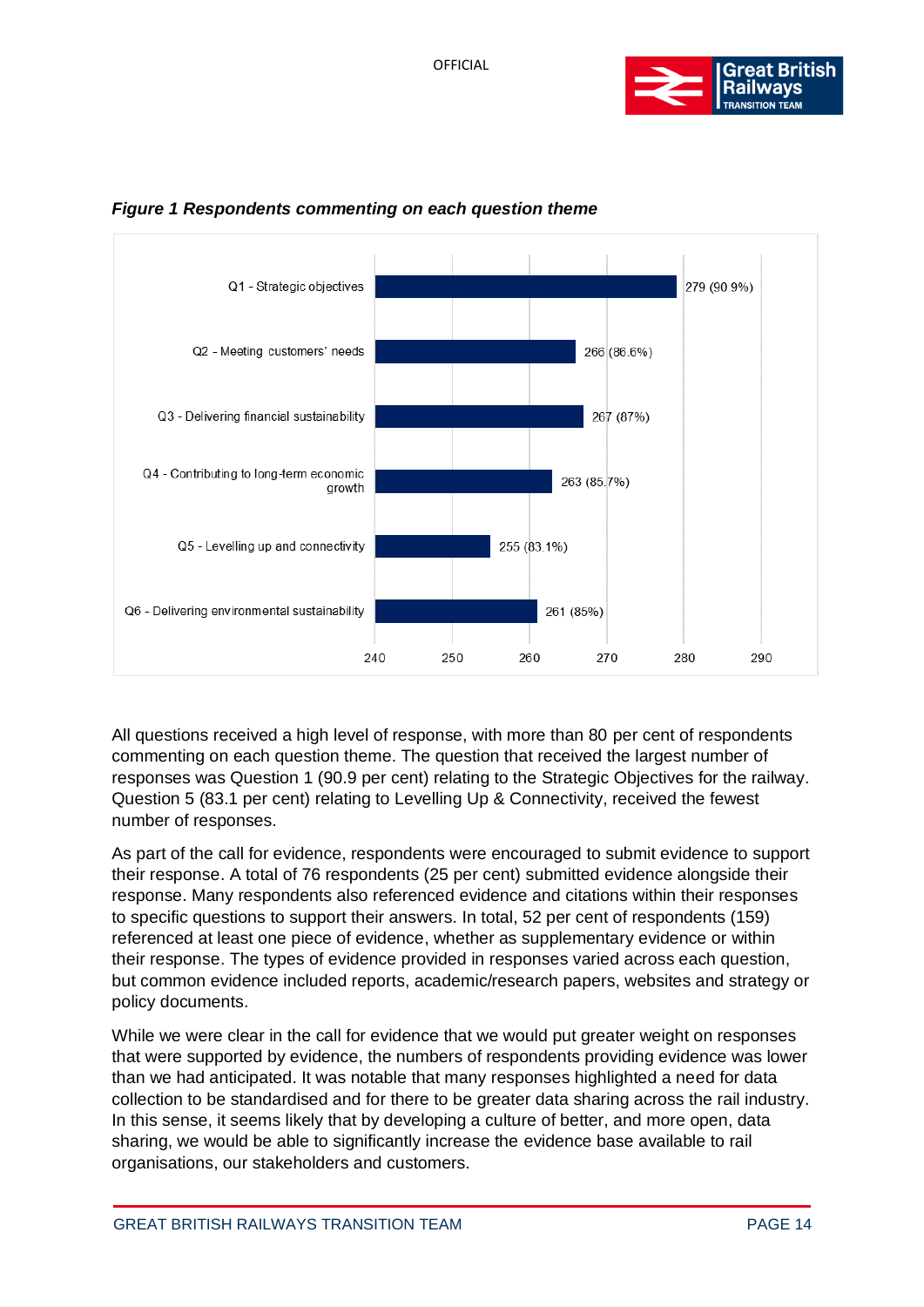***Figure 1 Respondents commenting on each question theme***

| Question theme | Respondents |
| --- | --- |
| Q1 - Strategic objectives | 279 (90.9%) |
| Q2 - Meeting customers' needs | 266 (86.6%) |
| Q3 - Delivering financial sustainability | 267 (87%) |
| Q4 - Contributing to long-term economic growth | 263 (85.7%) |
| Q5 - Levelling up and connectivity | 255 (83.1%) |
| Q6 - Delivering environmental sustainability | 261 (85%) |

All questions received a high level of response, with more than 80 per cent of respondents commenting on each question theme. The question that received the largest number of responses was Question 1 (90.9 per cent) relating to the Strategic Objectives for the railway. Question 5 (83.1 per cent) relating to Levelling Up & Connectivity, received the fewest number of responses.

As part of the call for evidence, respondents were encouraged to submit evidence to support their response. A total of 76 respondents (25 per cent) submitted evidence alongside their response. Many respondents also referenced evidence and citations within their responses to specific questions to support their answers. In total, 52 per cent of respondents (159) referenced at least one piece of evidence, whether as supplementary evidence or within their response. The types of evidence provided in responses varied across each question, but common evidence included reports, academic/research papers, websites and strategy or policy documents.

While we were clear in the call for evidence that we would put greater weight on responses that were supported by evidence, the numbers of respondents providing evidence was lower than we had anticipated. It was notable that many responses highlighted a need for data collection to be standardised and for there to be greater data sharing across the rail industry. In this sense, it seems likely that by developing a culture of better, and more open, data sharing, we would be able to significantly increase the evidence base available to rail organisations, our stakeholders and customers.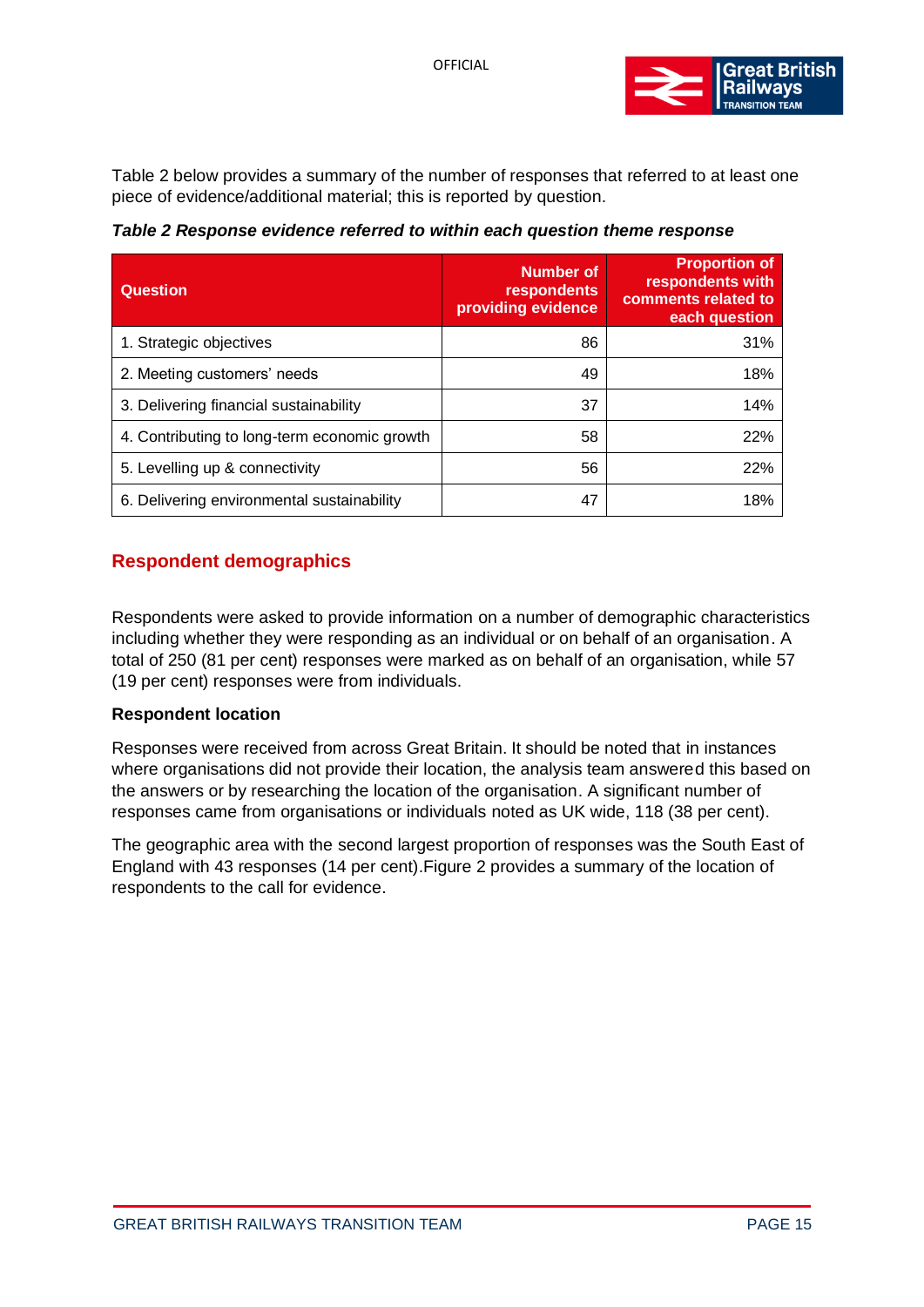Table 2 below provides a summary of the number of responses that referred to at least one piece of evidence/additional material; this is reported by question.

***Table 2 Response evidence referred to within each question theme response***

| Question | Number of respondents providing evidence | Proportion of respondents with comments related to each question |
|---|---:|---:|
| 1. Strategic objectives | 86 | 31% |
| 2. Meeting customers' needs | 49 | 18% |
| 3. Delivering financial sustainability | 37 | 14% |
| 4. Contributing to long-term economic growth | 58 | 22% |
| 5. Levelling up & connectivity | 56 | 22% |
| 6. Delivering environmental sustainability | 47 | 18% |

## Respondent demographics

Respondents were asked to provide information on a number of demographic characteristics including whether they were responding as an individual or on behalf of an organisation. A total of 250 (81 per cent) responses were marked as on behalf of an organisation, while 57 (19 per cent) responses were from individuals.

**Respondent location**

Responses were received from across Great Britain. It should be noted that in instances where organisations did not provide their location, the analysis team answered this based on the answers or by researching the location of the organisation. A significant number of responses came from organisations or individuals noted as UK wide, 118 (38 per cent).

The geographic area with the second largest proportion of responses was the South East of England with 43 responses (14 per cent).Figure 2 provides a summary of the location of respondents to the call for evidence.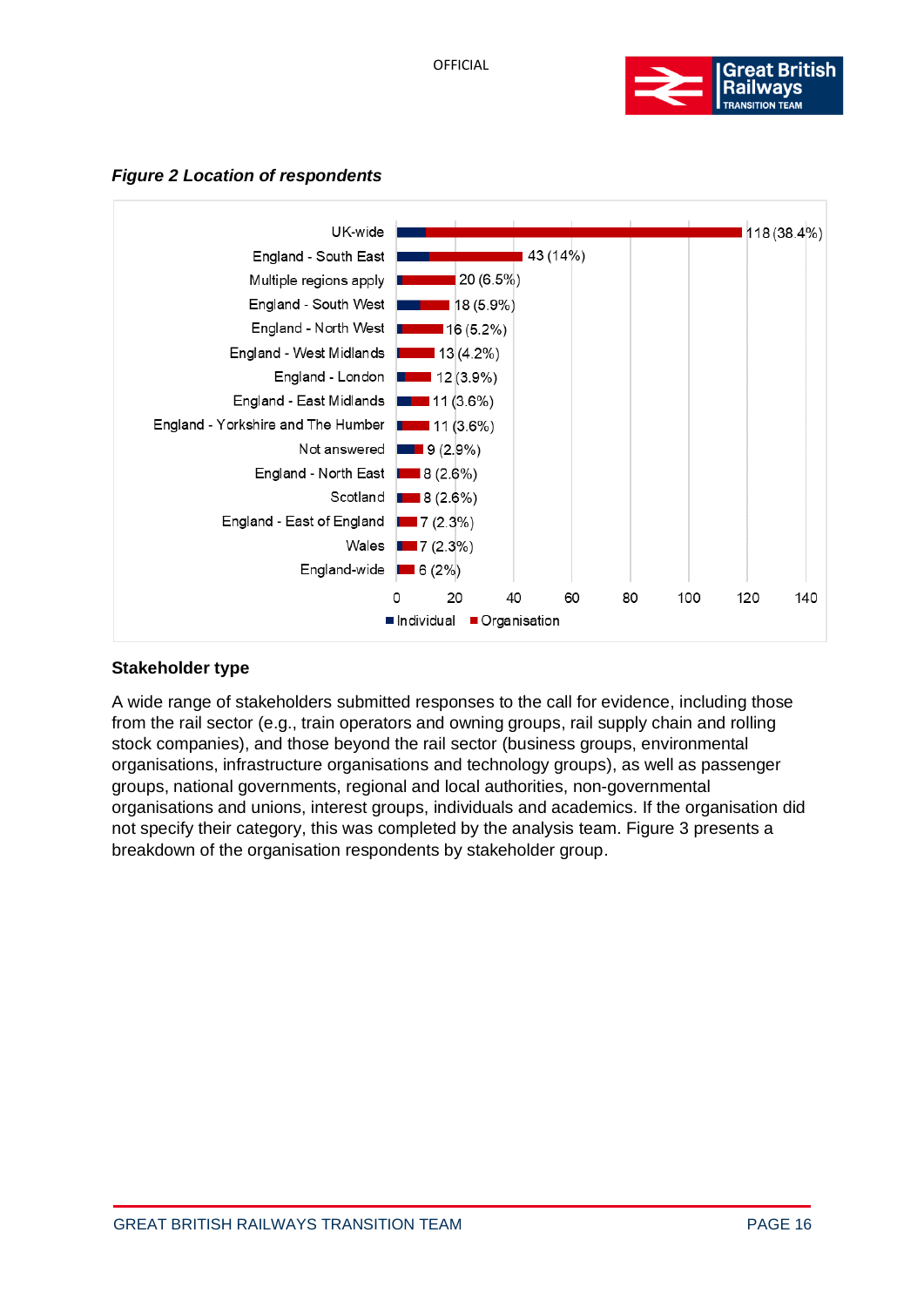*Figure 2 Location of respondents*

| Location | Total |
|---|---|
| UK-wide | 118 (38.4%) |
| England - South East | 43 (14%) |
| Multiple regions apply | 20 (6.5%) |
| England - South West | 18 (5.9%) |
| England - North West | 16 (5.2%) |
| England - West Midlands | 13 (4.2%) |
| England - London | 12 (3.9%) |
| England - East Midlands | 11 (3.6%) |
| England - Yorkshire and The Humber | 11 (3.6%) |
| Not answered | 9 (2.9%) |
| England - North East | 8 (2.6%) |
| Scotland | 8 (2.6%) |
| England - East of England | 7 (2.3%) |
| Wales | 7 (2.3%) |
| England-wide | 6 (2%) |

Individual / Organisation

### Stakeholder type

A wide range of stakeholders submitted responses to the call for evidence, including those from the rail sector (e.g., train operators and owning groups, rail supply chain and rolling stock companies), and those beyond the rail sector (business groups, environmental organisations, infrastructure organisations and technology groups), as well as passenger groups, national governments, regional and local authorities, non-governmental organisations and unions, interest groups, individuals and academics. If the organisation did not specify their category, this was completed by the analysis team. Figure 3 presents a breakdown of the organisation respondents by stakeholder group.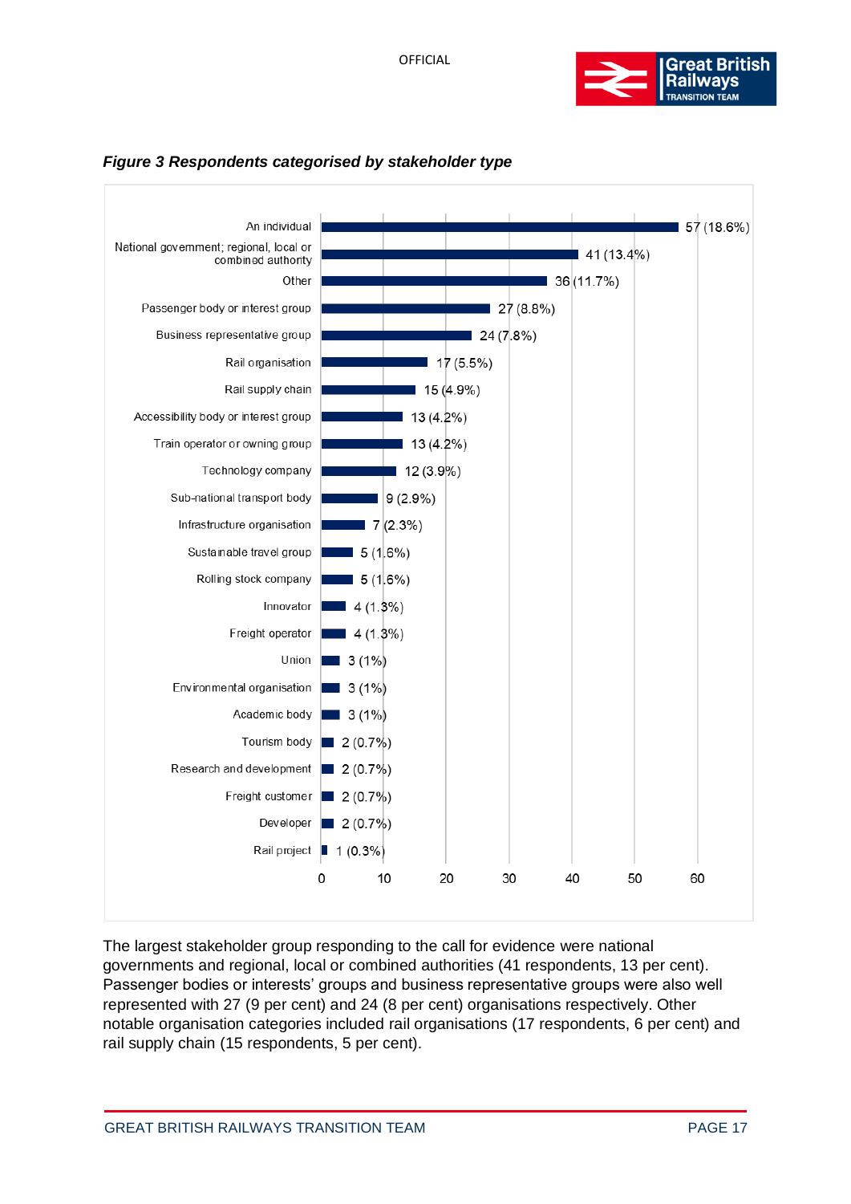*Figure 3 Respondents categorised by stakeholder type*

| Stakeholder type | Respondents |
| --- | --- |
| An individual | 57 (18.6%) |
| National government; regional, local or combined authority | 41 (13.4%) |
| Other | 36 (11.7%) |
| Passenger body or interest group | 27 (8.8%) |
| Business representative group | 24 (7.8%) |
| Rail organisation | 17 (5.5%) |
| Rail supply chain | 15 (4.9%) |
| Accessibility body or interest group | 13 (4.2%) |
| Train operator or owning group | 13 (4.2%) |
| Technology company | 12 (3.9%) |
| Sub-national transport body | 9 (2.9%) |
| Infrastructure organisation | 7 (2.3%) |
| Sustainable travel group | 5 (1.6%) |
| Rolling stock company | 5 (1.6%) |
| Innovator | 4 (1.3%) |
| Freight operator | 4 (1.3%) |
| Union | 3 (1%) |
| Environmental organisation | 3 (1%) |
| Academic body | 3 (1%) |
| Tourism body | 2 (0.7%) |
| Research and development | 2 (0.7%) |
| Freight customer | 2 (0.7%) |
| Developer | 2 (0.7%) |
| Rail project | 1 (0.3%) |

The largest stakeholder group responding to the call for evidence were national governments and regional, local or combined authorities (41 respondents, 13 per cent). Passenger bodies or interests' groups and business representative groups were also well represented with 27 (9 per cent) and 24 (8 per cent) organisations respectively. Other notable organisation categories included rail organisations (17 respondents, 6 per cent) and rail supply chain (15 respondents, 5 per cent).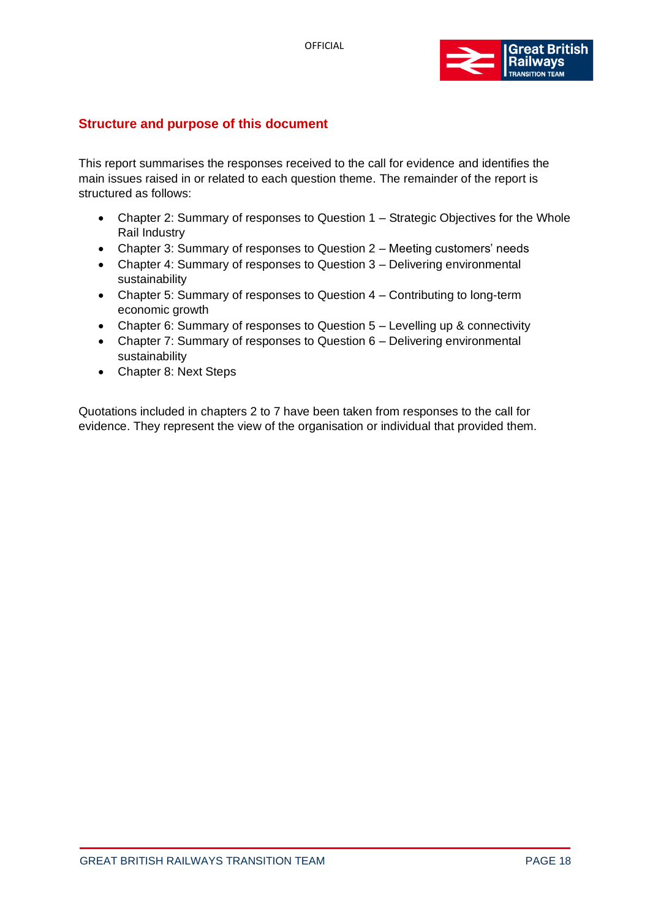## Structure and purpose of this document

This report summarises the responses received to the call for evidence and identifies the main issues raised in or related to each question theme. The remainder of the report is structured as follows:

- Chapter 2: Summary of responses to Question 1 – Strategic Objectives for the Whole Rail Industry
- Chapter 3: Summary of responses to Question 2 – Meeting customers' needs
- Chapter 4: Summary of responses to Question 3 – Delivering environmental sustainability
- Chapter 5: Summary of responses to Question 4 – Contributing to long-term economic growth
- Chapter 6: Summary of responses to Question 5 – Levelling up & connectivity
- Chapter 7: Summary of responses to Question 6 – Delivering environmental sustainability
- Chapter 8: Next Steps

Quotations included in chapters 2 to 7 have been taken from responses to the call for evidence. They represent the view of the organisation or individual that provided them.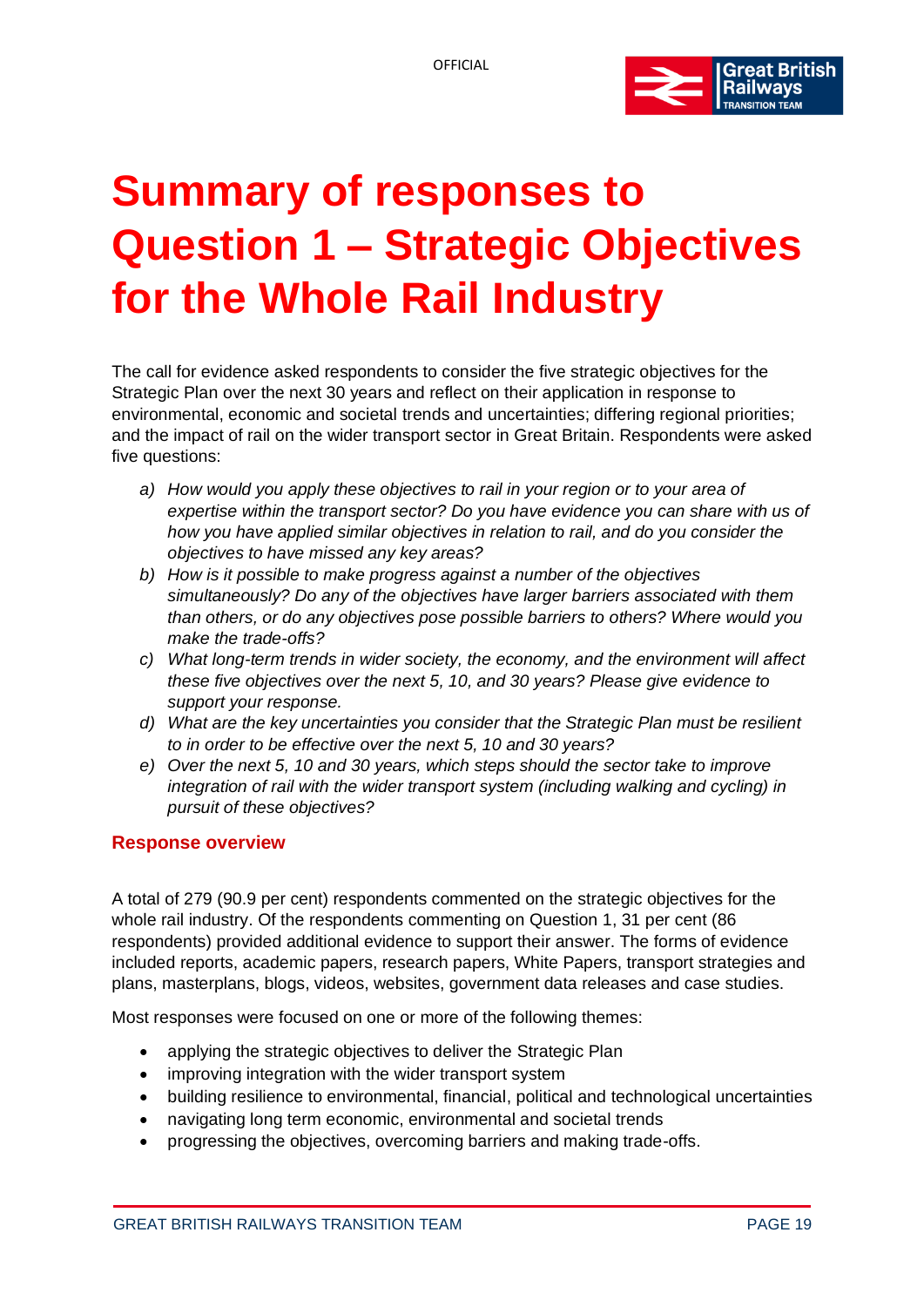# Summary of responses to Question 1 – Strategic Objectives for the Whole Rail Industry

The call for evidence asked respondents to consider the five strategic objectives for the Strategic Plan over the next 30 years and reflect on their application in response to environmental, economic and societal trends and uncertainties; differing regional priorities; and the impact of rail on the wider transport sector in Great Britain. Respondents were asked five questions:

a) *How would you apply these objectives to rail in your region or to your area of expertise within the transport sector? Do you have evidence you can share with us of how you have applied similar objectives in relation to rail, and do you consider the objectives to have missed any key areas?*

b) *How is it possible to make progress against a number of the objectives simultaneously? Do any of the objectives have larger barriers associated with them than others, or do any objectives pose possible barriers to others? Where would you make the trade-offs?*

c) *What long-term trends in wider society, the economy, and the environment will affect these five objectives over the next 5, 10, and 30 years? Please give evidence to support your response.*

d) *What are the key uncertainties you consider that the Strategic Plan must be resilient to in order to be effective over the next 5, 10 and 30 years?*

e) *Over the next 5, 10 and 30 years, which steps should the sector take to improve integration of rail with the wider transport system (including walking and cycling) in pursuit of these objectives?*

## Response overview

A total of 279 (90.9 per cent) respondents commented on the strategic objectives for the whole rail industry. Of the respondents commenting on Question 1, 31 per cent (86 respondents) provided additional evidence to support their answer. The forms of evidence included reports, academic papers, research papers, White Papers, transport strategies and plans, masterplans, blogs, videos, websites, government data releases and case studies.

Most responses were focused on one or more of the following themes:

- applying the strategic objectives to deliver the Strategic Plan
- improving integration with the wider transport system
- building resilience to environmental, financial, political and technological uncertainties
- navigating long term economic, environmental and societal trends
- progressing the objectives, overcoming barriers and making trade-offs.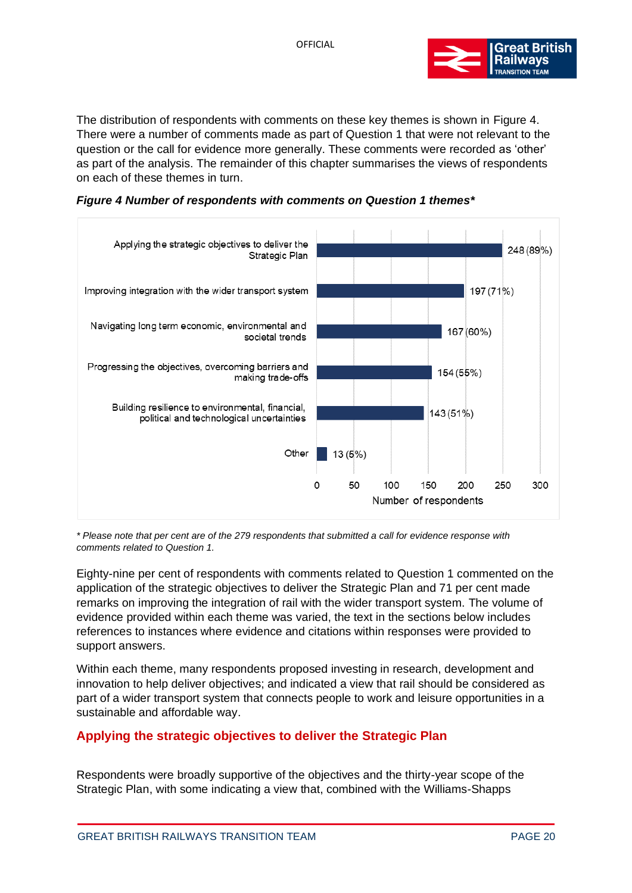The distribution of respondents with comments on these key themes is shown in Figure 4. There were a number of comments made as part of Question 1 that were not relevant to the question or the call for evidence more generally. These comments were recorded as 'other' as part of the analysis. The remainder of this chapter summarises the views of respondents on each of these themes in turn.

***Figure 4 Number of respondents with comments on Question 1 themes****

| Theme | Number of respondents |
|---|---|
| Applying the strategic objectives to deliver the Strategic Plan | 248 (89%) |
| Improving integration with the wider transport system | 197 (71%) |
| Navigating long term economic, environmental and societal trends | 167 (60%) |
| Progressing the objectives, overcoming barriers and making trade-offs | 154 (55%) |
| Building resilience to environmental, financial, political and technological uncertainties | 143 (51%) |
| Other | 13 (5%) |

*\* Please note that per cent are of the 279 respondents that submitted a call for evidence response with comments related to Question 1.*

Eighty-nine per cent of respondents with comments related to Question 1 commented on the application of the strategic objectives to deliver the Strategic Plan and 71 per cent made remarks on improving the integration of rail with the wider transport system. The volume of evidence provided within each theme was varied, the text in the sections below includes references to instances where evidence and citations within responses were provided to support answers.

Within each theme, many respondents proposed investing in research, development and innovation to help deliver objectives; and indicated a view that rail should be considered as part of a wider transport system that connects people to work and leisure opportunities in a sustainable and affordable way.

## Applying the strategic objectives to deliver the Strategic Plan

Respondents were broadly supportive of the objectives and the thirty-year scope of the Strategic Plan, with some indicating a view that, combined with the Williams-Shapps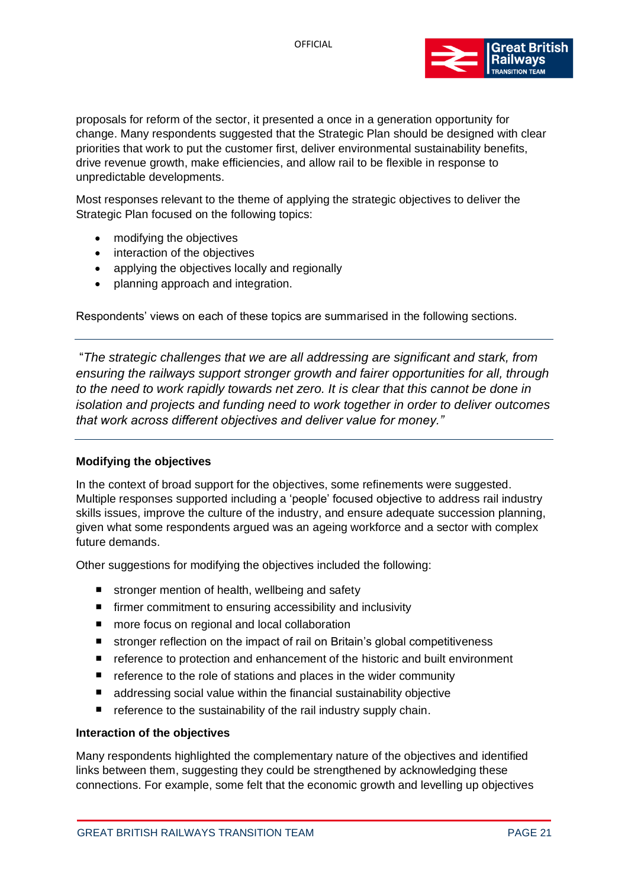proposals for reform of the sector, it presented a once in a generation opportunity for change. Many respondents suggested that the Strategic Plan should be designed with clear priorities that work to put the customer first, deliver environmental sustainability benefits, drive revenue growth, make efficiencies, and allow rail to be flexible in response to unpredictable developments.

Most responses relevant to the theme of applying the strategic objectives to deliver the Strategic Plan focused on the following topics:

- modifying the objectives
- interaction of the objectives
- applying the objectives locally and regionally
- planning approach and integration.

Respondents' views on each of these topics are summarised in the following sections.

---

"*The strategic challenges that we are all addressing are significant and stark, from ensuring the railways support stronger growth and fairer opportunities for all, through to the need to work rapidly towards net zero. It is clear that this cannot be done in isolation and projects and funding need to work together in order to deliver outcomes that work across different objectives and deliver value for money.*"

---

**Modifying the objectives**

In the context of broad support for the objectives, some refinements were suggested. Multiple responses supported including a 'people' focused objective to address rail industry skills issues, improve the culture of the industry, and ensure adequate succession planning, given what some respondents argued was an ageing workforce and a sector with complex future demands.

Other suggestions for modifying the objectives included the following:

- stronger mention of health, wellbeing and safety
- firmer commitment to ensuring accessibility and inclusivity
- more focus on regional and local collaboration
- stronger reflection on the impact of rail on Britain's global competitiveness
- reference to protection and enhancement of the historic and built environment
- reference to the role of stations and places in the wider community
- addressing social value within the financial sustainability objective
- reference to the sustainability of the rail industry supply chain.

**Interaction of the objectives**

Many respondents highlighted the complementary nature of the objectives and identified links between them, suggesting they could be strengthened by acknowledging these connections. For example, some felt that the economic growth and levelling up objectives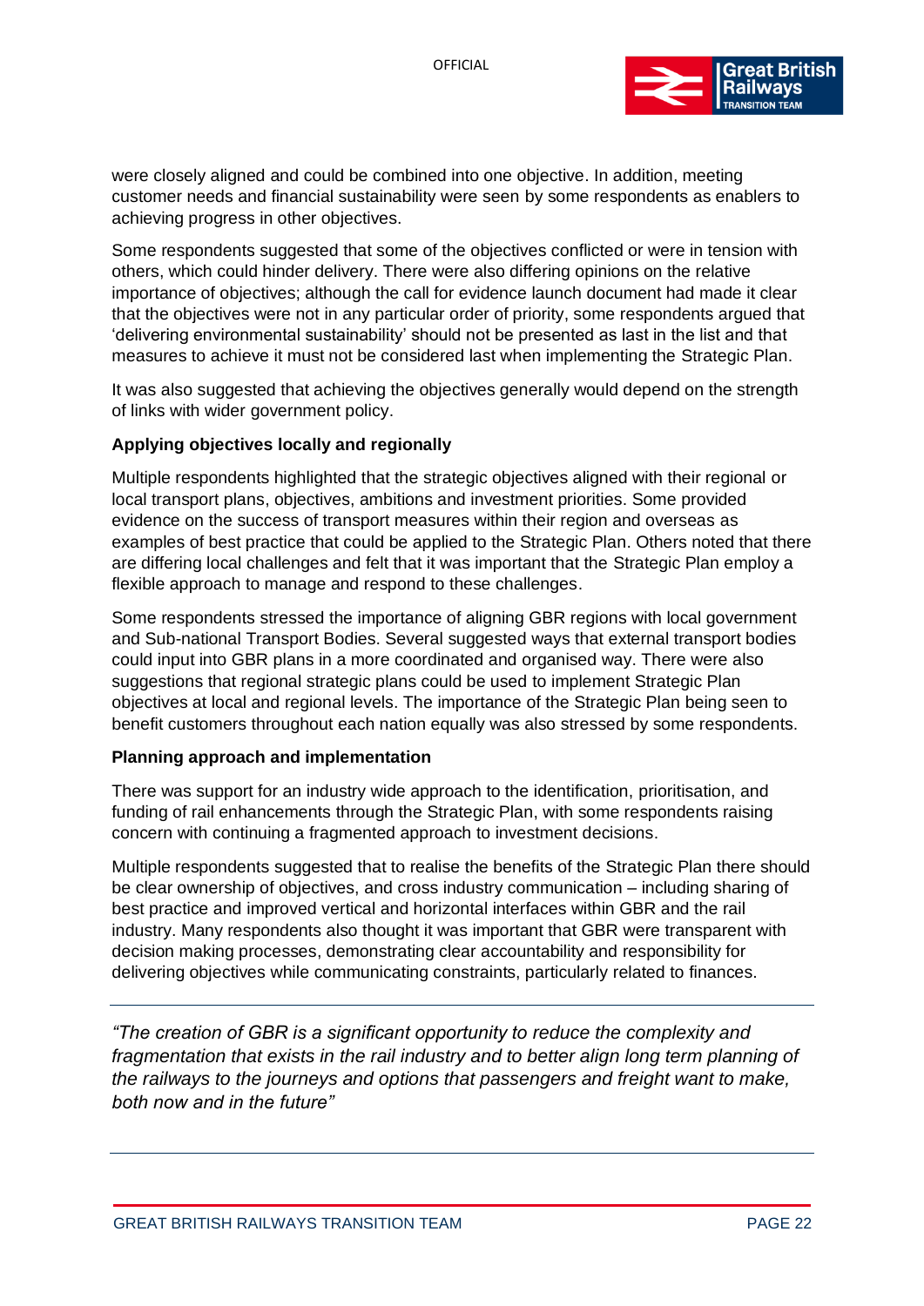were closely aligned and could be combined into one objective. In addition, meeting customer needs and financial sustainability were seen by some respondents as enablers to achieving progress in other objectives.

Some respondents suggested that some of the objectives conflicted or were in tension with others, which could hinder delivery. There were also differing opinions on the relative importance of objectives; although the call for evidence launch document had made it clear that the objectives were not in any particular order of priority, some respondents argued that 'delivering environmental sustainability' should not be presented as last in the list and that measures to achieve it must not be considered last when implementing the Strategic Plan.

It was also suggested that achieving the objectives generally would depend on the strength of links with wider government policy.

**Applying objectives locally and regionally**

Multiple respondents highlighted that the strategic objectives aligned with their regional or local transport plans, objectives, ambitions and investment priorities. Some provided evidence on the success of transport measures within their region and overseas as examples of best practice that could be applied to the Strategic Plan. Others noted that there are differing local challenges and felt that it was important that the Strategic Plan employ a flexible approach to manage and respond to these challenges.

Some respondents stressed the importance of aligning GBR regions with local government and Sub-national Transport Bodies. Several suggested ways that external transport bodies could input into GBR plans in a more coordinated and organised way. There were also suggestions that regional strategic plans could be used to implement Strategic Plan objectives at local and regional levels. The importance of the Strategic Plan being seen to benefit customers throughout each nation equally was also stressed by some respondents.

**Planning approach and implementation**

There was support for an industry wide approach to the identification, prioritisation, and funding of rail enhancements through the Strategic Plan, with some respondents raising concern with continuing a fragmented approach to investment decisions.

Multiple respondents suggested that to realise the benefits of the Strategic Plan there should be clear ownership of objectives, and cross industry communication – including sharing of best practice and improved vertical and horizontal interfaces within GBR and the rail industry. Many respondents also thought it was important that GBR were transparent with decision making processes, demonstrating clear accountability and responsibility for delivering objectives while communicating constraints, particularly related to finances.

---

*"The creation of GBR is a significant opportunity to reduce the complexity and fragmentation that exists in the rail industry and to better align long term planning of the railways to the journeys and options that passengers and freight want to make, both now and in the future"*

---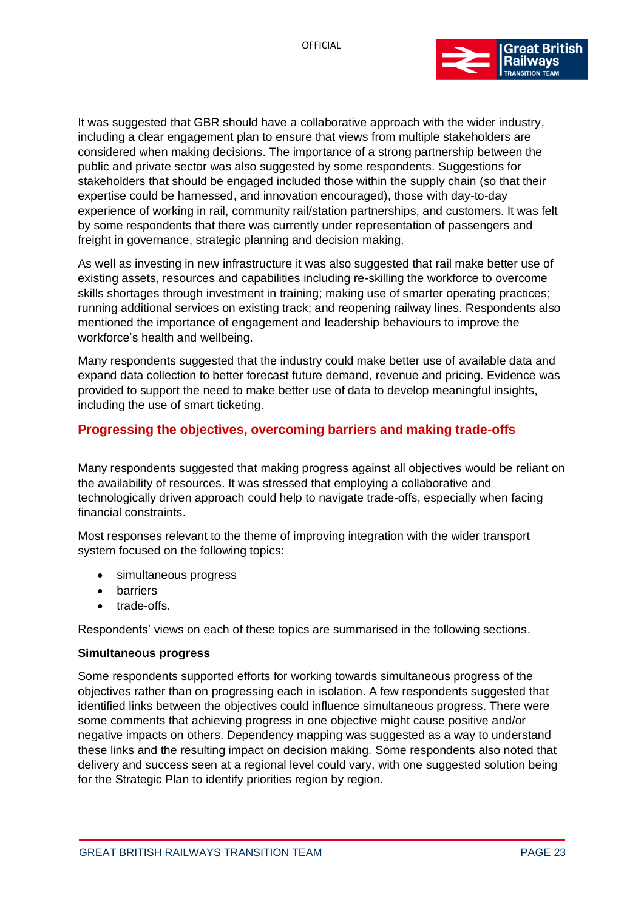It was suggested that GBR should have a collaborative approach with the wider industry, including a clear engagement plan to ensure that views from multiple stakeholders are considered when making decisions. The importance of a strong partnership between the public and private sector was also suggested by some respondents. Suggestions for stakeholders that should be engaged included those within the supply chain (so that their expertise could be harnessed, and innovation encouraged), those with day-to-day experience of working in rail, community rail/station partnerships, and customers. It was felt by some respondents that there was currently under representation of passengers and freight in governance, strategic planning and decision making.

As well as investing in new infrastructure it was also suggested that rail make better use of existing assets, resources and capabilities including re-skilling the workforce to overcome skills shortages through investment in training; making use of smarter operating practices; running additional services on existing track; and reopening railway lines. Respondents also mentioned the importance of engagement and leadership behaviours to improve the workforce's health and wellbeing.

Many respondents suggested that the industry could make better use of available data and expand data collection to better forecast future demand, revenue and pricing. Evidence was provided to support the need to make better use of data to develop meaningful insights, including the use of smart ticketing.

## Progressing the objectives, overcoming barriers and making trade-offs

Many respondents suggested that making progress against all objectives would be reliant on the availability of resources. It was stressed that employing a collaborative and technologically driven approach could help to navigate trade-offs, especially when facing financial constraints.

Most responses relevant to the theme of improving integration with the wider transport system focused on the following topics:

- simultaneous progress
- barriers
- trade-offs.

Respondents' views on each of these topics are summarised in the following sections.

### Simultaneous progress

Some respondents supported efforts for working towards simultaneous progress of the objectives rather than on progressing each in isolation. A few respondents suggested that identified links between the objectives could influence simultaneous progress. There were some comments that achieving progress in one objective might cause positive and/or negative impacts on others. Dependency mapping was suggested as a way to understand these links and the resulting impact on decision making. Some respondents also noted that delivery and success seen at a regional level could vary, with one suggested solution being for the Strategic Plan to identify priorities region by region.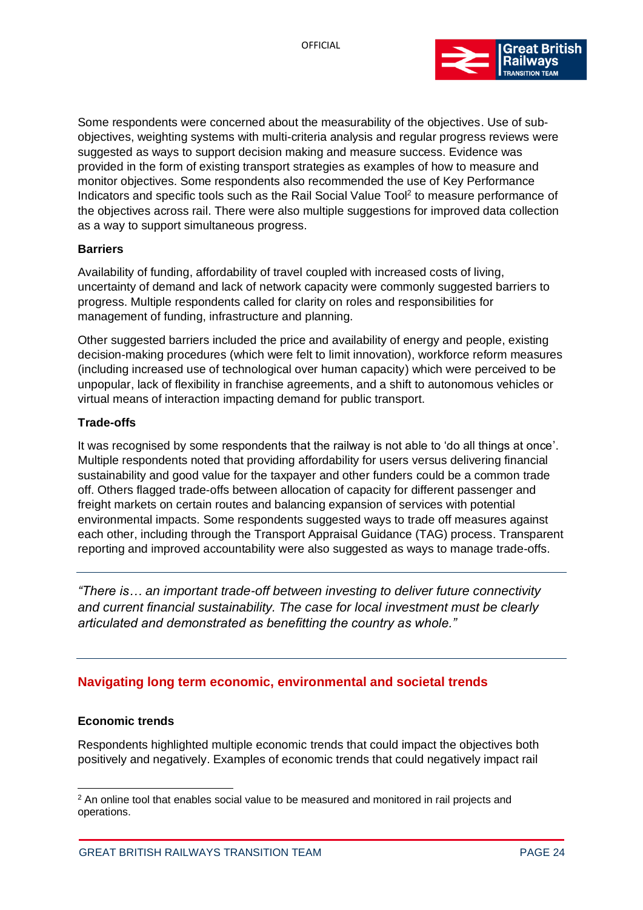Some respondents were concerned about the measurability of the objectives. Use of sub-objectives, weighting systems with multi-criteria analysis and regular progress reviews were suggested as ways to support decision making and measure success. Evidence was provided in the form of existing transport strategies as examples of how to measure and monitor objectives. Some respondents also recommended the use of Key Performance Indicators and specific tools such as the Rail Social Value Tool[2] to measure performance of the objectives across rail. There were also multiple suggestions for improved data collection as a way to support simultaneous progress.

**Barriers**

Availability of funding, affordability of travel coupled with increased costs of living, uncertainty of demand and lack of network capacity were commonly suggested barriers to progress. Multiple respondents called for clarity on roles and responsibilities for management of funding, infrastructure and planning.

Other suggested barriers included the price and availability of energy and people, existing decision-making procedures (which were felt to limit innovation), workforce reform measures (including increased use of technological over human capacity) which were perceived to be unpopular, lack of flexibility in franchise agreements, and a shift to autonomous vehicles or virtual means of interaction impacting demand for public transport.

**Trade-offs**

It was recognised by some respondents that the railway is not able to 'do all things at once'. Multiple respondents noted that providing affordability for users versus delivering financial sustainability and good value for the taxpayer and other funders could be a common trade off. Others flagged trade-offs between allocation of capacity for different passenger and freight markets on certain routes and balancing expansion of services with potential environmental impacts. Some respondents suggested ways to trade off measures against each other, including through the Transport Appraisal Guidance (TAG) process. Transparent reporting and improved accountability were also suggested as ways to manage trade-offs.

---

*"There is… an important trade-off between investing to deliver future connectivity and current financial sustainability. The case for local investment must be clearly articulated and demonstrated as benefitting the country as whole."*

---

## Navigating long term economic, environmental and societal trends

**Economic trends**

Respondents highlighted multiple economic trends that could impact the objectives both positively and negatively. Examples of economic trends that could negatively impact rail

[2] An online tool that enables social value to be measured and monitored in rail projects and operations.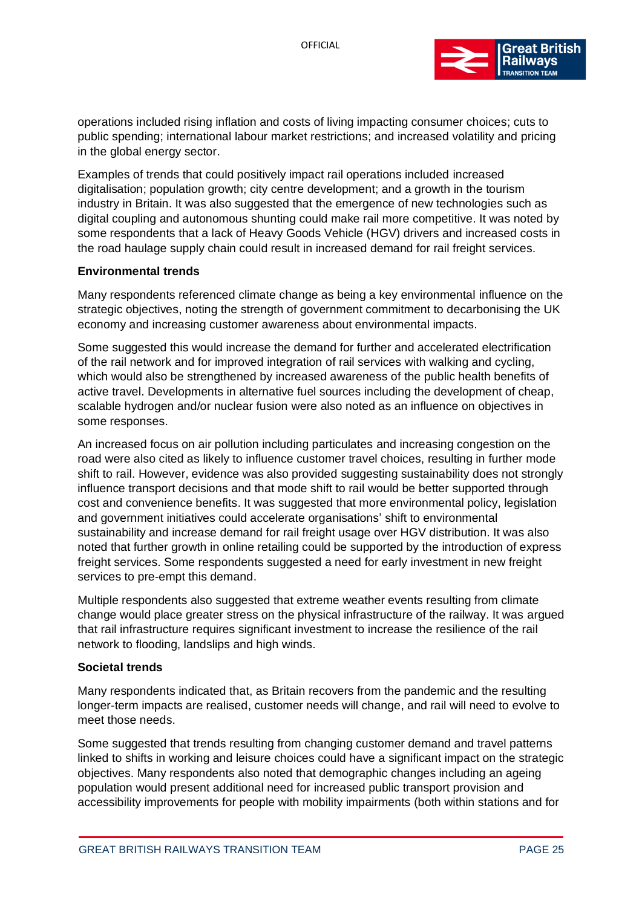operations included rising inflation and costs of living impacting consumer choices; cuts to public spending; international labour market restrictions; and increased volatility and pricing in the global energy sector.

Examples of trends that could positively impact rail operations included increased digitalisation; population growth; city centre development; and a growth in the tourism industry in Britain. It was also suggested that the emergence of new technologies such as digital coupling and autonomous shunting could make rail more competitive. It was noted by some respondents that a lack of Heavy Goods Vehicle (HGV) drivers and increased costs in the road haulage supply chain could result in increased demand for rail freight services.

**Environmental trends**

Many respondents referenced climate change as being a key environmental influence on the strategic objectives, noting the strength of government commitment to decarbonising the UK economy and increasing customer awareness about environmental impacts.

Some suggested this would increase the demand for further and accelerated electrification of the rail network and for improved integration of rail services with walking and cycling, which would also be strengthened by increased awareness of the public health benefits of active travel. Developments in alternative fuel sources including the development of cheap, scalable hydrogen and/or nuclear fusion were also noted as an influence on objectives in some responses.

An increased focus on air pollution including particulates and increasing congestion on the road were also cited as likely to influence customer travel choices, resulting in further mode shift to rail. However, evidence was also provided suggesting sustainability does not strongly influence transport decisions and that mode shift to rail would be better supported through cost and convenience benefits. It was suggested that more environmental policy, legislation and government initiatives could accelerate organisations' shift to environmental sustainability and increase demand for rail freight usage over HGV distribution. It was also noted that further growth in online retailing could be supported by the introduction of express freight services. Some respondents suggested a need for early investment in new freight services to pre-empt this demand.

Multiple respondents also suggested that extreme weather events resulting from climate change would place greater stress on the physical infrastructure of the railway. It was argued that rail infrastructure requires significant investment to increase the resilience of the rail network to flooding, landslips and high winds.

**Societal trends**

Many respondents indicated that, as Britain recovers from the pandemic and the resulting longer-term impacts are realised, customer needs will change, and rail will need to evolve to meet those needs.

Some suggested that trends resulting from changing customer demand and travel patterns linked to shifts in working and leisure choices could have a significant impact on the strategic objectives. Many respondents also noted that demographic changes including an ageing population would present additional need for increased public transport provision and accessibility improvements for people with mobility impairments (both within stations and for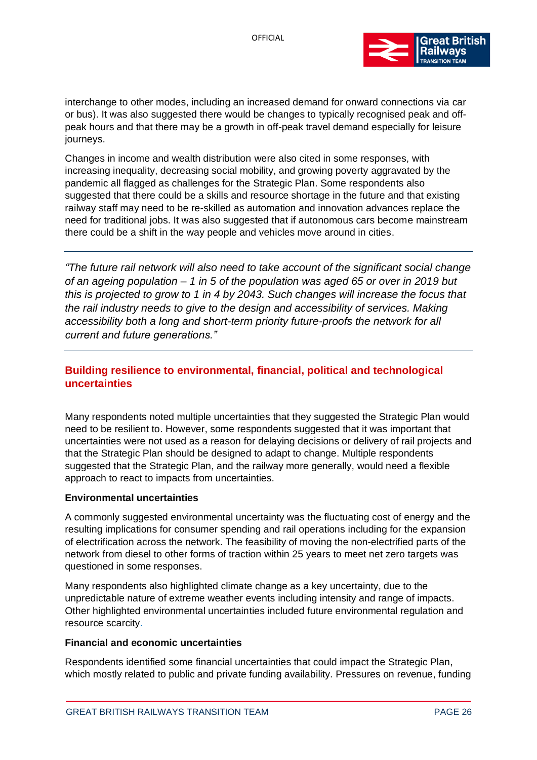interchange to other modes, including an increased demand for onward connections via car or bus). It was also suggested there would be changes to typically recognised peak and off-peak hours and that there may be a growth in off-peak travel demand especially for leisure journeys.

Changes in income and wealth distribution were also cited in some responses, with increasing inequality, decreasing social mobility, and growing poverty aggravated by the pandemic all flagged as challenges for the Strategic Plan. Some respondents also suggested that there could be a skills and resource shortage in the future and that existing railway staff may need to be re-skilled as automation and innovation advances replace the need for traditional jobs. It was also suggested that if autonomous cars become mainstream there could be a shift in the way people and vehicles move around in cities.

---

*"The future rail network will also need to take account of the significant social change of an ageing population – 1 in 5 of the population was aged 65 or over in 2019 but this is projected to grow to 1 in 4 by 2043. Such changes will increase the focus that the rail industry needs to give to the design and accessibility of services. Making accessibility both a long and short-term priority future-proofs the network for all current and future generations."*

---

## Building resilience to environmental, financial, political and technological uncertainties

Many respondents noted multiple uncertainties that they suggested the Strategic Plan would need to be resilient to. However, some respondents suggested that it was important that uncertainties were not used as a reason for delaying decisions or delivery of rail projects and that the Strategic Plan should be designed to adapt to change. Multiple respondents suggested that the Strategic Plan, and the railway more generally, would need a flexible approach to react to impacts from uncertainties.

**Environmental uncertainties**

A commonly suggested environmental uncertainty was the fluctuating cost of energy and the resulting implications for consumer spending and rail operations including for the expansion of electrification across the network. The feasibility of moving the non-electrified parts of the network from diesel to other forms of traction within 25 years to meet net zero targets was questioned in some responses.

Many respondents also highlighted climate change as a key uncertainty, due to the unpredictable nature of extreme weather events including intensity and range of impacts. Other highlighted environmental uncertainties included future environmental regulation and resource scarcity.

**Financial and economic uncertainties**

Respondents identified some financial uncertainties that could impact the Strategic Plan, which mostly related to public and private funding availability. Pressures on revenue, funding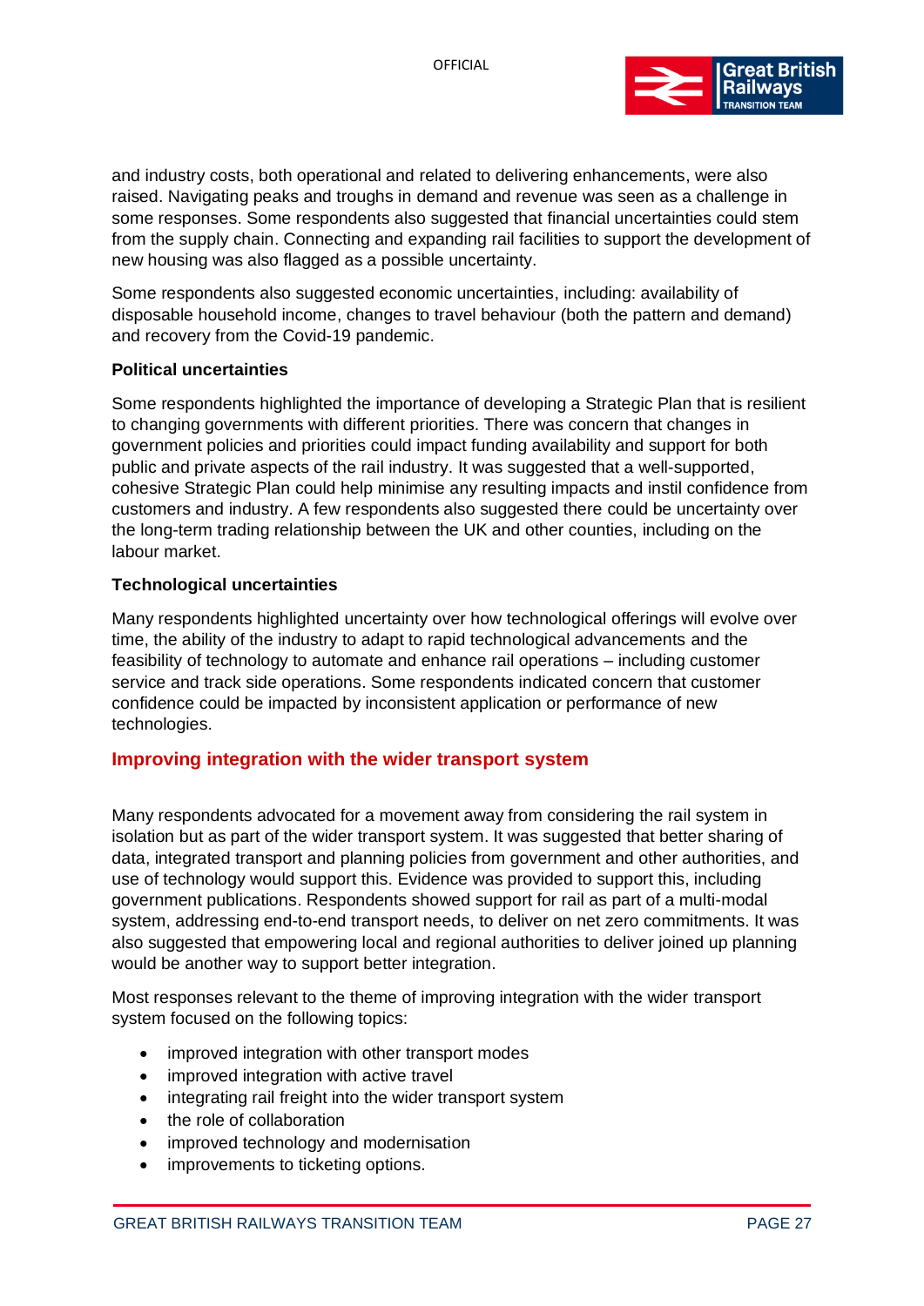and industry costs, both operational and related to delivering enhancements, were also raised. Navigating peaks and troughs in demand and revenue was seen as a challenge in some responses. Some respondents also suggested that financial uncertainties could stem from the supply chain. Connecting and expanding rail facilities to support the development of new housing was also flagged as a possible uncertainty.

Some respondents also suggested economic uncertainties, including: availability of disposable household income, changes to travel behaviour (both the pattern and demand) and recovery from the Covid-19 pandemic.

**Political uncertainties**

Some respondents highlighted the importance of developing a Strategic Plan that is resilient to changing governments with different priorities. There was concern that changes in government policies and priorities could impact funding availability and support for both public and private aspects of the rail industry. It was suggested that a well-supported, cohesive Strategic Plan could help minimise any resulting impacts and instil confidence from customers and industry. A few respondents also suggested there could be uncertainty over the long-term trading relationship between the UK and other counties, including on the labour market.

**Technological uncertainties**

Many respondents highlighted uncertainty over how technological offerings will evolve over time, the ability of the industry to adapt to rapid technological advancements and the feasibility of technology to automate and enhance rail operations – including customer service and track side operations. Some respondents indicated concern that customer confidence could be impacted by inconsistent application or performance of new technologies.

## Improving integration with the wider transport system

Many respondents advocated for a movement away from considering the rail system in isolation but as part of the wider transport system. It was suggested that better sharing of data, integrated transport and planning policies from government and other authorities, and use of technology would support this. Evidence was provided to support this, including government publications. Respondents showed support for rail as part of a multi-modal system, addressing end-to-end transport needs, to deliver on net zero commitments. It was also suggested that empowering local and regional authorities to deliver joined up planning would be another way to support better integration.

Most responses relevant to the theme of improving integration with the wider transport system focused on the following topics:

- improved integration with other transport modes
- improved integration with active travel
- integrating rail freight into the wider transport system
- the role of collaboration
- improved technology and modernisation
- improvements to ticketing options.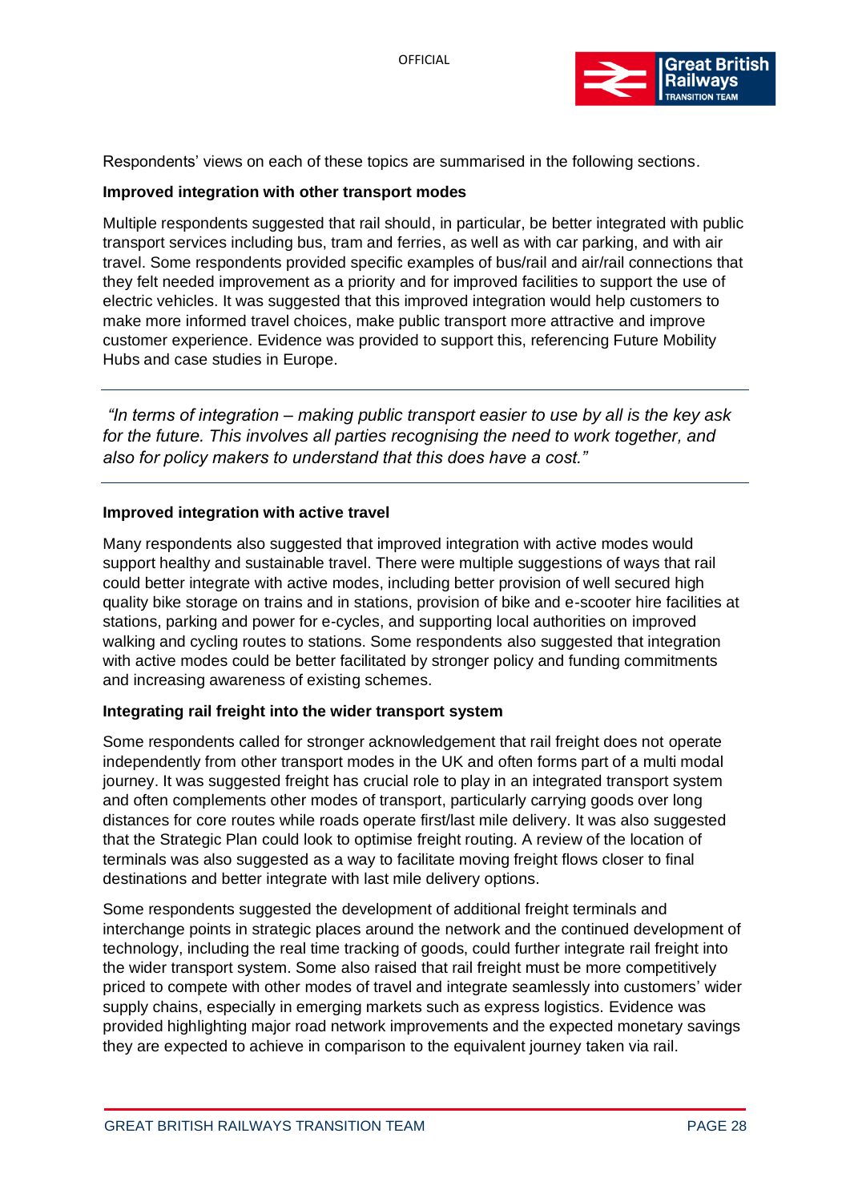Respondents' views on each of these topics are summarised in the following sections.

**Improved integration with other transport modes**

Multiple respondents suggested that rail should, in particular, be better integrated with public transport services including bus, tram and ferries, as well as with car parking, and with air travel. Some respondents provided specific examples of bus/rail and air/rail connections that they felt needed improvement as a priority and for improved facilities to support the use of electric vehicles. It was suggested that this improved integration would help customers to make more informed travel choices, make public transport more attractive and improve customer experience. Evidence was provided to support this, referencing Future Mobility Hubs and case studies in Europe.

> *"In terms of integration – making public transport easier to use by all is the key ask for the future. This involves all parties recognising the need to work together, and also for policy makers to understand that this does have a cost."*

**Improved integration with active travel**

Many respondents also suggested that improved integration with active modes would support healthy and sustainable travel. There were multiple suggestions of ways that rail could better integrate with active modes, including better provision of well secured high quality bike storage on trains and in stations, provision of bike and e-scooter hire facilities at stations, parking and power for e-cycles, and supporting local authorities on improved walking and cycling routes to stations. Some respondents also suggested that integration with active modes could be better facilitated by stronger policy and funding commitments and increasing awareness of existing schemes.

**Integrating rail freight into the wider transport system**

Some respondents called for stronger acknowledgement that rail freight does not operate independently from other transport modes in the UK and often forms part of a multi modal journey. It was suggested freight has crucial role to play in an integrated transport system and often complements other modes of transport, particularly carrying goods over long distances for core routes while roads operate first/last mile delivery. It was also suggested that the Strategic Plan could look to optimise freight routing. A review of the location of terminals was also suggested as a way to facilitate moving freight flows closer to final destinations and better integrate with last mile delivery options.

Some respondents suggested the development of additional freight terminals and interchange points in strategic places around the network and the continued development of technology, including the real time tracking of goods, could further integrate rail freight into the wider transport system. Some also raised that rail freight must be more competitively priced to compete with other modes of travel and integrate seamlessly into customers' wider supply chains, especially in emerging markets such as express logistics. Evidence was provided highlighting major road network improvements and the expected monetary savings they are expected to achieve in comparison to the equivalent journey taken via rail.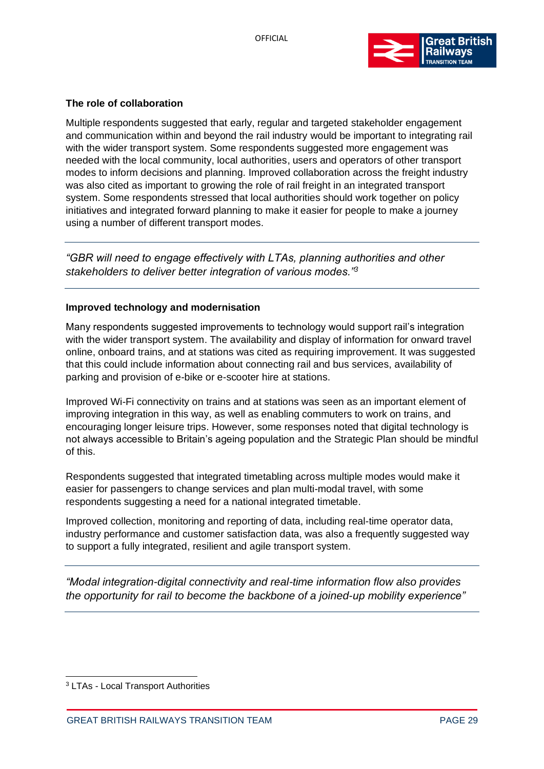### The role of collaboration

Multiple respondents suggested that early, regular and targeted stakeholder engagement and communication within and beyond the rail industry would be important to integrating rail with the wider transport system. Some respondents suggested more engagement was needed with the local community, local authorities, users and operators of other transport modes to inform decisions and planning. Improved collaboration across the freight industry was also cited as important to growing the role of rail freight in an integrated transport system. Some respondents stressed that local authorities should work together on policy initiatives and integrated forward planning to make it easier for people to make a journey using a number of different transport modes.

---

*"GBR will need to engage effectively with LTAs, planning authorities and other stakeholders to deliver better integration of various modes."*[3]

---

### Improved technology and modernisation

Many respondents suggested improvements to technology would support rail's integration with the wider transport system. The availability and display of information for onward travel online, onboard trains, and at stations was cited as requiring improvement. It was suggested that this could include information about connecting rail and bus services, availability of parking and provision of e-bike or e-scooter hire at stations.

Improved Wi-Fi connectivity on trains and at stations was seen as an important element of improving integration in this way, as well as enabling commuters to work on trains, and encouraging longer leisure trips. However, some responses noted that digital technology is not always accessible to Britain's ageing population and the Strategic Plan should be mindful of this.

Respondents suggested that integrated timetabling across multiple modes would make it easier for passengers to change services and plan multi-modal travel, with some respondents suggesting a need for a national integrated timetable.

Improved collection, monitoring and reporting of data, including real-time operator data, industry performance and customer satisfaction data, was also a frequently suggested way to support a fully integrated, resilient and agile transport system.

---

*"Modal integration-digital connectivity and real-time information flow also provides the opportunity for rail to become the backbone of a joined-up mobility experience"*

---

[3] LTAs - Local Transport Authorities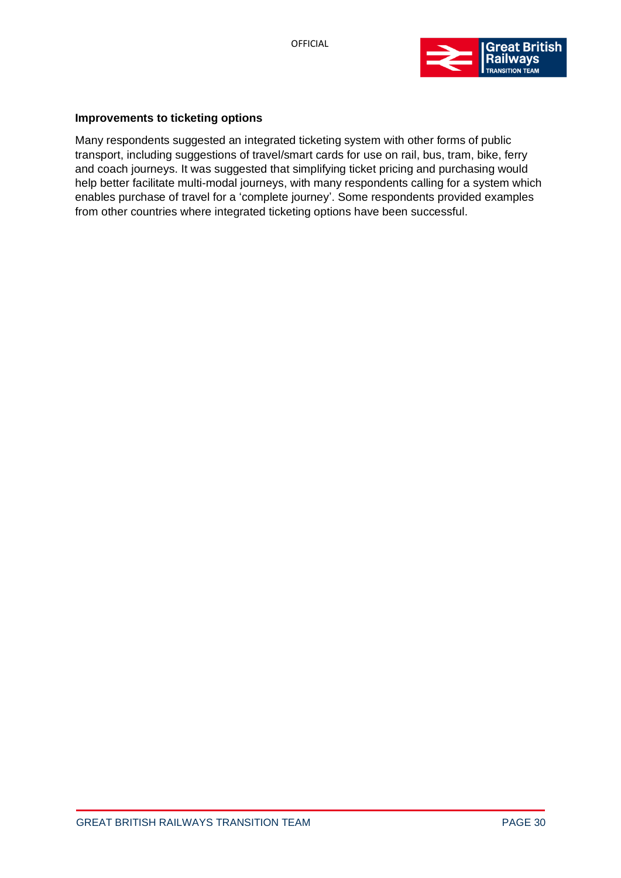**Improvements to ticketing options**

Many respondents suggested an integrated ticketing system with other forms of public transport, including suggestions of travel/smart cards for use on rail, bus, tram, bike, ferry and coach journeys. It was suggested that simplifying ticket pricing and purchasing would help better facilitate multi-modal journeys, with many respondents calling for a system which enables purchase of travel for a 'complete journey'. Some respondents provided examples from other countries where integrated ticketing options have been successful.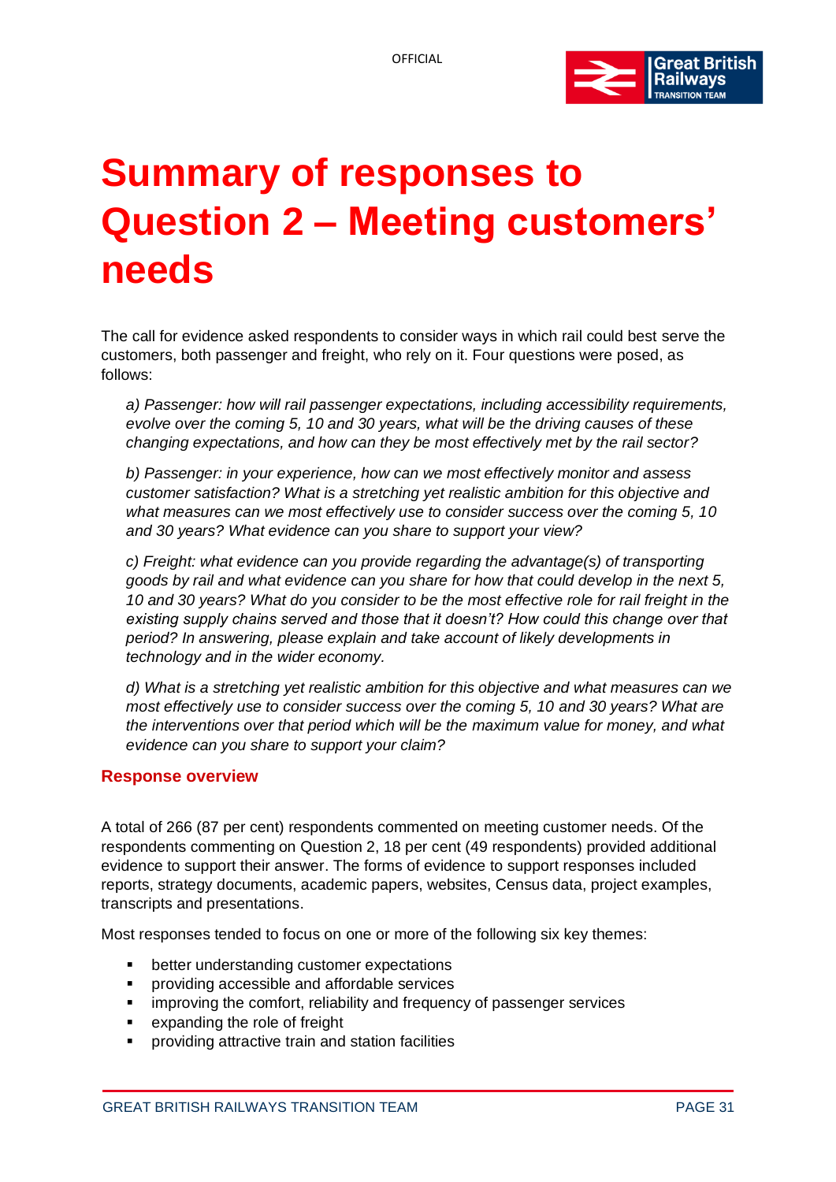# Summary of responses to Question 2 – Meeting customers' needs

The call for evidence asked respondents to consider ways in which rail could best serve the customers, both passenger and freight, who rely on it. Four questions were posed, as follows:

*a) Passenger: how will rail passenger expectations, including accessibility requirements, evolve over the coming 5, 10 and 30 years, what will be the driving causes of these changing expectations, and how can they be most effectively met by the rail sector?*

*b) Passenger: in your experience, how can we most effectively monitor and assess customer satisfaction? What is a stretching yet realistic ambition for this objective and what measures can we most effectively use to consider success over the coming 5, 10 and 30 years? What evidence can you share to support your view?*

*c) Freight: what evidence can you provide regarding the advantage(s) of transporting goods by rail and what evidence can you share for how that could develop in the next 5, 10 and 30 years? What do you consider to be the most effective role for rail freight in the existing supply chains served and those that it doesn't? How could this change over that period? In answering, please explain and take account of likely developments in technology and in the wider economy.*

*d) What is a stretching yet realistic ambition for this objective and what measures can we most effectively use to consider success over the coming 5, 10 and 30 years? What are the interventions over that period which will be the maximum value for money, and what evidence can you share to support your claim?*

## Response overview

A total of 266 (87 per cent) respondents commented on meeting customer needs. Of the respondents commenting on Question 2, 18 per cent (49 respondents) provided additional evidence to support their answer. The forms of evidence to support responses included reports, strategy documents, academic papers, websites, Census data, project examples, transcripts and presentations.

Most responses tended to focus on one or more of the following six key themes:

- better understanding customer expectations
- providing accessible and affordable services
- improving the comfort, reliability and frequency of passenger services
- expanding the role of freight
- providing attractive train and station facilities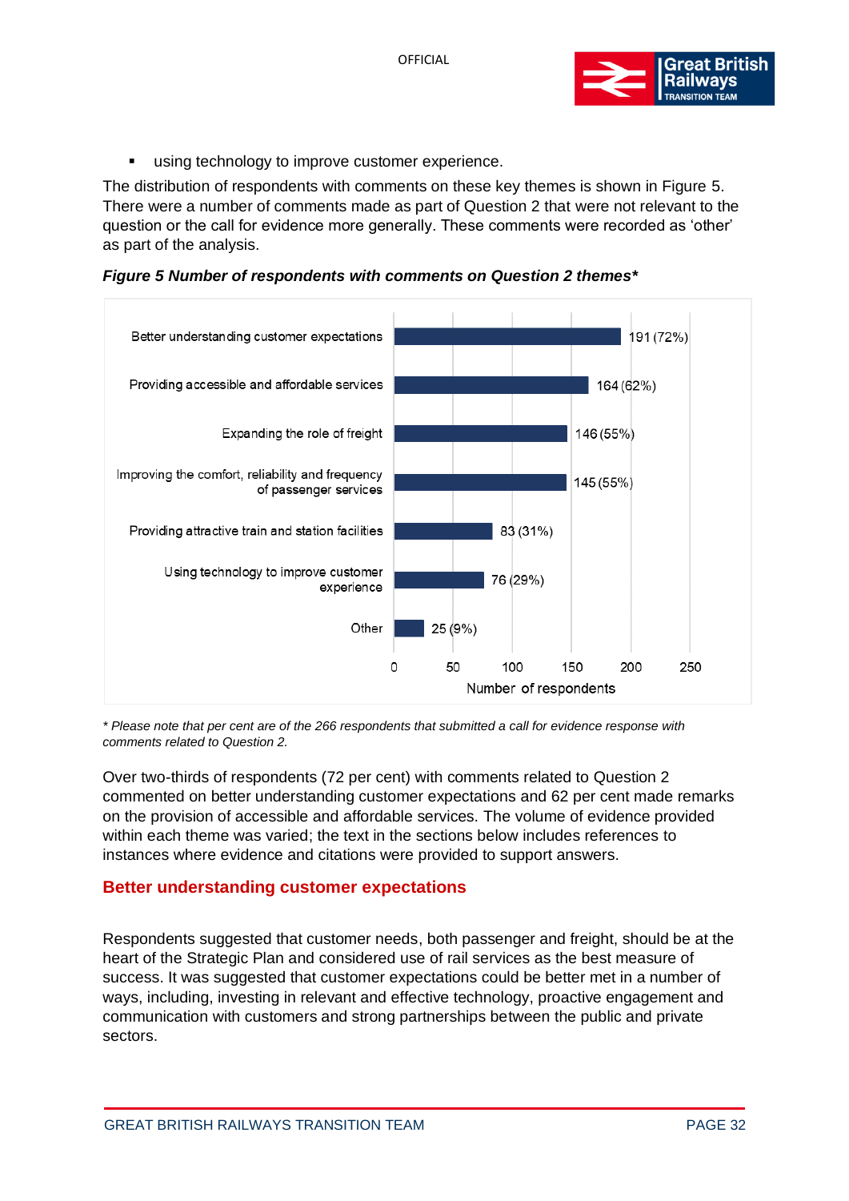- using technology to improve customer experience.

The distribution of respondents with comments on these key themes is shown in Figure 5. There were a number of comments made as part of Question 2 that were not relevant to the question or the call for evidence more generally. These comments were recorded as ‘other’ as part of the analysis.

***Figure 5 Number of respondents with comments on Question 2 themes****

| Theme | Number of respondents |
| --- | --- |
| Better understanding customer expectations | 191 (72%) |
| Providing accessible and affordable services | 164 (62%) |
| Expanding the role of freight | 146 (55%) |
| Improving the comfort, reliability and frequency of passenger services | 145 (55%) |
| Providing attractive train and station facilities | 83 (31%) |
| Using technology to improve customer experience | 76 (29%) |
| Other | 25 (9%) |

*\* Please note that per cent are of the 266 respondents that submitted a call for evidence response with comments related to Question 2.*

Over two-thirds of respondents (72 per cent) with comments related to Question 2 commented on better understanding customer expectations and 62 per cent made remarks on the provision of accessible and affordable services. The volume of evidence provided within each theme was varied; the text in the sections below includes references to instances where evidence and citations were provided to support answers.

## Better understanding customer expectations

Respondents suggested that customer needs, both passenger and freight, should be at the heart of the Strategic Plan and considered use of rail services as the best measure of success. It was suggested that customer expectations could be better met in a number of ways, including, investing in relevant and effective technology, proactive engagement and communication with customers and strong partnerships between the public and private sectors.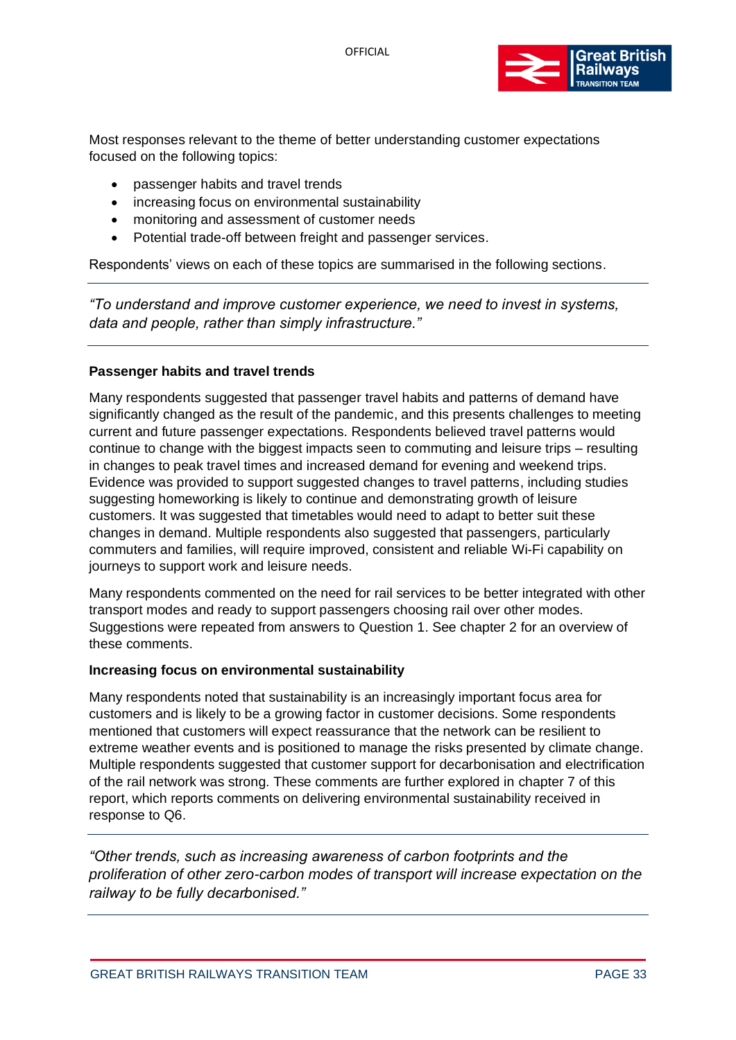Most responses relevant to the theme of better understanding customer expectations focused on the following topics:

- passenger habits and travel trends
- increasing focus on environmental sustainability
- monitoring and assessment of customer needs
- Potential trade-off between freight and passenger services.

Respondents' views on each of these topics are summarised in the following sections.

---

*"To understand and improve customer experience, we need to invest in systems, data and people, rather than simply infrastructure."*

---

**Passenger habits and travel trends**

Many respondents suggested that passenger travel habits and patterns of demand have significantly changed as the result of the pandemic, and this presents challenges to meeting current and future passenger expectations. Respondents believed travel patterns would continue to change with the biggest impacts seen to commuting and leisure trips – resulting in changes to peak travel times and increased demand for evening and weekend trips. Evidence was provided to support suggested changes to travel patterns, including studies suggesting homeworking is likely to continue and demonstrating growth of leisure customers. It was suggested that timetables would need to adapt to better suit these changes in demand. Multiple respondents also suggested that passengers, particularly commuters and families, will require improved, consistent and reliable Wi-Fi capability on journeys to support work and leisure needs.

Many respondents commented on the need for rail services to be better integrated with other transport modes and ready to support passengers choosing rail over other modes. Suggestions were repeated from answers to Question 1. See chapter 2 for an overview of these comments.

**Increasing focus on environmental sustainability**

Many respondents noted that sustainability is an increasingly important focus area for customers and is likely to be a growing factor in customer decisions. Some respondents mentioned that customers will expect reassurance that the network can be resilient to extreme weather events and is positioned to manage the risks presented by climate change. Multiple respondents suggested that customer support for decarbonisation and electrification of the rail network was strong. These comments are further explored in chapter 7 of this report, which reports comments on delivering environmental sustainability received in response to Q6.

---

*"Other trends, such as increasing awareness of carbon footprints and the proliferation of other zero-carbon modes of transport will increase expectation on the railway to be fully decarbonised."*

---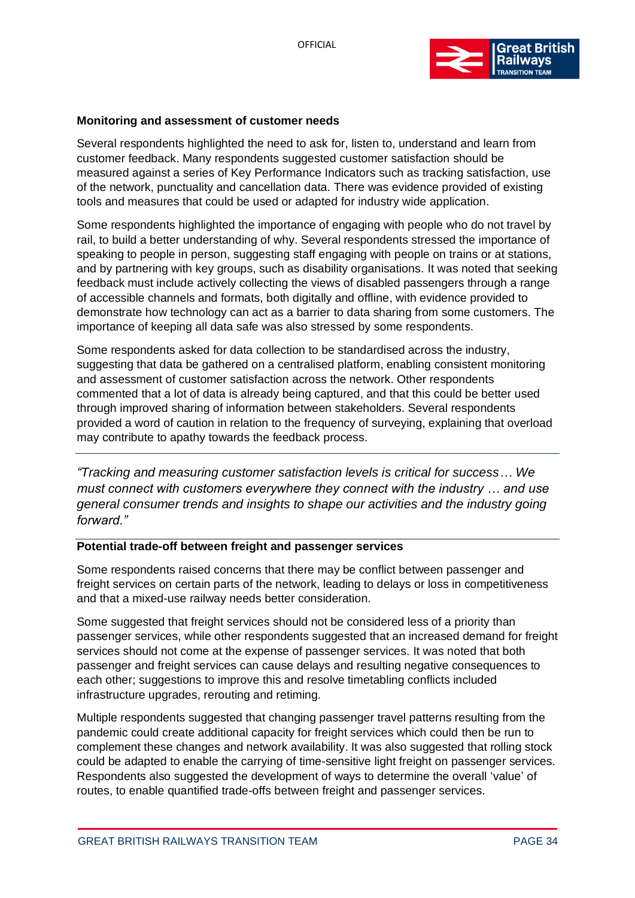**Monitoring and assessment of customer needs**

Several respondents highlighted the need to ask for, listen to, understand and learn from customer feedback. Many respondents suggested customer satisfaction should be measured against a series of Key Performance Indicators such as tracking satisfaction, use of the network, punctuality and cancellation data. There was evidence provided of existing tools and measures that could be used or adapted for industry wide application.

Some respondents highlighted the importance of engaging with people who do not travel by rail, to build a better understanding of why. Several respondents stressed the importance of speaking to people in person, suggesting staff engaging with people on trains or at stations, and by partnering with key groups, such as disability organisations. It was noted that seeking feedback must include actively collecting the views of disabled passengers through a range of accessible channels and formats, both digitally and offline, with evidence provided to demonstrate how technology can act as a barrier to data sharing from some customers. The importance of keeping all data safe was also stressed by some respondents.

Some respondents asked for data collection to be standardised across the industry, suggesting that data be gathered on a centralised platform, enabling consistent monitoring and assessment of customer satisfaction across the network. Other respondents commented that a lot of data is already being captured, and that this could be better used through improved sharing of information between stakeholders. Several respondents provided a word of caution in relation to the frequency of surveying, explaining that overload may contribute to apathy towards the feedback process.

*"Tracking and measuring customer satisfaction levels is critical for success… We must connect with customers everywhere they connect with the industry … and use general consumer trends and insights to shape our activities and the industry going forward."*

**Potential trade-off between freight and passenger services**

Some respondents raised concerns that there may be conflict between passenger and freight services on certain parts of the network, leading to delays or loss in competitiveness and that a mixed-use railway needs better consideration.

Some suggested that freight services should not be considered less of a priority than passenger services, while other respondents suggested that an increased demand for freight services should not come at the expense of passenger services. It was noted that both passenger and freight services can cause delays and resulting negative consequences to each other; suggestions to improve this and resolve timetabling conflicts included infrastructure upgrades, rerouting and retiming.

Multiple respondents suggested that changing passenger travel patterns resulting from the pandemic could create additional capacity for freight services which could then be run to complement these changes and network availability. It was also suggested that rolling stock could be adapted to enable the carrying of time-sensitive light freight on passenger services. Respondents also suggested the development of ways to determine the overall 'value' of routes, to enable quantified trade-offs between freight and passenger services.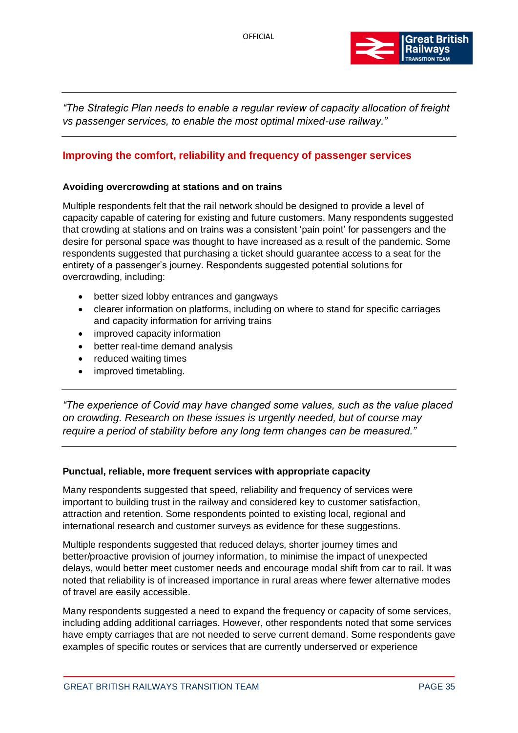*"The Strategic Plan needs to enable a regular review of capacity allocation of freight vs passenger services, to enable the most optimal mixed-use railway."*

## Improving the comfort, reliability and frequency of passenger services

### Avoiding overcrowding at stations and on trains

Multiple respondents felt that the rail network should be designed to provide a level of capacity capable of catering for existing and future customers. Many respondents suggested that crowding at stations and on trains was a consistent 'pain point' for passengers and the desire for personal space was thought to have increased as a result of the pandemic. Some respondents suggested that purchasing a ticket should guarantee access to a seat for the entirety of a passenger's journey. Respondents suggested potential solutions for overcrowding, including:

- better sized lobby entrances and gangways
- clearer information on platforms, including on where to stand for specific carriages and capacity information for arriving trains
- improved capacity information
- better real-time demand analysis
- reduced waiting times
- improved timetabling.

*"The experience of Covid may have changed some values, such as the value placed on crowding. Research on these issues is urgently needed, but of course may require a period of stability before any long term changes can be measured."*

### Punctual, reliable, more frequent services with appropriate capacity

Many respondents suggested that speed, reliability and frequency of services were important to building trust in the railway and considered key to customer satisfaction, attraction and retention. Some respondents pointed to existing local, regional and international research and customer surveys as evidence for these suggestions.

Multiple respondents suggested that reduced delays, shorter journey times and better/proactive provision of journey information, to minimise the impact of unexpected delays, would better meet customer needs and encourage modal shift from car to rail. It was noted that reliability is of increased importance in rural areas where fewer alternative modes of travel are easily accessible.

Many respondents suggested a need to expand the frequency or capacity of some services, including adding additional carriages. However, other respondents noted that some services have empty carriages that are not needed to serve current demand. Some respondents gave examples of specific routes or services that are currently underserved or experience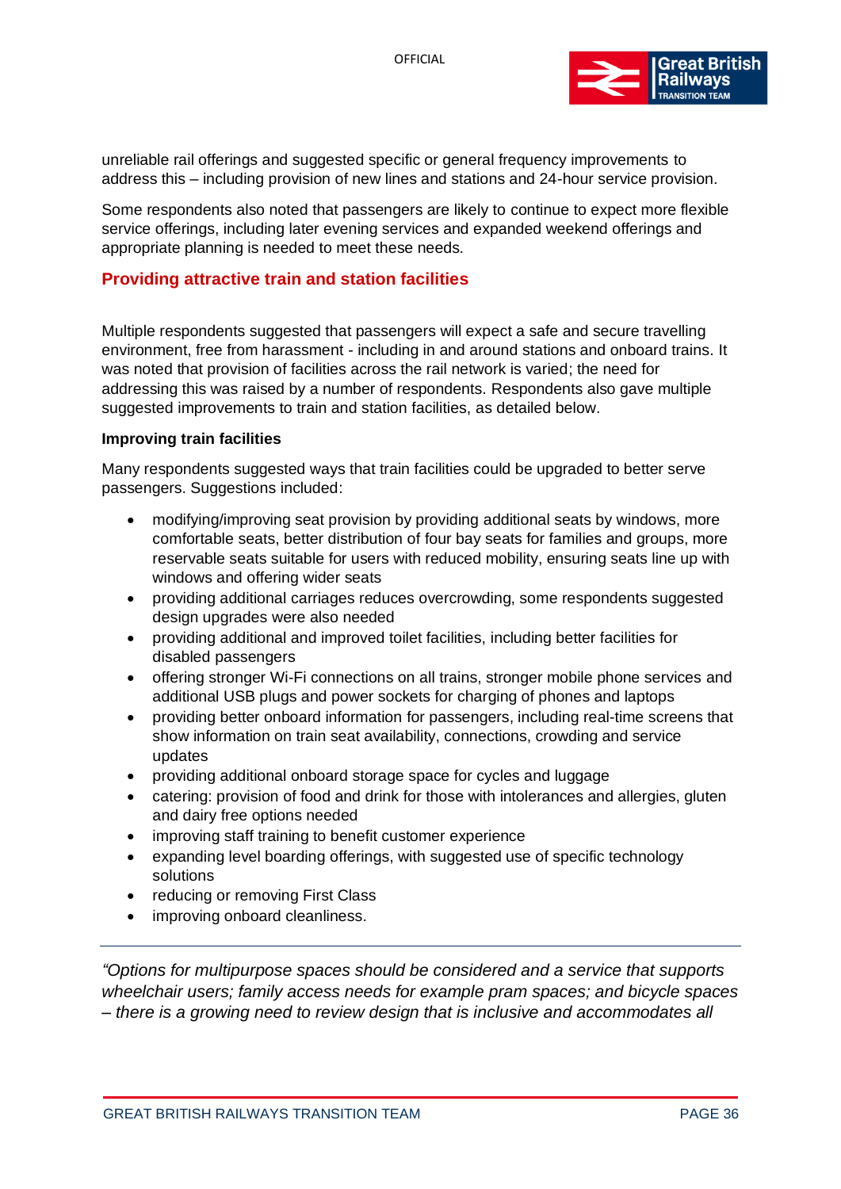unreliable rail offerings and suggested specific or general frequency improvements to address this – including provision of new lines and stations and 24-hour service provision.

Some respondents also noted that passengers are likely to continue to expect more flexible service offerings, including later evening services and expanded weekend offerings and appropriate planning is needed to meet these needs.

## Providing attractive train and station facilities

Multiple respondents suggested that passengers will expect a safe and secure travelling environment, free from harassment - including in and around stations and onboard trains. It was noted that provision of facilities across the rail network is varied; the need for addressing this was raised by a number of respondents. Respondents also gave multiple suggested improvements to train and station facilities, as detailed below.

**Improving train facilities**

Many respondents suggested ways that train facilities could be upgraded to better serve passengers. Suggestions included:

- modifying/improving seat provision by providing additional seats by windows, more comfortable seats, better distribution of four bay seats for families and groups, more reservable seats suitable for users with reduced mobility, ensuring seats line up with windows and offering wider seats
- providing additional carriages reduces overcrowding, some respondents suggested design upgrades were also needed
- providing additional and improved toilet facilities, including better facilities for disabled passengers
- offering stronger Wi-Fi connections on all trains, stronger mobile phone services and additional USB plugs and power sockets for charging of phones and laptops
- providing better onboard information for passengers, including real-time screens that show information on train seat availability, connections, crowding and service updates
- providing additional onboard storage space for cycles and luggage
- catering: provision of food and drink for those with intolerances and allergies, gluten and dairy free options needed
- improving staff training to benefit customer experience
- expanding level boarding offerings, with suggested use of specific technology solutions
- reducing or removing First Class
- improving onboard cleanliness.

---

*“Options for multipurpose spaces should be considered and a service that supports wheelchair users; family access needs for example pram spaces; and bicycle spaces – there is a growing need to review design that is inclusive and accommodates all*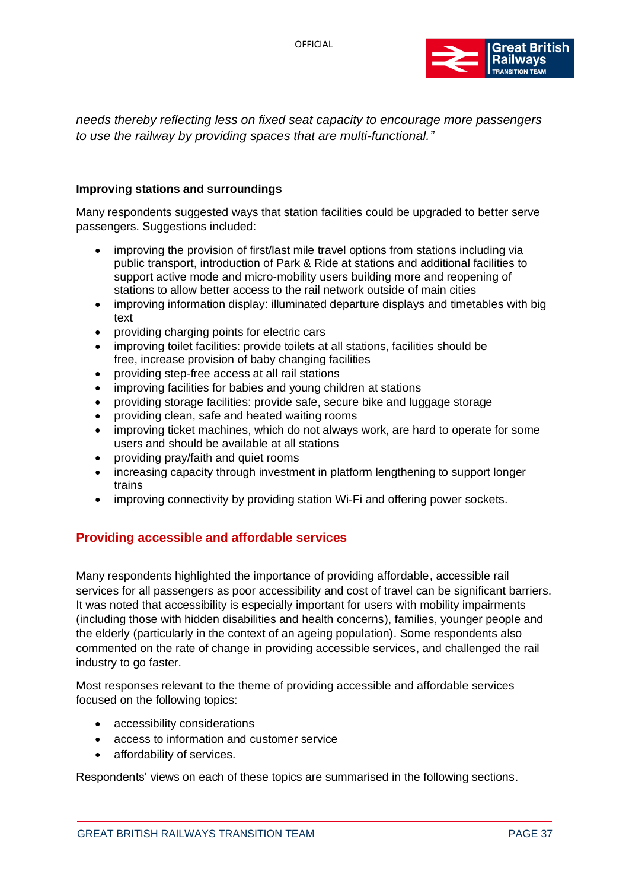*needs thereby reflecting less on fixed seat capacity to encourage more passengers to use the railway by providing spaces that are multi-functional."*

---

**Improving stations and surroundings**

Many respondents suggested ways that station facilities could be upgraded to better serve passengers. Suggestions included:

- improving the provision of first/last mile travel options from stations including via public transport, introduction of Park & Ride at stations and additional facilities to support active mode and micro-mobility users building more and reopening of stations to allow better access to the rail network outside of main cities
- improving information display: illuminated departure displays and timetables with big text
- providing charging points for electric cars
- improving toilet facilities: provide toilets at all stations, facilities should be free, increase provision of baby changing facilities
- providing step-free access at all rail stations
- improving facilities for babies and young children at stations
- providing storage facilities: provide safe, secure bike and luggage storage
- providing clean, safe and heated waiting rooms
- improving ticket machines, which do not always work, are hard to operate for some users and should be available at all stations
- providing pray/faith and quiet rooms
- increasing capacity through investment in platform lengthening to support longer trains
- improving connectivity by providing station Wi-Fi and offering power sockets.

## Providing accessible and affordable services

Many respondents highlighted the importance of providing affordable, accessible rail services for all passengers as poor accessibility and cost of travel can be significant barriers. It was noted that accessibility is especially important for users with mobility impairments (including those with hidden disabilities and health concerns), families, younger people and the elderly (particularly in the context of an ageing population). Some respondents also commented on the rate of change in providing accessible services, and challenged the rail industry to go faster.

Most responses relevant to the theme of providing accessible and affordable services focused on the following topics:

- accessibility considerations
- access to information and customer service
- affordability of services.

Respondents' views on each of these topics are summarised in the following sections.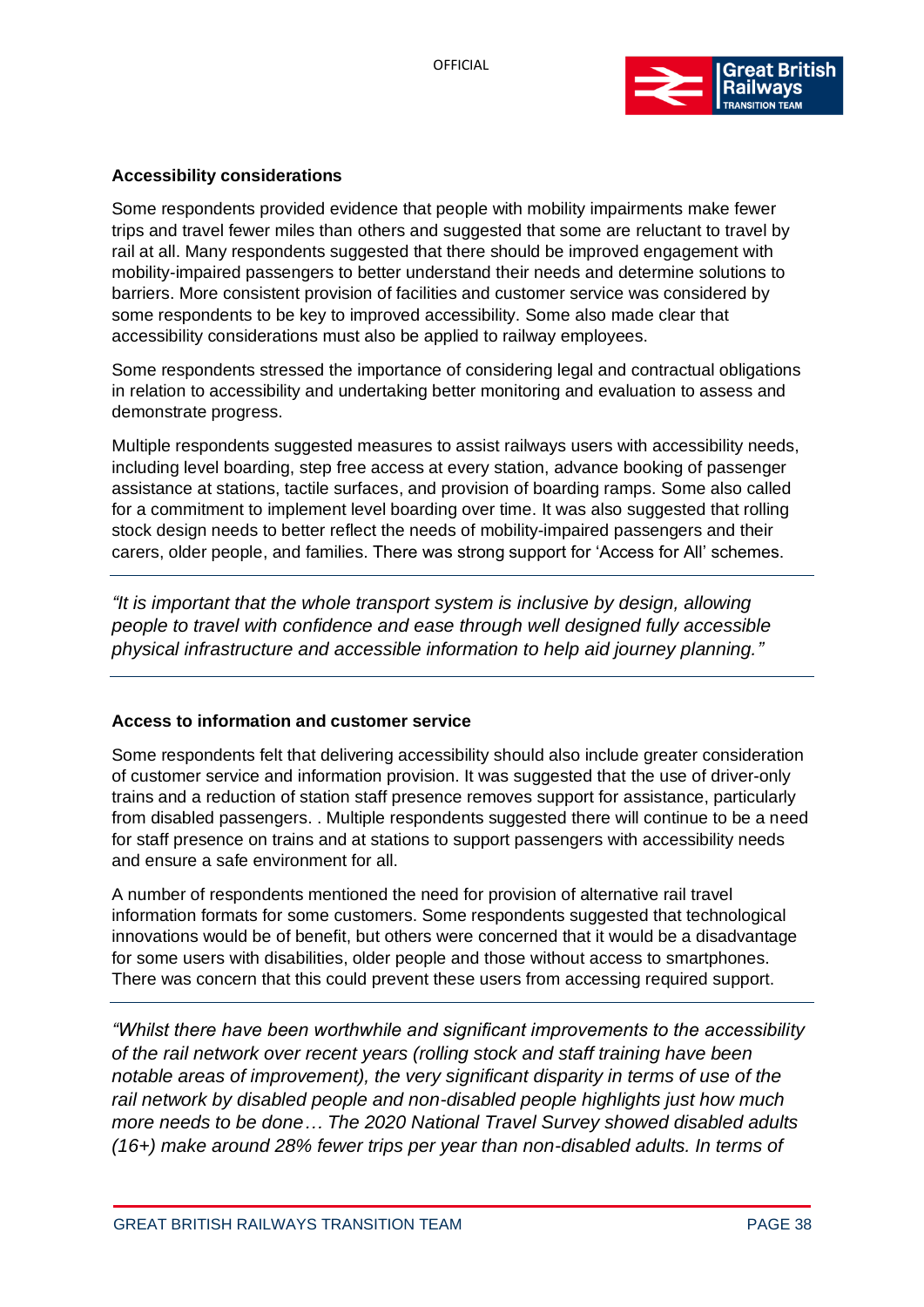**Accessibility considerations**

Some respondents provided evidence that people with mobility impairments make fewer trips and travel fewer miles than others and suggested that some are reluctant to travel by rail at all. Many respondents suggested that there should be improved engagement with mobility-impaired passengers to better understand their needs and determine solutions to barriers. More consistent provision of facilities and customer service was considered by some respondents to be key to improved accessibility. Some also made clear that accessibility considerations must also be applied to railway employees.

Some respondents stressed the importance of considering legal and contractual obligations in relation to accessibility and undertaking better monitoring and evaluation to assess and demonstrate progress.

Multiple respondents suggested measures to assist railways users with accessibility needs, including level boarding, step free access at every station, advance booking of passenger assistance at stations, tactile surfaces, and provision of boarding ramps. Some also called for a commitment to implement level boarding over time. It was also suggested that rolling stock design needs to better reflect the needs of mobility-impaired passengers and their carers, older people, and families. There was strong support for 'Access for All' schemes.

---

*"It is important that the whole transport system is inclusive by design, allowing people to travel with confidence and ease through well designed fully accessible physical infrastructure and accessible information to help aid journey planning."*

---

**Access to information and customer service**

Some respondents felt that delivering accessibility should also include greater consideration of customer service and information provision. It was suggested that the use of driver-only trains and a reduction of station staff presence removes support for assistance, particularly from disabled passengers. . Multiple respondents suggested there will continue to be a need for staff presence on trains and at stations to support passengers with accessibility needs and ensure a safe environment for all.

A number of respondents mentioned the need for provision of alternative rail travel information formats for some customers. Some respondents suggested that technological innovations would be of benefit, but others were concerned that it would be a disadvantage for some users with disabilities, older people and those without access to smartphones. There was concern that this could prevent these users from accessing required support.

---

*"Whilst there have been worthwhile and significant improvements to the accessibility of the rail network over recent years (rolling stock and staff training have been notable areas of improvement), the very significant disparity in terms of use of the rail network by disabled people and non-disabled people highlights just how much more needs to be done… The 2020 National Travel Survey showed disabled adults (16+) make around 28% fewer trips per year than non-disabled adults. In terms of*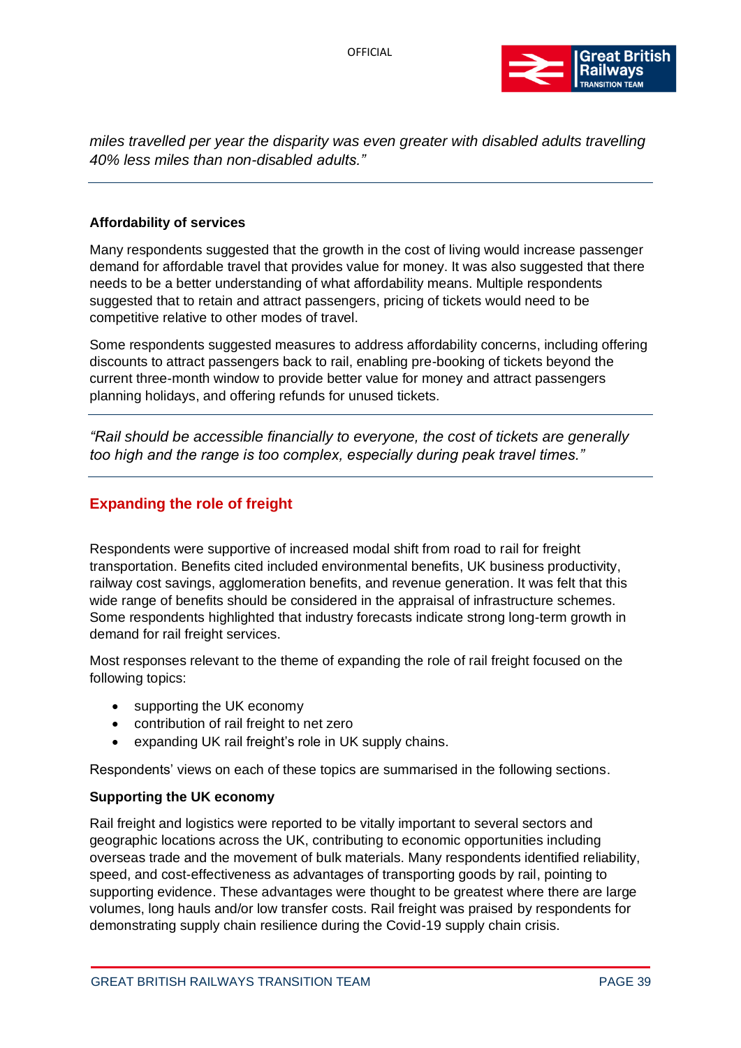*miles travelled per year the disparity was even greater with disabled adults travelling 40% less miles than non-disabled adults."*

---

**Affordability of services**

Many respondents suggested that the growth in the cost of living would increase passenger demand for affordable travel that provides value for money. It was also suggested that there needs to be a better understanding of what affordability means. Multiple respondents suggested that to retain and attract passengers, pricing of tickets would need to be competitive relative to other modes of travel.

Some respondents suggested measures to address affordability concerns, including offering discounts to attract passengers back to rail, enabling pre-booking of tickets beyond the current three-month window to provide better value for money and attract passengers planning holidays, and offering refunds for unused tickets.

---

*"Rail should be accessible financially to everyone, the cost of tickets are generally too high and the range is too complex, especially during peak travel times."*

---

## Expanding the role of freight

Respondents were supportive of increased modal shift from road to rail for freight transportation. Benefits cited included environmental benefits, UK business productivity, railway cost savings, agglomeration benefits, and revenue generation. It was felt that this wide range of benefits should be considered in the appraisal of infrastructure schemes. Some respondents highlighted that industry forecasts indicate strong long-term growth in demand for rail freight services.

Most responses relevant to the theme of expanding the role of rail freight focused on the following topics:

- supporting the UK economy
- contribution of rail freight to net zero
- expanding UK rail freight's role in UK supply chains.

Respondents' views on each of these topics are summarised in the following sections.

**Supporting the UK economy**

Rail freight and logistics were reported to be vitally important to several sectors and geographic locations across the UK, contributing to economic opportunities including overseas trade and the movement of bulk materials. Many respondents identified reliability, speed, and cost-effectiveness as advantages of transporting goods by rail, pointing to supporting evidence. These advantages were thought to be greatest where there are large volumes, long hauls and/or low transfer costs. Rail freight was praised by respondents for demonstrating supply chain resilience during the Covid-19 supply chain crisis.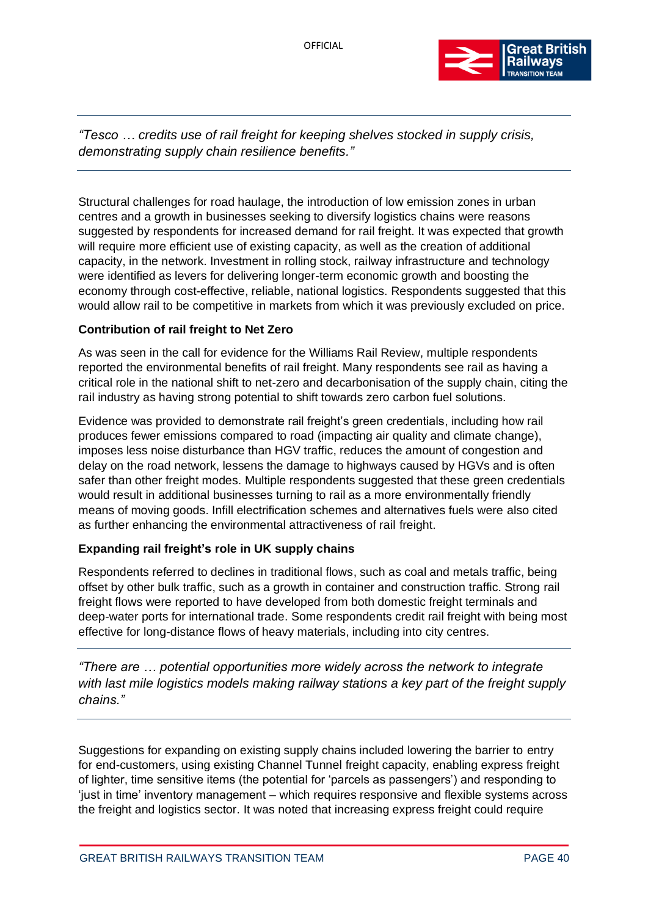*"Tesco … credits use of rail freight for keeping shelves stocked in supply crisis, demonstrating supply chain resilience benefits."*

Structural challenges for road haulage, the introduction of low emission zones in urban centres and a growth in businesses seeking to diversify logistics chains were reasons suggested by respondents for increased demand for rail freight. It was expected that growth will require more efficient use of existing capacity, as well as the creation of additional capacity, in the network. Investment in rolling stock, railway infrastructure and technology were identified as levers for delivering longer-term economic growth and boosting the economy through cost-effective, reliable, national logistics. Respondents suggested that this would allow rail to be competitive in markets from which it was previously excluded on price.

**Contribution of rail freight to Net Zero**

As was seen in the call for evidence for the Williams Rail Review, multiple respondents reported the environmental benefits of rail freight. Many respondents see rail as having a critical role in the national shift to net-zero and decarbonisation of the supply chain, citing the rail industry as having strong potential to shift towards zero carbon fuel solutions.

Evidence was provided to demonstrate rail freight's green credentials, including how rail produces fewer emissions compared to road (impacting air quality and climate change), imposes less noise disturbance than HGV traffic, reduces the amount of congestion and delay on the road network, lessens the damage to highways caused by HGVs and is often safer than other freight modes. Multiple respondents suggested that these green credentials would result in additional businesses turning to rail as a more environmentally friendly means of moving goods. Infill electrification schemes and alternatives fuels were also cited as further enhancing the environmental attractiveness of rail freight.

**Expanding rail freight's role in UK supply chains**

Respondents referred to declines in traditional flows, such as coal and metals traffic, being offset by other bulk traffic, such as a growth in container and construction traffic. Strong rail freight flows were reported to have developed from both domestic freight terminals and deep-water ports for international trade. Some respondents credit rail freight with being most effective for long-distance flows of heavy materials, including into city centres.

*"There are … potential opportunities more widely across the network to integrate with last mile logistics models making railway stations a key part of the freight supply chains."*

Suggestions for expanding on existing supply chains included lowering the barrier to entry for end-customers, using existing Channel Tunnel freight capacity, enabling express freight of lighter, time sensitive items (the potential for 'parcels as passengers') and responding to 'just in time' inventory management – which requires responsive and flexible systems across the freight and logistics sector. It was noted that increasing express freight could require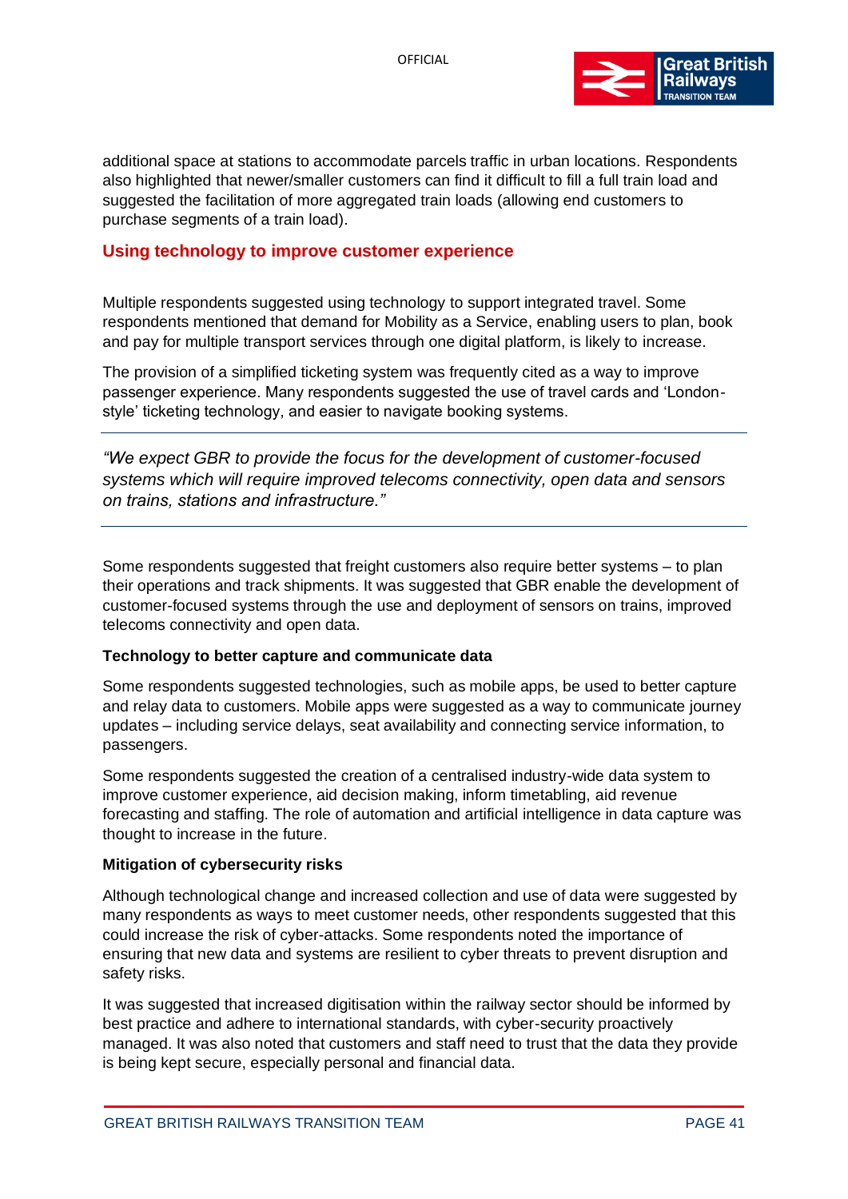additional space at stations to accommodate parcels traffic in urban locations. Respondents also highlighted that newer/smaller customers can find it difficult to fill a full train load and suggested the facilitation of more aggregated train loads (allowing end customers to purchase segments of a train load).

## Using technology to improve customer experience

Multiple respondents suggested using technology to support integrated travel. Some respondents mentioned that demand for Mobility as a Service, enabling users to plan, book and pay for multiple transport services through one digital platform, is likely to increase.

The provision of a simplified ticketing system was frequently cited as a way to improve passenger experience. Many respondents suggested the use of travel cards and 'London-style' ticketing technology, and easier to navigate booking systems.

---

*"We expect GBR to provide the focus for the development of customer-focused systems which will require improved telecoms connectivity, open data and sensors on trains, stations and infrastructure."*

---

Some respondents suggested that freight customers also require better systems – to plan their operations and track shipments. It was suggested that GBR enable the development of customer-focused systems through the use and deployment of sensors on trains, improved telecoms connectivity and open data.

### Technology to better capture and communicate data

Some respondents suggested technologies, such as mobile apps, be used to better capture and relay data to customers. Mobile apps were suggested as a way to communicate journey updates – including service delays, seat availability and connecting service information, to passengers.

Some respondents suggested the creation of a centralised industry-wide data system to improve customer experience, aid decision making, inform timetabling, aid revenue forecasting and staffing. The role of automation and artificial intelligence in data capture was thought to increase in the future.

### Mitigation of cybersecurity risks

Although technological change and increased collection and use of data were suggested by many respondents as ways to meet customer needs, other respondents suggested that this could increase the risk of cyber-attacks. Some respondents noted the importance of ensuring that new data and systems are resilient to cyber threats to prevent disruption and safety risks.

It was suggested that increased digitisation within the railway sector should be informed by best practice and adhere to international standards, with cyber-security proactively managed. It was also noted that customers and staff need to trust that the data they provide is being kept secure, especially personal and financial data.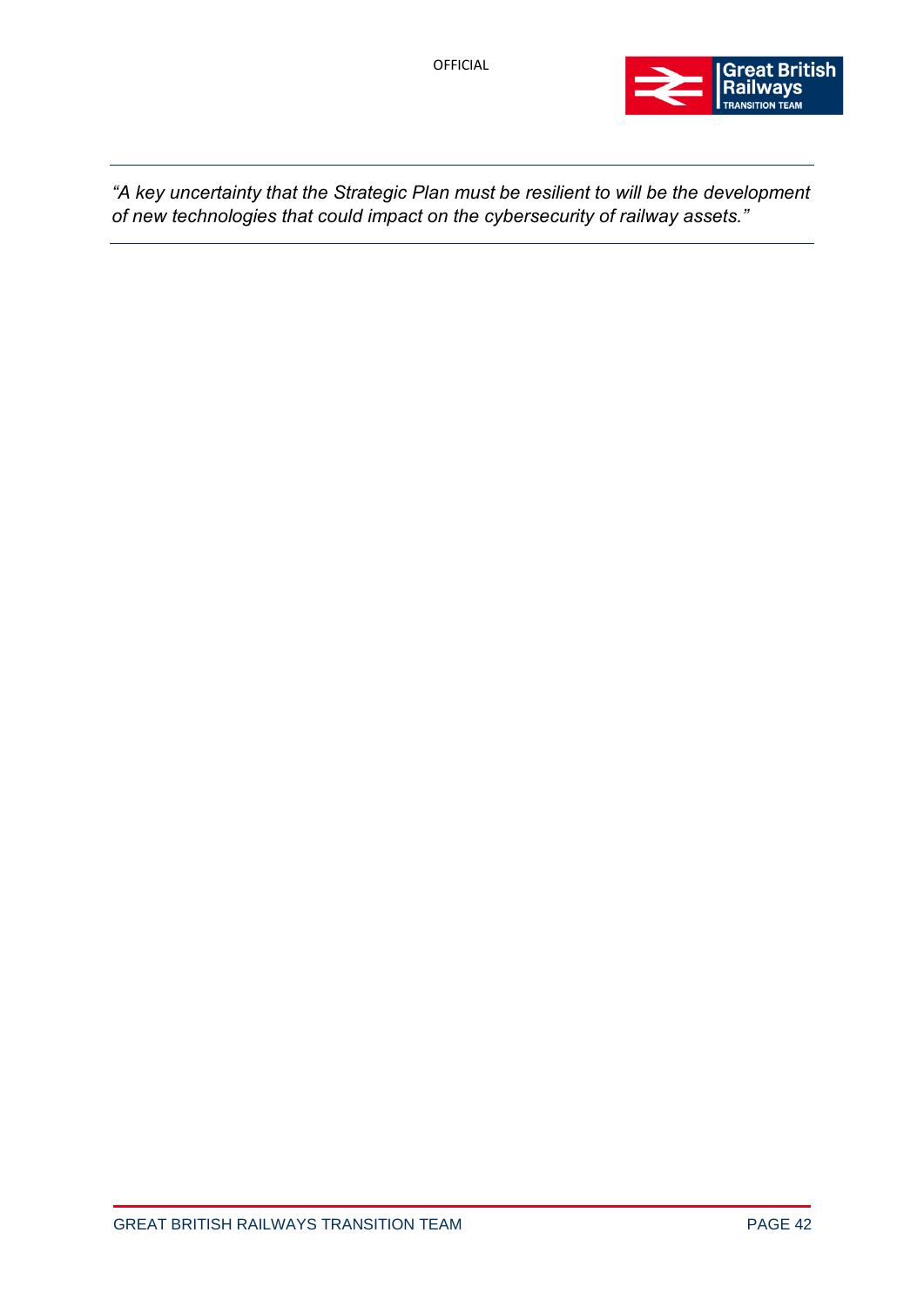*"A key uncertainty that the Strategic Plan must be resilient to will be the development of new technologies that could impact on the cybersecurity of railway assets."*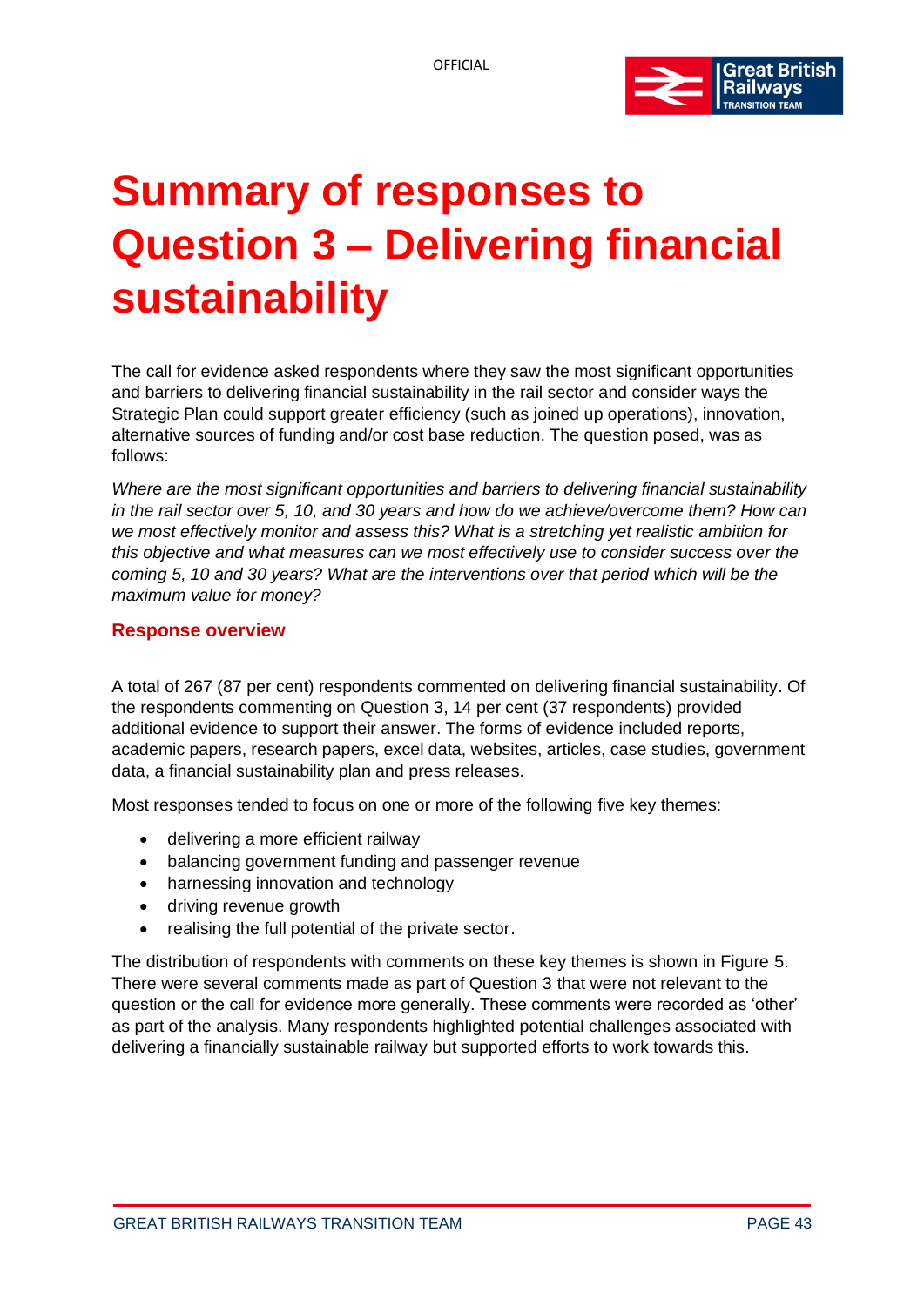# Summary of responses to Question 3 – Delivering financial sustainability

The call for evidence asked respondents where they saw the most significant opportunities and barriers to delivering financial sustainability in the rail sector and consider ways the Strategic Plan could support greater efficiency (such as joined up operations), innovation, alternative sources of funding and/or cost base reduction. The question posed, was as follows:

*Where are the most significant opportunities and barriers to delivering financial sustainability in the rail sector over 5, 10, and 30 years and how do we achieve/overcome them? How can we most effectively monitor and assess this? What is a stretching yet realistic ambition for this objective and what measures can we most effectively use to consider success over the coming 5, 10 and 30 years? What are the interventions over that period which will be the maximum value for money?*

## Response overview

A total of 267 (87 per cent) respondents commented on delivering financial sustainability. Of the respondents commenting on Question 3, 14 per cent (37 respondents) provided additional evidence to support their answer. The forms of evidence included reports, academic papers, research papers, excel data, websites, articles, case studies, government data, a financial sustainability plan and press releases.

Most responses tended to focus on one or more of the following five key themes:

- delivering a more efficient railway
- balancing government funding and passenger revenue
- harnessing innovation and technology
- driving revenue growth
- realising the full potential of the private sector.

The distribution of respondents with comments on these key themes is shown in Figure 5. There were several comments made as part of Question 3 that were not relevant to the question or the call for evidence more generally. These comments were recorded as 'other' as part of the analysis. Many respondents highlighted potential challenges associated with delivering a financially sustainable railway but supported efforts to work towards this.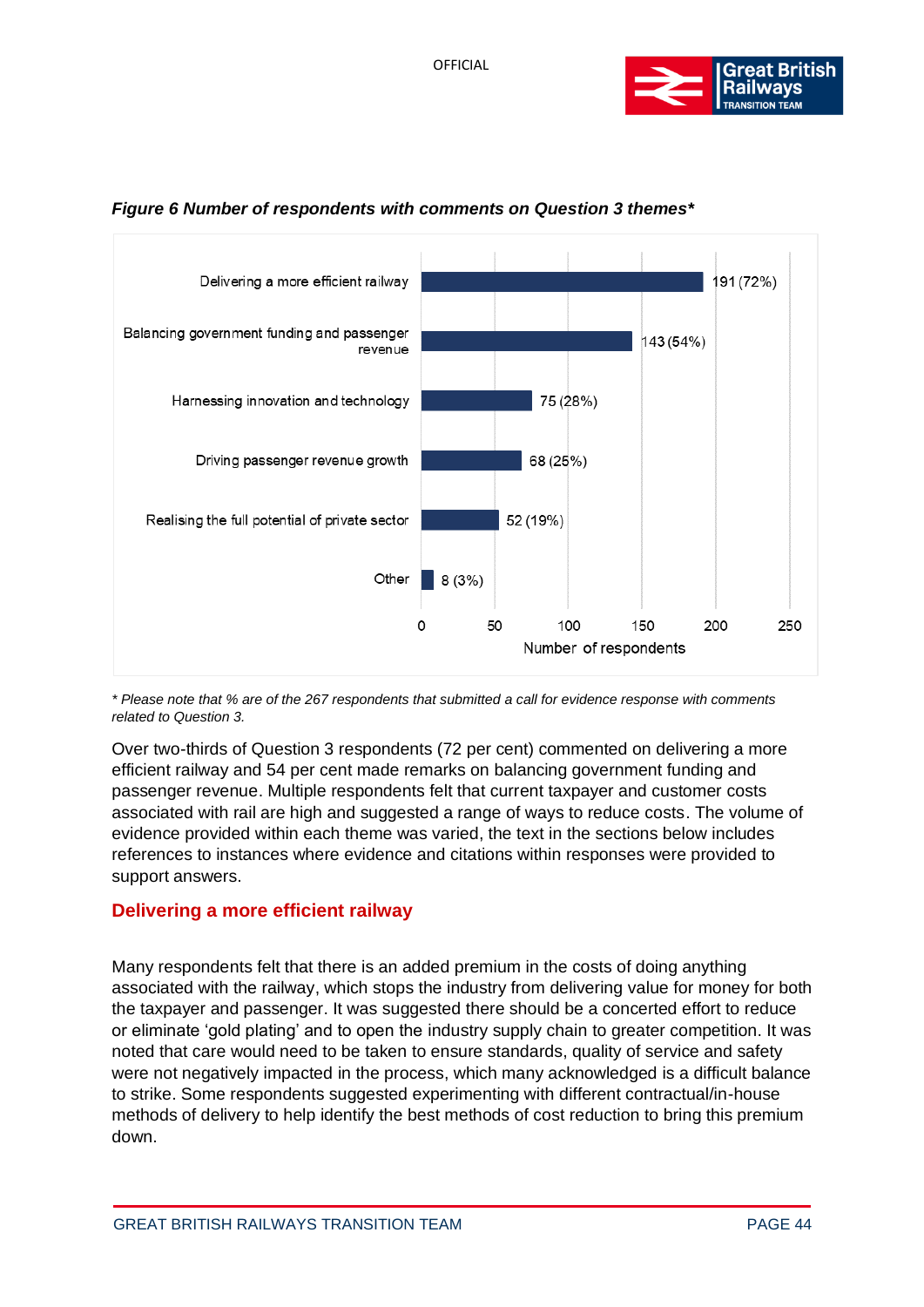*Figure 6 Number of respondents with comments on Question 3 themes**

| Theme | Number of respondents |
|---|---|
| Delivering a more efficient railway | 191 (72%) |
| Balancing government funding and passenger revenue | 143 (54%) |
| Harnessing innovation and technology | 75 (28%) |
| Driving passenger revenue growth | 68 (25%) |
| Realising the full potential of private sector | 52 (19%) |
| Other | 8 (3%) |

*\* Please note that % are of the 267 respondents that submitted a call for evidence response with comments related to Question 3.*

Over two-thirds of Question 3 respondents (72 per cent) commented on delivering a more efficient railway and 54 per cent made remarks on balancing government funding and passenger revenue. Multiple respondents felt that current taxpayer and customer costs associated with rail are high and suggested a range of ways to reduce costs. The volume of evidence provided within each theme was varied, the text in the sections below includes references to instances where evidence and citations within responses were provided to support answers.

## Delivering a more efficient railway

Many respondents felt that there is an added premium in the costs of doing anything associated with the railway, which stops the industry from delivering value for money for both the taxpayer and passenger. It was suggested there should be a concerted effort to reduce or eliminate 'gold plating' and to open the industry supply chain to greater competition. It was noted that care would need to be taken to ensure standards, quality of service and safety were not negatively impacted in the process, which many acknowledged is a difficult balance to strike. Some respondents suggested experimenting with different contractual/in-house methods of delivery to help identify the best methods of cost reduction to bring this premium down.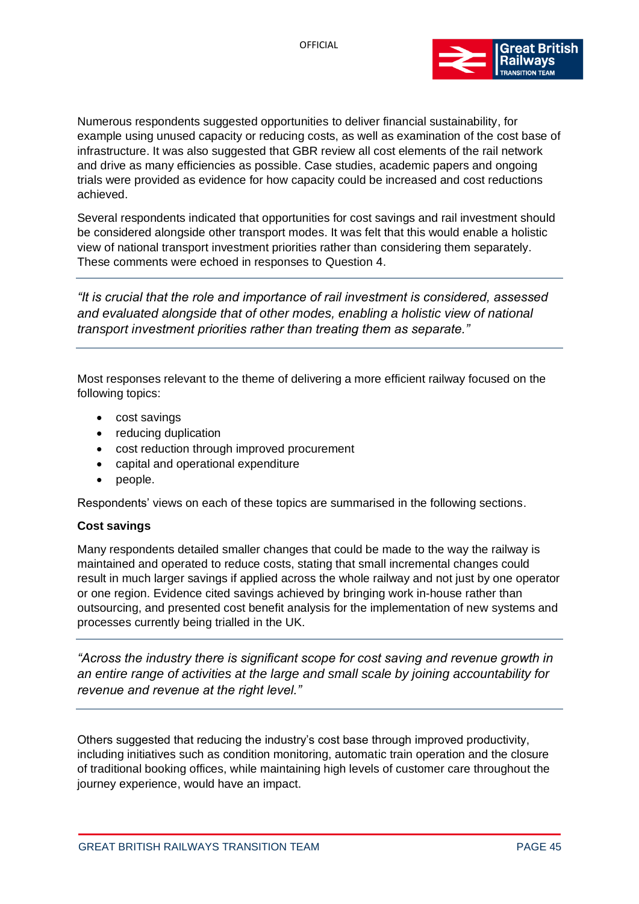Numerous respondents suggested opportunities to deliver financial sustainability, for example using unused capacity or reducing costs, as well as examination of the cost base of infrastructure. It was also suggested that GBR review all cost elements of the rail network and drive as many efficiencies as possible. Case studies, academic papers and ongoing trials were provided as evidence for how capacity could be increased and cost reductions achieved.

Several respondents indicated that opportunities for cost savings and rail investment should be considered alongside other transport modes. It was felt that this would enable a holistic view of national transport investment priorities rather than considering them separately. These comments were echoed in responses to Question 4.

---

*"It is crucial that the role and importance of rail investment is considered, assessed and evaluated alongside that of other modes, enabling a holistic view of national transport investment priorities rather than treating them as separate."*

---

Most responses relevant to the theme of delivering a more efficient railway focused on the following topics:

- cost savings
- reducing duplication
- cost reduction through improved procurement
- capital and operational expenditure
- people.

Respondents' views on each of these topics are summarised in the following sections.

**Cost savings**

Many respondents detailed smaller changes that could be made to the way the railway is maintained and operated to reduce costs, stating that small incremental changes could result in much larger savings if applied across the whole railway and not just by one operator or one region. Evidence cited savings achieved by bringing work in-house rather than outsourcing, and presented cost benefit analysis for the implementation of new systems and processes currently being trialled in the UK.

---

*"Across the industry there is significant scope for cost saving and revenue growth in an entire range of activities at the large and small scale by joining accountability for revenue and revenue at the right level."*

---

Others suggested that reducing the industry's cost base through improved productivity, including initiatives such as condition monitoring, automatic train operation and the closure of traditional booking offices, while maintaining high levels of customer care throughout the journey experience, would have an impact.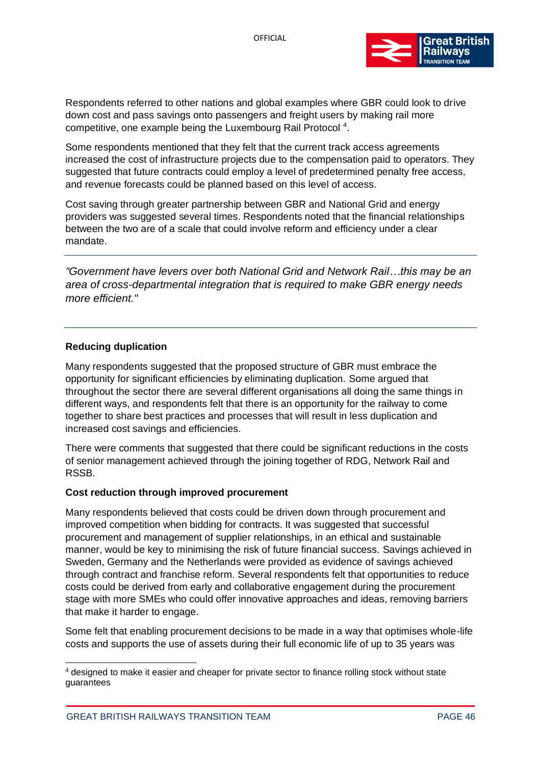Respondents referred to other nations and global examples where GBR could look to drive down cost and pass savings onto passengers and freight users by making rail more competitive, one example being the Luxembourg Rail Protocol [4].

Some respondents mentioned that they felt that the current track access agreements increased the cost of infrastructure projects due to the compensation paid to operators. They suggested that future contracts could employ a level of predetermined penalty free access, and revenue forecasts could be planned based on this level of access.

Cost saving through greater partnership between GBR and National Grid and energy providers was suggested several times. Respondents noted that the financial relationships between the two are of a scale that could involve reform and efficiency under a clear mandate.

---

*"Government have levers over both National Grid and Network Rail…this may be an area of cross-departmental integration that is required to make GBR energy needs more efficient."*

---

**Reducing duplication**

Many respondents suggested that the proposed structure of GBR must embrace the opportunity for significant efficiencies by eliminating duplication. Some argued that throughout the sector there are several different organisations all doing the same things in different ways, and respondents felt that there is an opportunity for the railway to come together to share best practices and processes that will result in less duplication and increased cost savings and efficiencies.

There were comments that suggested that there could be significant reductions in the costs of senior management achieved through the joining together of RDG, Network Rail and RSSB.

**Cost reduction through improved procurement**

Many respondents believed that costs could be driven down through procurement and improved competition when bidding for contracts. It was suggested that successful procurement and management of supplier relationships, in an ethical and sustainable manner, would be key to minimising the risk of future financial success. Savings achieved in Sweden, Germany and the Netherlands were provided as evidence of savings achieved through contract and franchise reform. Several respondents felt that opportunities to reduce costs could be derived from early and collaborative engagement during the procurement stage with more SMEs who could offer innovative approaches and ideas, removing barriers that make it harder to engage.

Some felt that enabling procurement decisions to be made in a way that optimises whole-life costs and supports the use of assets during their full economic life of up to 35 years was

[4] designed to make it easier and cheaper for private sector to finance rolling stock without state guarantees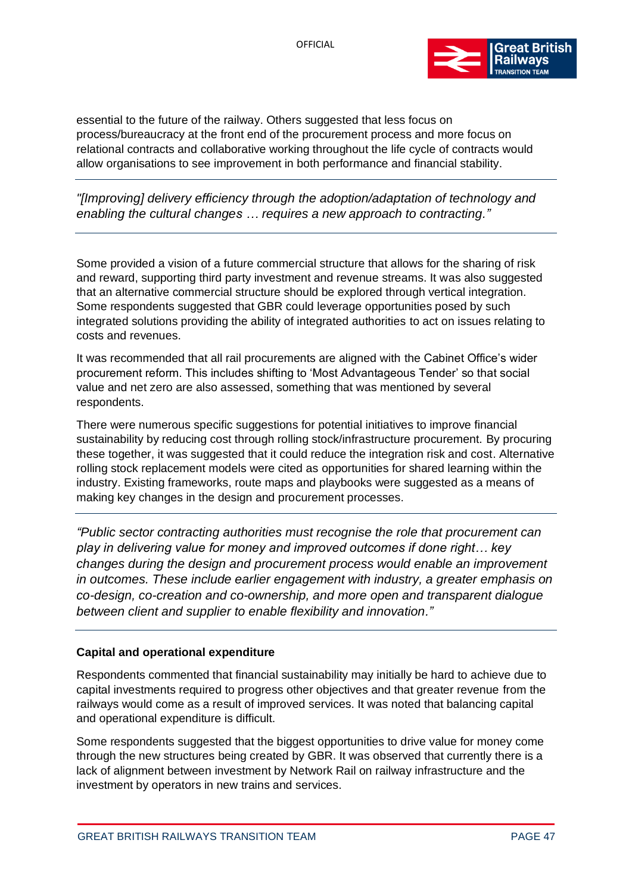essential to the future of the railway. Others suggested that less focus on process/bureaucracy at the front end of the procurement process and more focus on relational contracts and collaborative working throughout the life cycle of contracts would allow organisations to see improvement in both performance and financial stability.

---

*"[Improving] delivery efficiency through the adoption/adaptation of technology and enabling the cultural changes … requires a new approach to contracting."*

---

Some provided a vision of a future commercial structure that allows for the sharing of risk and reward, supporting third party investment and revenue streams. It was also suggested that an alternative commercial structure should be explored through vertical integration. Some respondents suggested that GBR could leverage opportunities posed by such integrated solutions providing the ability of integrated authorities to act on issues relating to costs and revenues.

It was recommended that all rail procurements are aligned with the Cabinet Office's wider procurement reform. This includes shifting to 'Most Advantageous Tender' so that social value and net zero are also assessed, something that was mentioned by several respondents.

There were numerous specific suggestions for potential initiatives to improve financial sustainability by reducing cost through rolling stock/infrastructure procurement. By procuring these together, it was suggested that it could reduce the integration risk and cost. Alternative rolling stock replacement models were cited as opportunities for shared learning within the industry. Existing frameworks, route maps and playbooks were suggested as a means of making key changes in the design and procurement processes.

---

*"Public sector contracting authorities must recognise the role that procurement can play in delivering value for money and improved outcomes if done right… key changes during the design and procurement process would enable an improvement in outcomes. These include earlier engagement with industry, a greater emphasis on co-design, co-creation and co-ownership, and more open and transparent dialogue between client and supplier to enable flexibility and innovation."*

---

**Capital and operational expenditure**

Respondents commented that financial sustainability may initially be hard to achieve due to capital investments required to progress other objectives and that greater revenue from the railways would come as a result of improved services. It was noted that balancing capital and operational expenditure is difficult.

Some respondents suggested that the biggest opportunities to drive value for money come through the new structures being created by GBR. It was observed that currently there is a lack of alignment between investment by Network Rail on railway infrastructure and the investment by operators in new trains and services.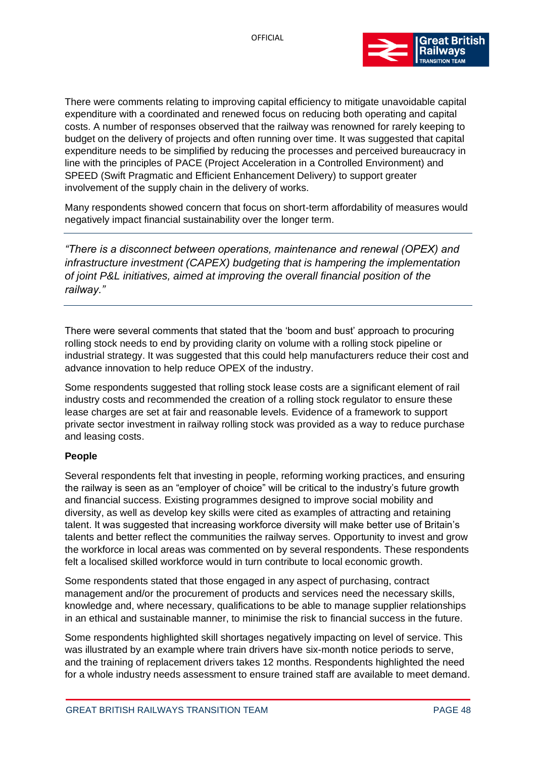There were comments relating to improving capital efficiency to mitigate unavoidable capital expenditure with a coordinated and renewed focus on reducing both operating and capital costs. A number of responses observed that the railway was renowned for rarely keeping to budget on the delivery of projects and often running over time. It was suggested that capital expenditure needs to be simplified by reducing the processes and perceived bureaucracy in line with the principles of PACE (Project Acceleration in a Controlled Environment) and SPEED (Swift Pragmatic and Efficient Enhancement Delivery) to support greater involvement of the supply chain in the delivery of works.

Many respondents showed concern that focus on short-term affordability of measures would negatively impact financial sustainability over the longer term.

---

*"There is a disconnect between operations, maintenance and renewal (OPEX) and infrastructure investment (CAPEX) budgeting that is hampering the implementation of joint P&L initiatives, aimed at improving the overall financial position of the railway."*

---

There were several comments that stated that the 'boom and bust' approach to procuring rolling stock needs to end by providing clarity on volume with a rolling stock pipeline or industrial strategy. It was suggested that this could help manufacturers reduce their cost and advance innovation to help reduce OPEX of the industry.

Some respondents suggested that rolling stock lease costs are a significant element of rail industry costs and recommended the creation of a rolling stock regulator to ensure these lease charges are set at fair and reasonable levels. Evidence of a framework to support private sector investment in railway rolling stock was provided as a way to reduce purchase and leasing costs.

**People**

Several respondents felt that investing in people, reforming working practices, and ensuring the railway is seen as an "employer of choice" will be critical to the industry's future growth and financial success. Existing programmes designed to improve social mobility and diversity, as well as develop key skills were cited as examples of attracting and retaining talent. It was suggested that increasing workforce diversity will make better use of Britain's talents and better reflect the communities the railway serves. Opportunity to invest and grow the workforce in local areas was commented on by several respondents. These respondents felt a localised skilled workforce would in turn contribute to local economic growth.

Some respondents stated that those engaged in any aspect of purchasing, contract management and/or the procurement of products and services need the necessary skills, knowledge and, where necessary, qualifications to be able to manage supplier relationships in an ethical and sustainable manner, to minimise the risk to financial success in the future.

Some respondents highlighted skill shortages negatively impacting on level of service. This was illustrated by an example where train drivers have six-month notice periods to serve, and the training of replacement drivers takes 12 months. Respondents highlighted the need for a whole industry needs assessment to ensure trained staff are available to meet demand.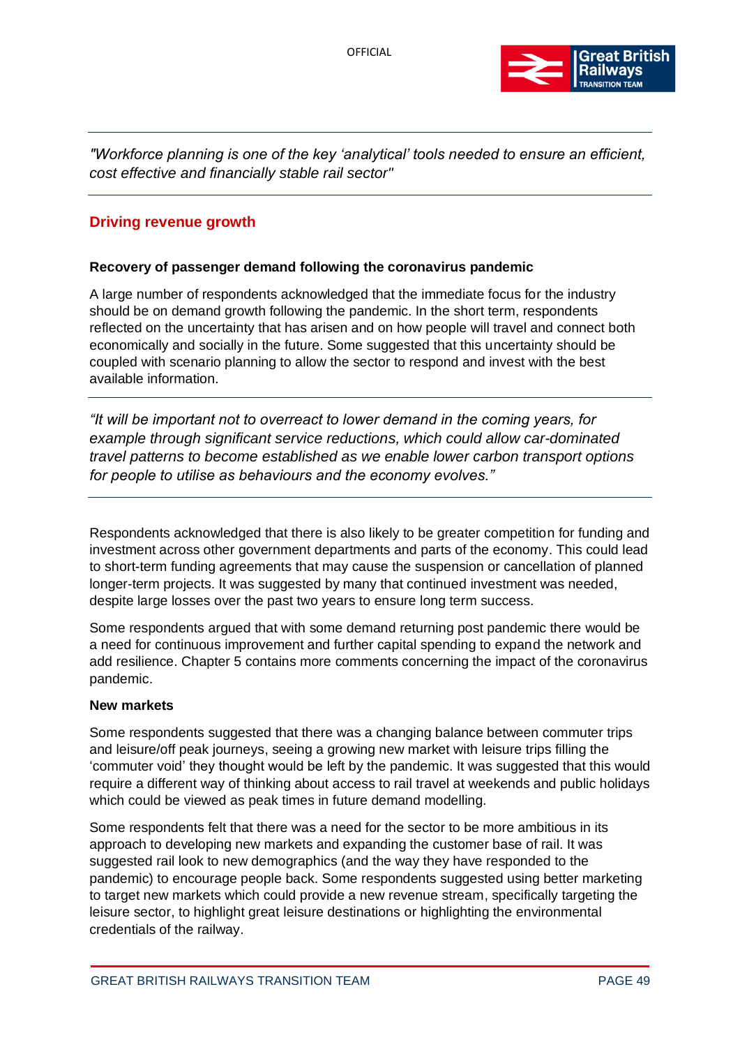*"Workforce planning is one of the key 'analytical' tools needed to ensure an efficient, cost effective and financially stable rail sector"*

## Driving revenue growth

### Recovery of passenger demand following the coronavirus pandemic

A large number of respondents acknowledged that the immediate focus for the industry should be on demand growth following the pandemic. In the short term, respondents reflected on the uncertainty that has arisen and on how people will travel and connect both economically and socially in the future. Some suggested that this uncertainty should be coupled with scenario planning to allow the sector to respond and invest with the best available information.

*"It will be important not to overreact to lower demand in the coming years, for example through significant service reductions, which could allow car-dominated travel patterns to become established as we enable lower carbon transport options for people to utilise as behaviours and the economy evolves."*

Respondents acknowledged that there is also likely to be greater competition for funding and investment across other government departments and parts of the economy. This could lead to short-term funding agreements that may cause the suspension or cancellation of planned longer-term projects. It was suggested by many that continued investment was needed, despite large losses over the past two years to ensure long term success.

Some respondents argued that with some demand returning post pandemic there would be a need for continuous improvement and further capital spending to expand the network and add resilience. Chapter 5 contains more comments concerning the impact of the coronavirus pandemic.

### New markets

Some respondents suggested that there was a changing balance between commuter trips and leisure/off peak journeys, seeing a growing new market with leisure trips filling the 'commuter void' they thought would be left by the pandemic. It was suggested that this would require a different way of thinking about access to rail travel at weekends and public holidays which could be viewed as peak times in future demand modelling.

Some respondents felt that there was a need for the sector to be more ambitious in its approach to developing new markets and expanding the customer base of rail. It was suggested rail look to new demographics (and the way they have responded to the pandemic) to encourage people back. Some respondents suggested using better marketing to target new markets which could provide a new revenue stream, specifically targeting the leisure sector, to highlight great leisure destinations or highlighting the environmental credentials of the railway.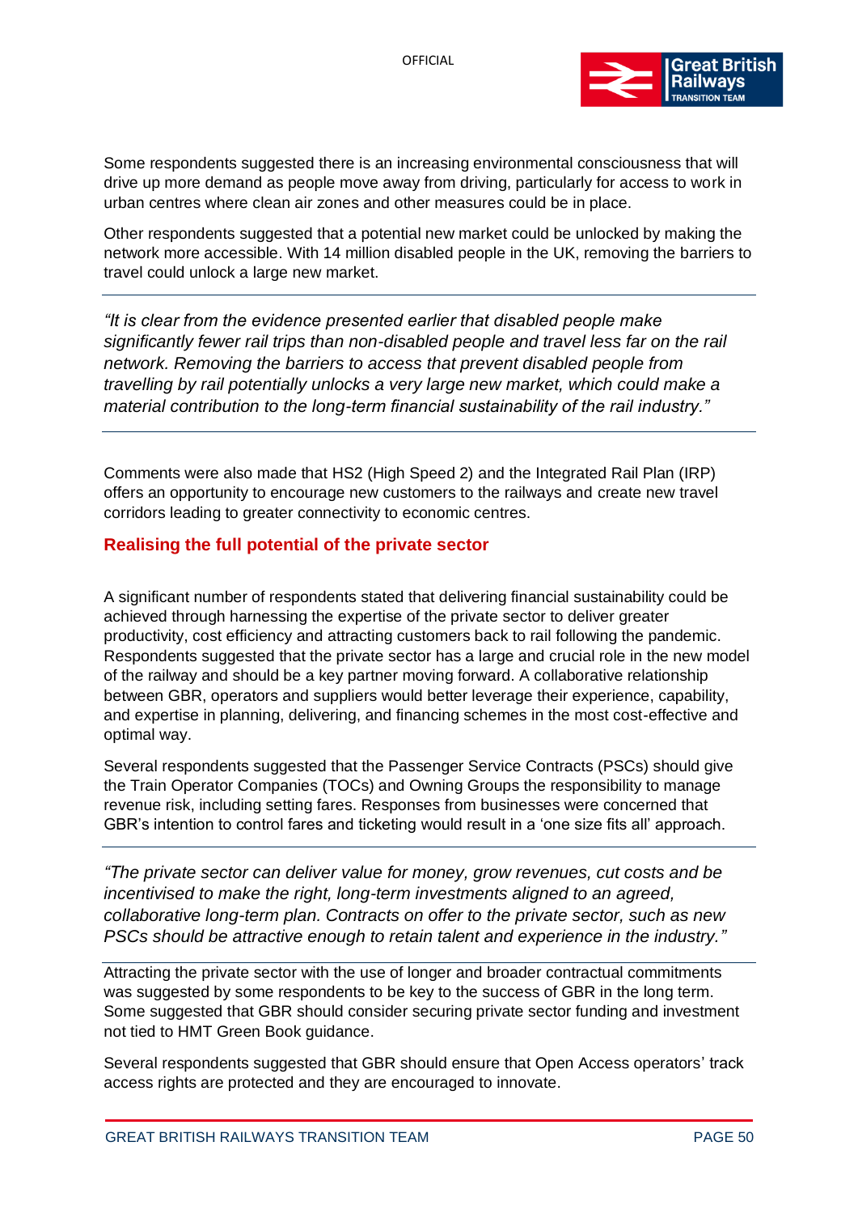Some respondents suggested there is an increasing environmental consciousness that will drive up more demand as people move away from driving, particularly for access to work in urban centres where clean air zones and other measures could be in place.

Other respondents suggested that a potential new market could be unlocked by making the network more accessible. With 14 million disabled people in the UK, removing the barriers to travel could unlock a large new market.

---

*"It is clear from the evidence presented earlier that disabled people make significantly fewer rail trips than non-disabled people and travel less far on the rail network. Removing the barriers to access that prevent disabled people from travelling by rail potentially unlocks a very large new market, which could make a material contribution to the long-term financial sustainability of the rail industry."*

---

Comments were also made that HS2 (High Speed 2) and the Integrated Rail Plan (IRP) offers an opportunity to encourage new customers to the railways and create new travel corridors leading to greater connectivity to economic centres.

## Realising the full potential of the private sector

A significant number of respondents stated that delivering financial sustainability could be achieved through harnessing the expertise of the private sector to deliver greater productivity, cost efficiency and attracting customers back to rail following the pandemic. Respondents suggested that the private sector has a large and crucial role in the new model of the railway and should be a key partner moving forward. A collaborative relationship between GBR, operators and suppliers would better leverage their experience, capability, and expertise in planning, delivering, and financing schemes in the most cost-effective and optimal way.

Several respondents suggested that the Passenger Service Contracts (PSCs) should give the Train Operator Companies (TOCs) and Owning Groups the responsibility to manage revenue risk, including setting fares. Responses from businesses were concerned that GBR's intention to control fares and ticketing would result in a 'one size fits all' approach.

---

*"The private sector can deliver value for money, grow revenues, cut costs and be incentivised to make the right, long-term investments aligned to an agreed, collaborative long-term plan. Contracts on offer to the private sector, such as new PSCs should be attractive enough to retain talent and experience in the industry."*

---

Attracting the private sector with the use of longer and broader contractual commitments was suggested by some respondents to be key to the success of GBR in the long term. Some suggested that GBR should consider securing private sector funding and investment not tied to HMT Green Book guidance.

Several respondents suggested that GBR should ensure that Open Access operators' track access rights are protected and they are encouraged to innovate.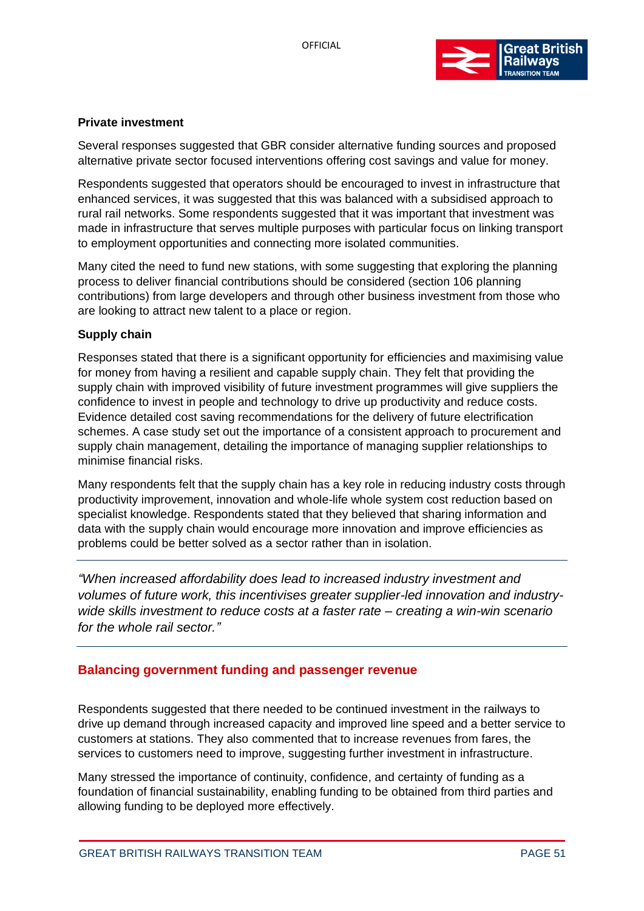**Private investment**

Several responses suggested that GBR consider alternative funding sources and proposed alternative private sector focused interventions offering cost savings and value for money.

Respondents suggested that operators should be encouraged to invest in infrastructure that enhanced services, it was suggested that this was balanced with a subsidised approach to rural rail networks. Some respondents suggested that it was important that investment was made in infrastructure that serves multiple purposes with particular focus on linking transport to employment opportunities and connecting more isolated communities.

Many cited the need to fund new stations, with some suggesting that exploring the planning process to deliver financial contributions should be considered (section 106 planning contributions) from large developers and through other business investment from those who are looking to attract new talent to a place or region.

**Supply chain**

Responses stated that there is a significant opportunity for efficiencies and maximising value for money from having a resilient and capable supply chain. They felt that providing the supply chain with improved visibility of future investment programmes will give suppliers the confidence to invest in people and technology to drive up productivity and reduce costs. Evidence detailed cost saving recommendations for the delivery of future electrification schemes. A case study set out the importance of a consistent approach to procurement and supply chain management, detailing the importance of managing supplier relationships to minimise financial risks.

Many respondents felt that the supply chain has a key role in reducing industry costs through productivity improvement, innovation and whole-life whole system cost reduction based on specialist knowledge. Respondents stated that they believed that sharing information and data with the supply chain would encourage more innovation and improve efficiencies as problems could be better solved as a sector rather than in isolation.

---

*"When increased affordability does lead to increased industry investment and volumes of future work, this incentivises greater supplier-led innovation and industry-wide skills investment to reduce costs at a faster rate – creating a win-win scenario for the whole rail sector."*

---

## Balancing government funding and passenger revenue

Respondents suggested that there needed to be continued investment in the railways to drive up demand through increased capacity and improved line speed and a better service to customers at stations. They also commented that to increase revenues from fares, the services to customers need to improve, suggesting further investment in infrastructure.

Many stressed the importance of continuity, confidence, and certainty of funding as a foundation of financial sustainability, enabling funding to be obtained from third parties and allowing funding to be deployed more effectively.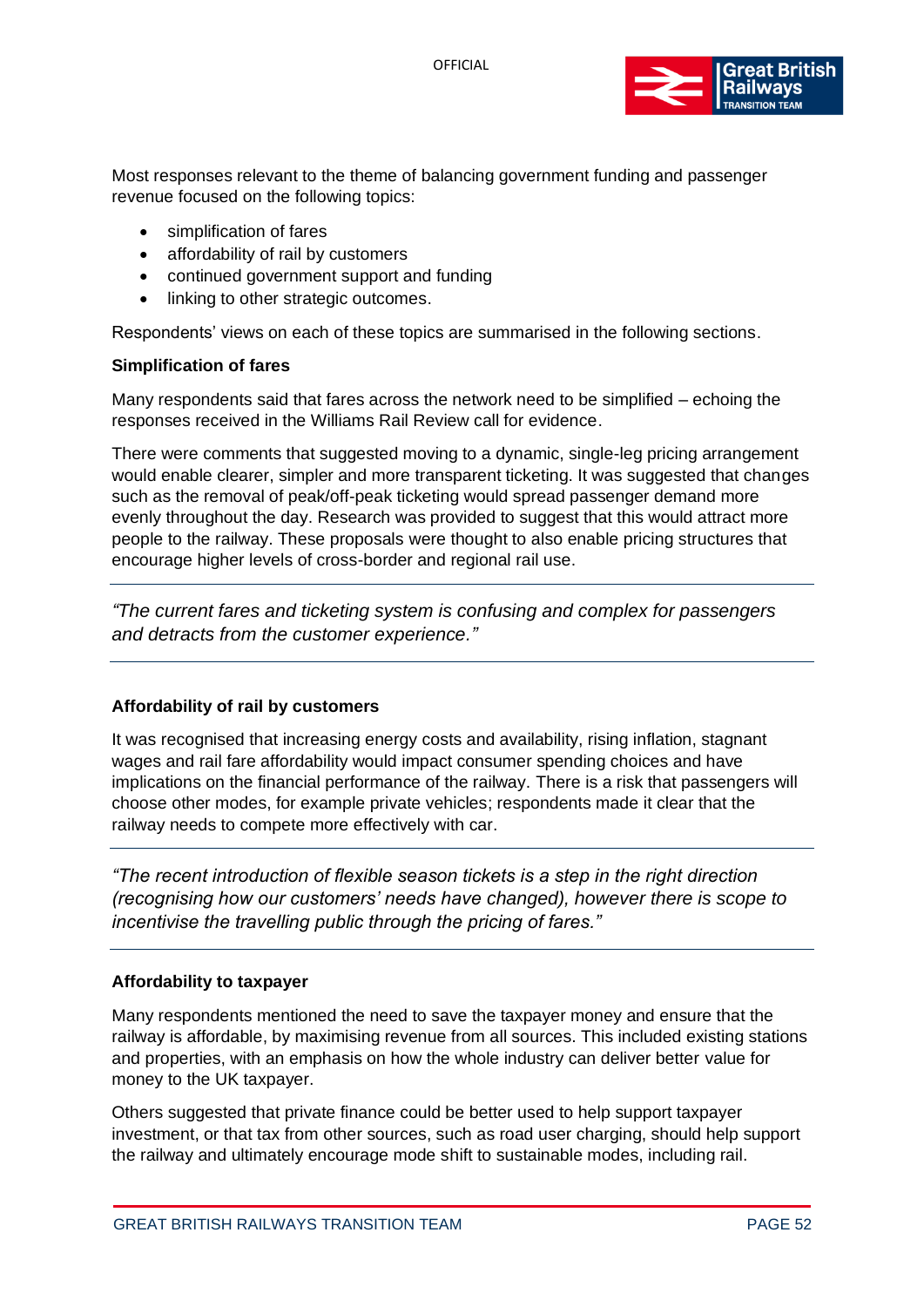Most responses relevant to the theme of balancing government funding and passenger revenue focused on the following topics:

- simplification of fares
- affordability of rail by customers
- continued government support and funding
- linking to other strategic outcomes.

Respondents' views on each of these topics are summarised in the following sections.

**Simplification of fares**

Many respondents said that fares across the network need to be simplified – echoing the responses received in the Williams Rail Review call for evidence.

There were comments that suggested moving to a dynamic, single-leg pricing arrangement would enable clearer, simpler and more transparent ticketing. It was suggested that changes such as the removal of peak/off-peak ticketing would spread passenger demand more evenly throughout the day. Research was provided to suggest that this would attract more people to the railway. These proposals were thought to also enable pricing structures that encourage higher levels of cross-border and regional rail use.

---

*"The current fares and ticketing system is confusing and complex for passengers and detracts from the customer experience."*

---

**Affordability of rail by customers**

It was recognised that increasing energy costs and availability, rising inflation, stagnant wages and rail fare affordability would impact consumer spending choices and have implications on the financial performance of the railway. There is a risk that passengers will choose other modes, for example private vehicles; respondents made it clear that the railway needs to compete more effectively with car.

---

*"The recent introduction of flexible season tickets is a step in the right direction (recognising how our customers' needs have changed), however there is scope to incentivise the travelling public through the pricing of fares."*

---

**Affordability to taxpayer**

Many respondents mentioned the need to save the taxpayer money and ensure that the railway is affordable, by maximising revenue from all sources. This included existing stations and properties, with an emphasis on how the whole industry can deliver better value for money to the UK taxpayer.

Others suggested that private finance could be better used to help support taxpayer investment, or that tax from other sources, such as road user charging, should help support the railway and ultimately encourage mode shift to sustainable modes, including rail.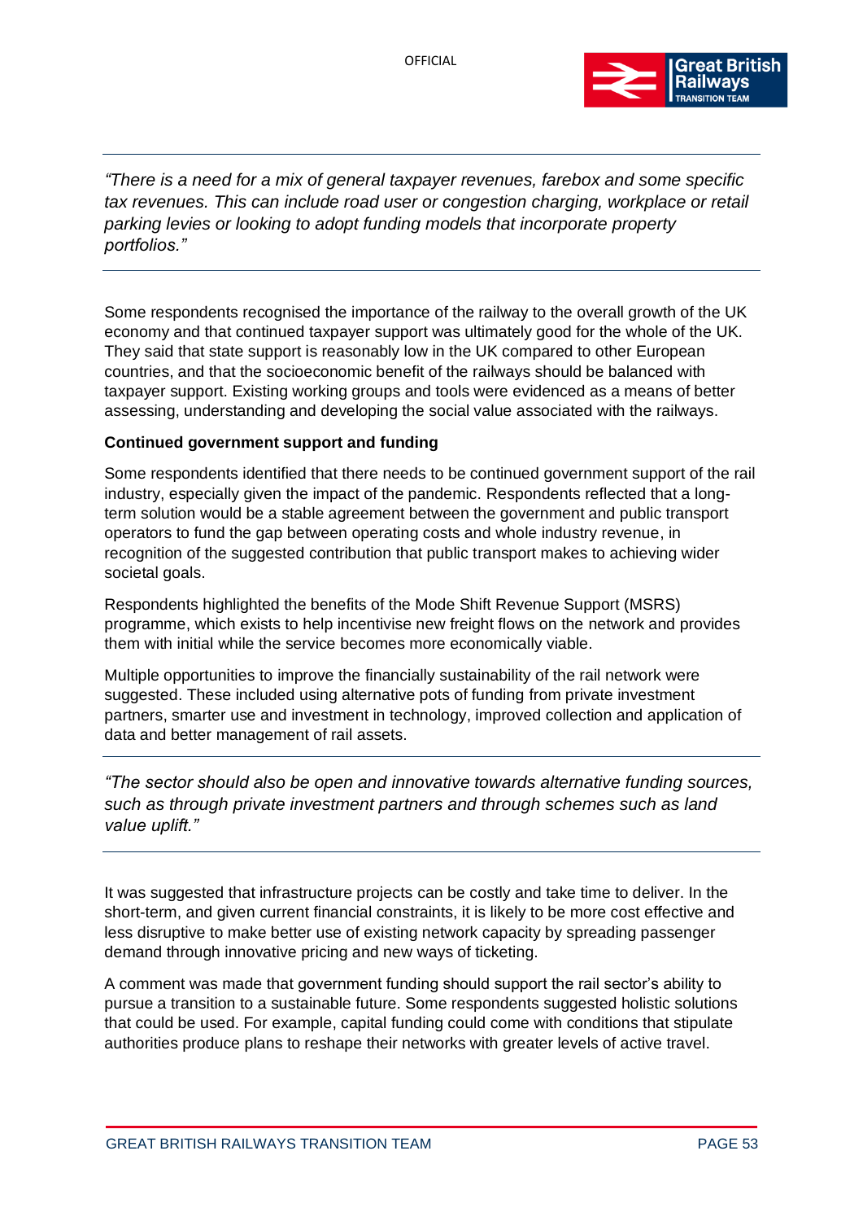*"There is a need for a mix of general taxpayer revenues, farebox and some specific tax revenues. This can include road user or congestion charging, workplace or retail parking levies or looking to adopt funding models that incorporate property portfolios."*

Some respondents recognised the importance of the railway to the overall growth of the UK economy and that continued taxpayer support was ultimately good for the whole of the UK. They said that state support is reasonably low in the UK compared to other European countries, and that the socioeconomic benefit of the railways should be balanced with taxpayer support. Existing working groups and tools were evidenced as a means of better assessing, understanding and developing the social value associated with the railways.

**Continued government support and funding**

Some respondents identified that there needs to be continued government support of the rail industry, especially given the impact of the pandemic. Respondents reflected that a long-term solution would be a stable agreement between the government and public transport operators to fund the gap between operating costs and whole industry revenue, in recognition of the suggested contribution that public transport makes to achieving wider societal goals.

Respondents highlighted the benefits of the Mode Shift Revenue Support (MSRS) programme, which exists to help incentivise new freight flows on the network and provides them with initial while the service becomes more economically viable.

Multiple opportunities to improve the financially sustainability of the rail network were suggested. These included using alternative pots of funding from private investment partners, smarter use and investment in technology, improved collection and application of data and better management of rail assets.

*"The sector should also be open and innovative towards alternative funding sources, such as through private investment partners and through schemes such as land value uplift."*

It was suggested that infrastructure projects can be costly and take time to deliver. In the short-term, and given current financial constraints, it is likely to be more cost effective and less disruptive to make better use of existing network capacity by spreading passenger demand through innovative pricing and new ways of ticketing.

A comment was made that government funding should support the rail sector's ability to pursue a transition to a sustainable future. Some respondents suggested holistic solutions that could be used. For example, capital funding could come with conditions that stipulate authorities produce plans to reshape their networks with greater levels of active travel.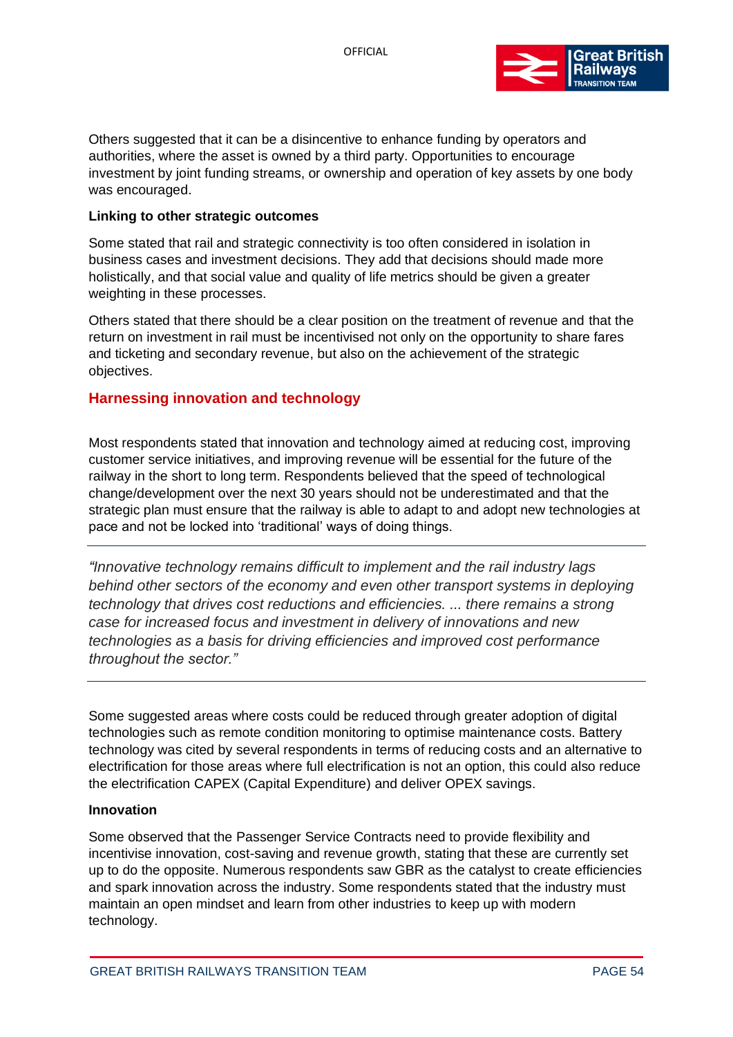Others suggested that it can be a disincentive to enhance funding by operators and authorities, where the asset is owned by a third party. Opportunities to encourage investment by joint funding streams, or ownership and operation of key assets by one body was encouraged.

**Linking to other strategic outcomes**

Some stated that rail and strategic connectivity is too often considered in isolation in business cases and investment decisions. They add that decisions should made more holistically, and that social value and quality of life metrics should be given a greater weighting in these processes.

Others stated that there should be a clear position on the treatment of revenue and that the return on investment in rail must be incentivised not only on the opportunity to share fares and ticketing and secondary revenue, but also on the achievement of the strategic objectives.

## Harnessing innovation and technology

Most respondents stated that innovation and technology aimed at reducing cost, improving customer service initiatives, and improving revenue will be essential for the future of the railway in the short to long term. Respondents believed that the speed of technological change/development over the next 30 years should not be underestimated and that the strategic plan must ensure that the railway is able to adapt to and adopt new technologies at pace and not be locked into 'traditional' ways of doing things.

---

*"Innovative technology remains difficult to implement and the rail industry lags behind other sectors of the economy and even other transport systems in deploying technology that drives cost reductions and efficiencies. ... there remains a strong case for increased focus and investment in delivery of innovations and new technologies as a basis for driving efficiencies and improved cost performance throughout the sector."*

---

Some suggested areas where costs could be reduced through greater adoption of digital technologies such as remote condition monitoring to optimise maintenance costs. Battery technology was cited by several respondents in terms of reducing costs and an alternative to electrification for those areas where full electrification is not an option, this could also reduce the electrification CAPEX (Capital Expenditure) and deliver OPEX savings.

**Innovation**

Some observed that the Passenger Service Contracts need to provide flexibility and incentivise innovation, cost-saving and revenue growth, stating that these are currently set up to do the opposite. Numerous respondents saw GBR as the catalyst to create efficiencies and spark innovation across the industry. Some respondents stated that the industry must maintain an open mindset and learn from other industries to keep up with modern technology.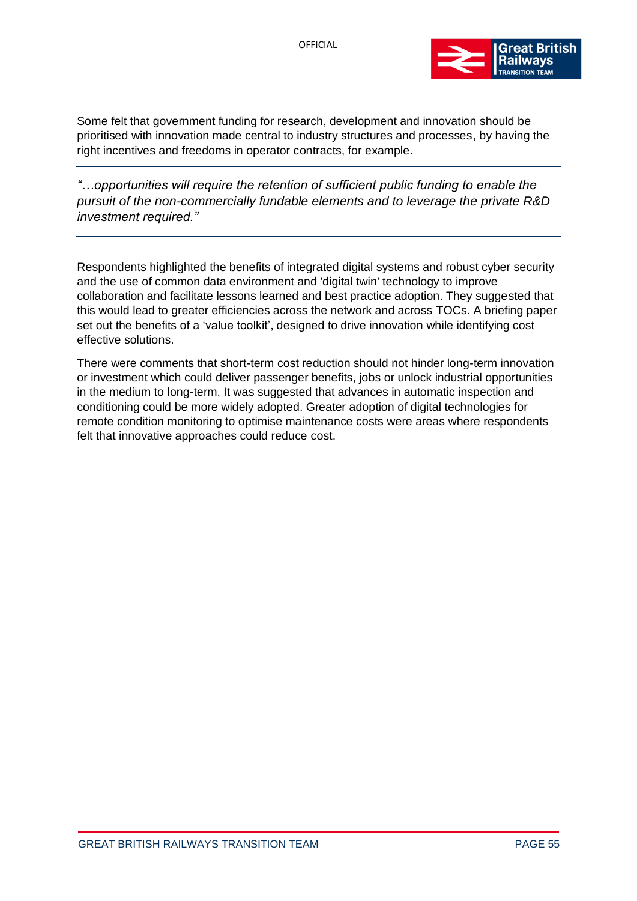Some felt that government funding for research, development and innovation should be prioritised with innovation made central to industry structures and processes, by having the right incentives and freedoms in operator contracts, for example.

---

*"…opportunities will require the retention of sufficient public funding to enable the pursuit of the non-commercially fundable elements and to leverage the private R&D investment required."*

---

Respondents highlighted the benefits of integrated digital systems and robust cyber security and the use of common data environment and 'digital twin' technology to improve collaboration and facilitate lessons learned and best practice adoption. They suggested that this would lead to greater efficiencies across the network and across TOCs. A briefing paper set out the benefits of a 'value toolkit', designed to drive innovation while identifying cost effective solutions.

There were comments that short-term cost reduction should not hinder long-term innovation or investment which could deliver passenger benefits, jobs or unlock industrial opportunities in the medium to long-term. It was suggested that advances in automatic inspection and conditioning could be more widely adopted. Greater adoption of digital technologies for remote condition monitoring to optimise maintenance costs were areas where respondents felt that innovative approaches could reduce cost.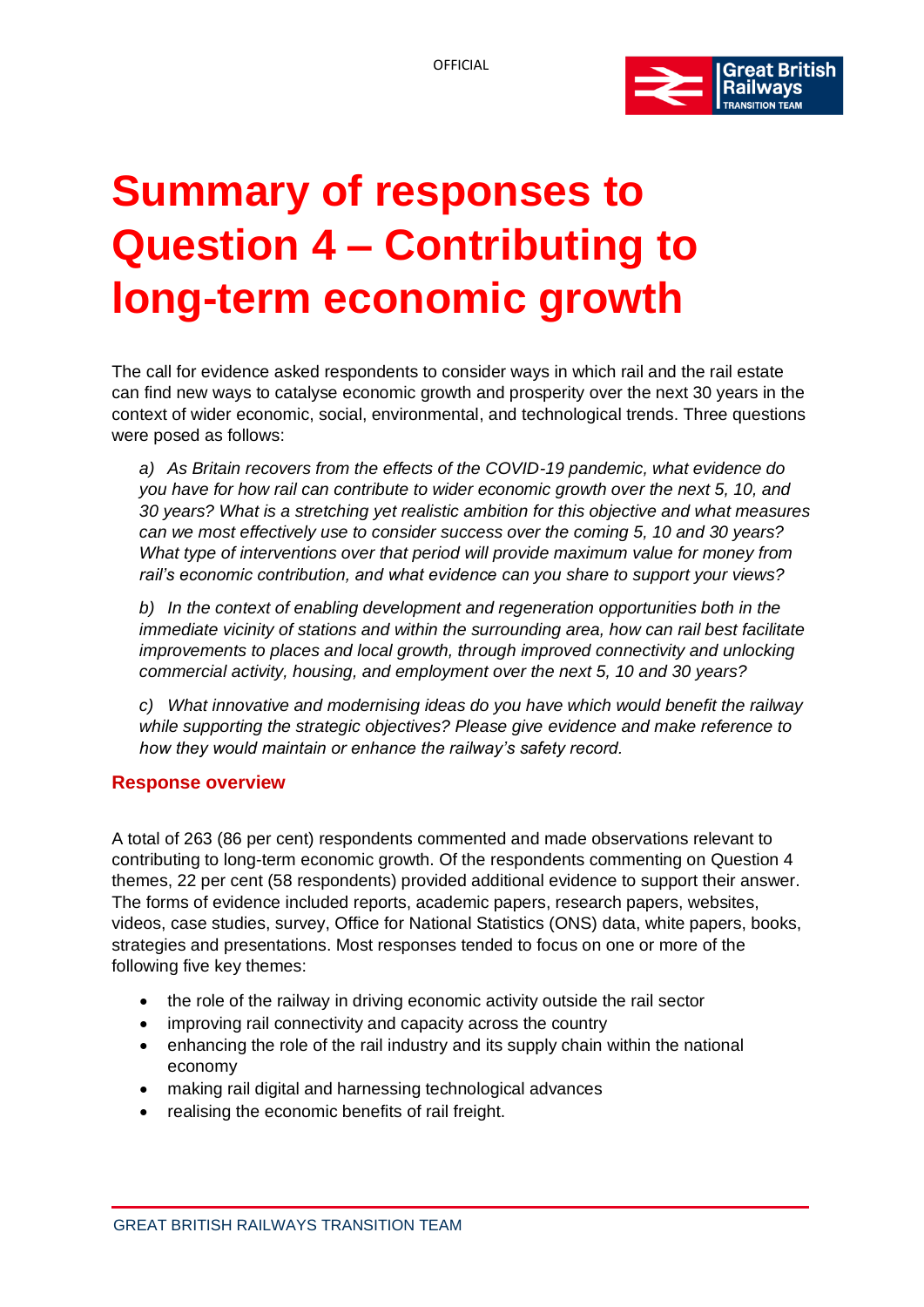# Summary of responses to Question 4 – Contributing to long-term economic growth

The call for evidence asked respondents to consider ways in which rail and the rail estate can find new ways to catalyse economic growth and prosperity over the next 30 years in the context of wider economic, social, environmental, and technological trends. Three questions were posed as follows:

*a) As Britain recovers from the effects of the COVID-19 pandemic, what evidence do you have for how rail can contribute to wider economic growth over the next 5, 10, and 30 years? What is a stretching yet realistic ambition for this objective and what measures can we most effectively use to consider success over the coming 5, 10 and 30 years? What type of interventions over that period will provide maximum value for money from rail's economic contribution, and what evidence can you share to support your views?*

*b) In the context of enabling development and regeneration opportunities both in the immediate vicinity of stations and within the surrounding area, how can rail best facilitate improvements to places and local growth, through improved connectivity and unlocking commercial activity, housing, and employment over the next 5, 10 and 30 years?*

*c) What innovative and modernising ideas do you have which would benefit the railway while supporting the strategic objectives? Please give evidence and make reference to how they would maintain or enhance the railway's safety record.*

## Response overview

A total of 263 (86 per cent) respondents commented and made observations relevant to contributing to long-term economic growth. Of the respondents commenting on Question 4 themes, 22 per cent (58 respondents) provided additional evidence to support their answer. The forms of evidence included reports, academic papers, research papers, websites, videos, case studies, survey, Office for National Statistics (ONS) data, white papers, books, strategies and presentations. Most responses tended to focus on one or more of the following five key themes:

- the role of the railway in driving economic activity outside the rail sector
- improving rail connectivity and capacity across the country
- enhancing the role of the rail industry and its supply chain within the national economy
- making rail digital and harnessing technological advances
- realising the economic benefits of rail freight.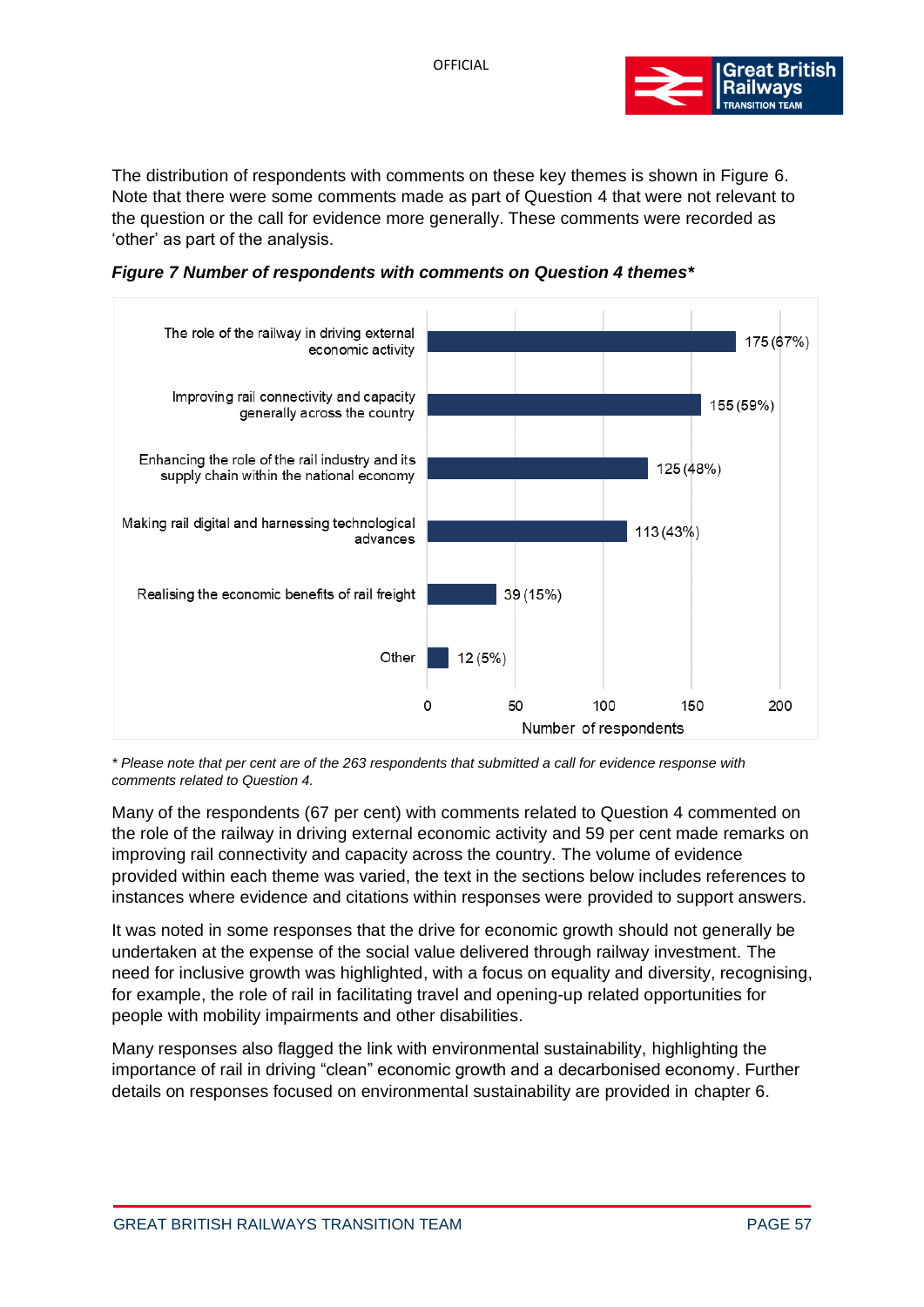The distribution of respondents with comments on these key themes is shown in Figure 6. Note that there were some comments made as part of Question 4 that were not relevant to the question or the call for evidence more generally. These comments were recorded as 'other' as part of the analysis.

***Figure 7 Number of respondents with comments on Question 4 themes****

| Theme | Number of respondents |
|---|---|
| The role of the railway in driving external economic activity | 175 (67%) |
| Improving rail connectivity and capacity generally across the country | 155 (59%) |
| Enhancing the role of the rail industry and its supply chain within the national economy | 125 (48%) |
| Making rail digital and harnessing technological advances | 113 (43%) |
| Realising the economic benefits of rail freight | 39 (15%) |
| Other | 12 (5%) |

*\* Please note that per cent are of the 263 respondents that submitted a call for evidence response with comments related to Question 4.*

Many of the respondents (67 per cent) with comments related to Question 4 commented on the role of the railway in driving external economic activity and 59 per cent made remarks on improving rail connectivity and capacity across the country. The volume of evidence provided within each theme was varied, the text in the sections below includes references to instances where evidence and citations within responses were provided to support answers.

It was noted in some responses that the drive for economic growth should not generally be undertaken at the expense of the social value delivered through railway investment. The need for inclusive growth was highlighted, with a focus on equality and diversity, recognising, for example, the role of rail in facilitating travel and opening-up related opportunities for people with mobility impairments and other disabilities.

Many responses also flagged the link with environmental sustainability, highlighting the importance of rail in driving "clean" economic growth and a decarbonised economy. Further details on responses focused on environmental sustainability are provided in chapter 6.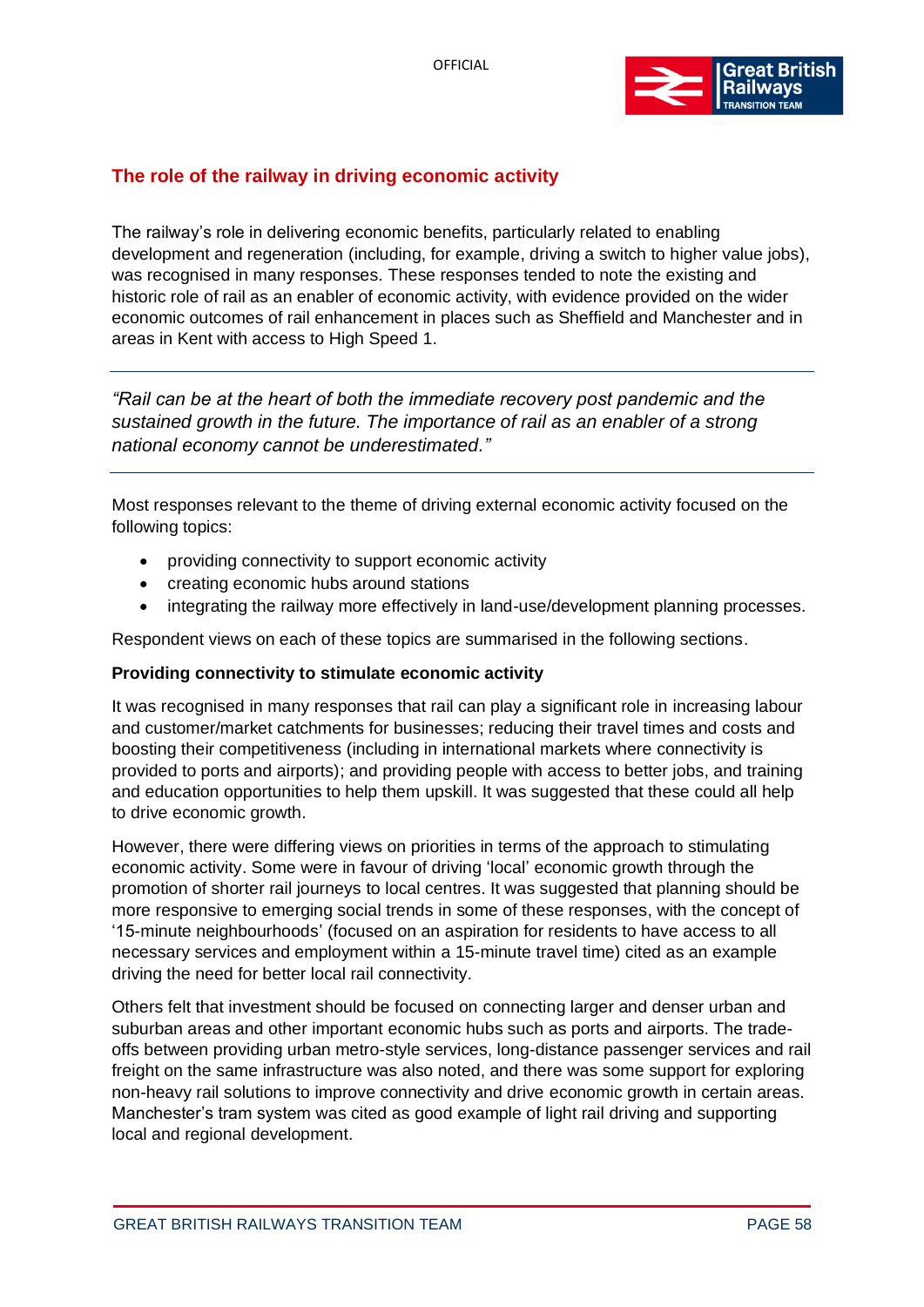## The role of the railway in driving economic activity

The railway's role in delivering economic benefits, particularly related to enabling development and regeneration (including, for example, driving a switch to higher value jobs), was recognised in many responses. These responses tended to note the existing and historic role of rail as an enabler of economic activity, with evidence provided on the wider economic outcomes of rail enhancement in places such as Sheffield and Manchester and in areas in Kent with access to High Speed 1.

---

*"Rail can be at the heart of both the immediate recovery post pandemic and the sustained growth in the future. The importance of rail as an enabler of a strong national economy cannot be underestimated."*

---

Most responses relevant to the theme of driving external economic activity focused on the following topics:

- providing connectivity to support economic activity
- creating economic hubs around stations
- integrating the railway more effectively in land-use/development planning processes.

Respondent views on each of these topics are summarised in the following sections.

**Providing connectivity to stimulate economic activity**

It was recognised in many responses that rail can play a significant role in increasing labour and customer/market catchments for businesses; reducing their travel times and costs and boosting their competitiveness (including in international markets where connectivity is provided to ports and airports); and providing people with access to better jobs, and training and education opportunities to help them upskill. It was suggested that these could all help to drive economic growth.

However, there were differing views on priorities in terms of the approach to stimulating economic activity. Some were in favour of driving 'local' economic growth through the promotion of shorter rail journeys to local centres. It was suggested that planning should be more responsive to emerging social trends in some of these responses, with the concept of '15-minute neighbourhoods' (focused on an aspiration for residents to have access to all necessary services and employment within a 15-minute travel time) cited as an example driving the need for better local rail connectivity.

Others felt that investment should be focused on connecting larger and denser urban and suburban areas and other important economic hubs such as ports and airports. The trade-offs between providing urban metro-style services, long-distance passenger services and rail freight on the same infrastructure was also noted, and there was some support for exploring non-heavy rail solutions to improve connectivity and drive economic growth in certain areas. Manchester's tram system was cited as good example of light rail driving and supporting local and regional development.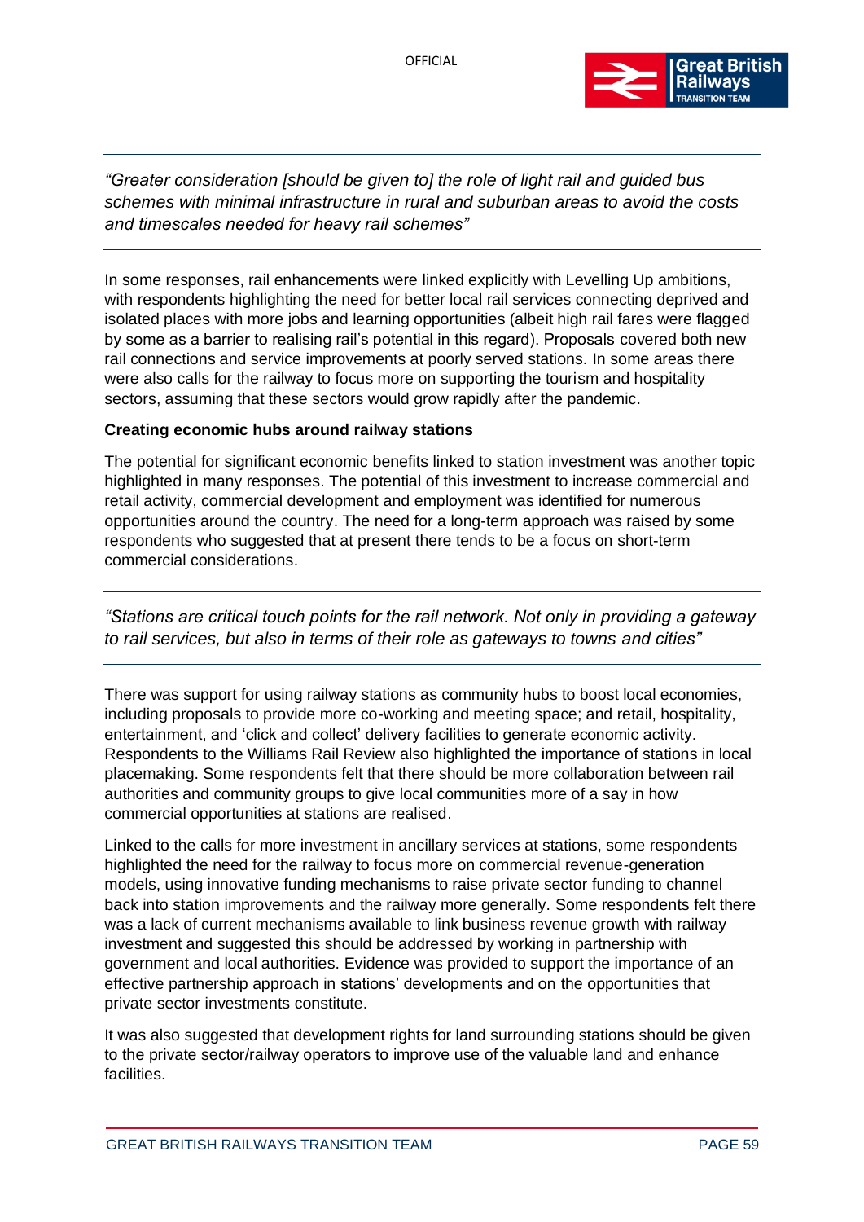*“Greater consideration [should be given to] the role of light rail and guided bus schemes with minimal infrastructure in rural and suburban areas to avoid the costs and timescales needed for heavy rail schemes”*

In some responses, rail enhancements were linked explicitly with Levelling Up ambitions, with respondents highlighting the need for better local rail services connecting deprived and isolated places with more jobs and learning opportunities (albeit high rail fares were flagged by some as a barrier to realising rail’s potential in this regard). Proposals covered both new rail connections and service improvements at poorly served stations. In some areas there were also calls for the railway to focus more on supporting the tourism and hospitality sectors, assuming that these sectors would grow rapidly after the pandemic.

**Creating economic hubs around railway stations**

The potential for significant economic benefits linked to station investment was another topic highlighted in many responses. The potential of this investment to increase commercial and retail activity, commercial development and employment was identified for numerous opportunities around the country. The need for a long-term approach was raised by some respondents who suggested that at present there tends to be a focus on short-term commercial considerations.

*“Stations are critical touch points for the rail network. Not only in providing a gateway to rail services, but also in terms of their role as gateways to towns and cities”*

There was support for using railway stations as community hubs to boost local economies, including proposals to provide more co-working and meeting space; and retail, hospitality, entertainment, and ‘click and collect’ delivery facilities to generate economic activity. Respondents to the Williams Rail Review also highlighted the importance of stations in local placemaking. Some respondents felt that there should be more collaboration between rail authorities and community groups to give local communities more of a say in how commercial opportunities at stations are realised.

Linked to the calls for more investment in ancillary services at stations, some respondents highlighted the need for the railway to focus more on commercial revenue-generation models, using innovative funding mechanisms to raise private sector funding to channel back into station improvements and the railway more generally. Some respondents felt there was a lack of current mechanisms available to link business revenue growth with railway investment and suggested this should be addressed by working in partnership with government and local authorities. Evidence was provided to support the importance of an effective partnership approach in stations’ developments and on the opportunities that private sector investments constitute.

It was also suggested that development rights for land surrounding stations should be given to the private sector/railway operators to improve use of the valuable land and enhance facilities.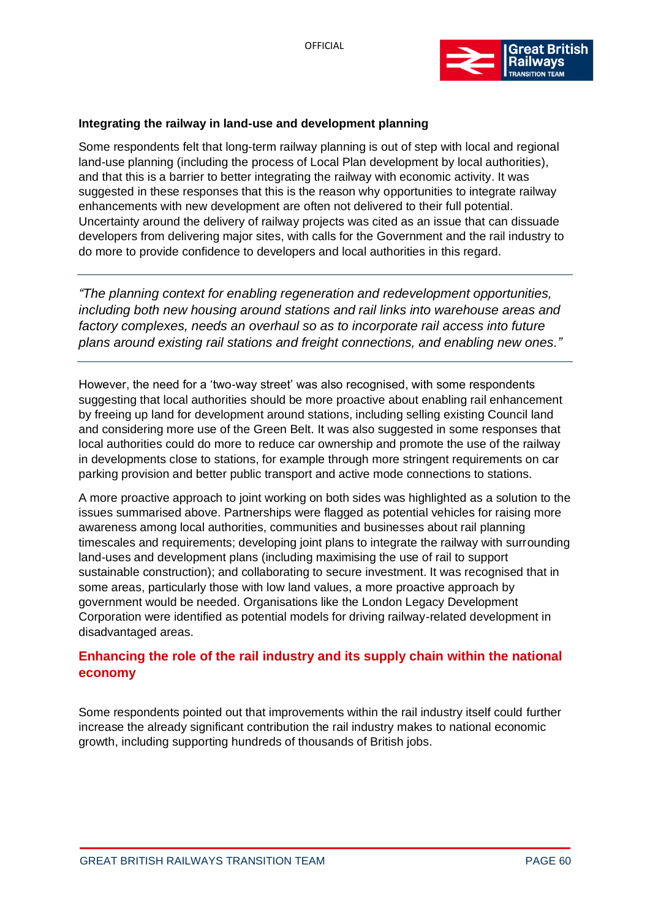**Integrating the railway in land-use and development planning**

Some respondents felt that long-term railway planning is out of step with local and regional land-use planning (including the process of Local Plan development by local authorities), and that this is a barrier to better integrating the railway with economic activity. It was suggested in these responses that this is the reason why opportunities to integrate railway enhancements with new development are often not delivered to their full potential. Uncertainty around the delivery of railway projects was cited as an issue that can dissuade developers from delivering major sites, with calls for the Government and the rail industry to do more to provide confidence to developers and local authorities in this regard.

---

*"The planning context for enabling regeneration and redevelopment opportunities, including both new housing around stations and rail links into warehouse areas and factory complexes, needs an overhaul so as to incorporate rail access into future plans around existing rail stations and freight connections, and enabling new ones."*

---

However, the need for a 'two-way street' was also recognised, with some respondents suggesting that local authorities should be more proactive about enabling rail enhancement by freeing up land for development around stations, including selling existing Council land and considering more use of the Green Belt. It was also suggested in some responses that local authorities could do more to reduce car ownership and promote the use of the railway in developments close to stations, for example through more stringent requirements on car parking provision and better public transport and active mode connections to stations.

A more proactive approach to joint working on both sides was highlighted as a solution to the issues summarised above. Partnerships were flagged as potential vehicles for raising more awareness among local authorities, communities and businesses about rail planning timescales and requirements; developing joint plans to integrate the railway with surrounding land-uses and development plans (including maximising the use of rail to support sustainable construction); and collaborating to secure investment. It was recognised that in some areas, particularly those with low land values, a more proactive approach by government would be needed. Organisations like the London Legacy Development Corporation were identified as potential models for driving railway-related development in disadvantaged areas.

## Enhancing the role of the rail industry and its supply chain within the national economy

Some respondents pointed out that improvements within the rail industry itself could further increase the already significant contribution the rail industry makes to national economic growth, including supporting hundreds of thousands of British jobs.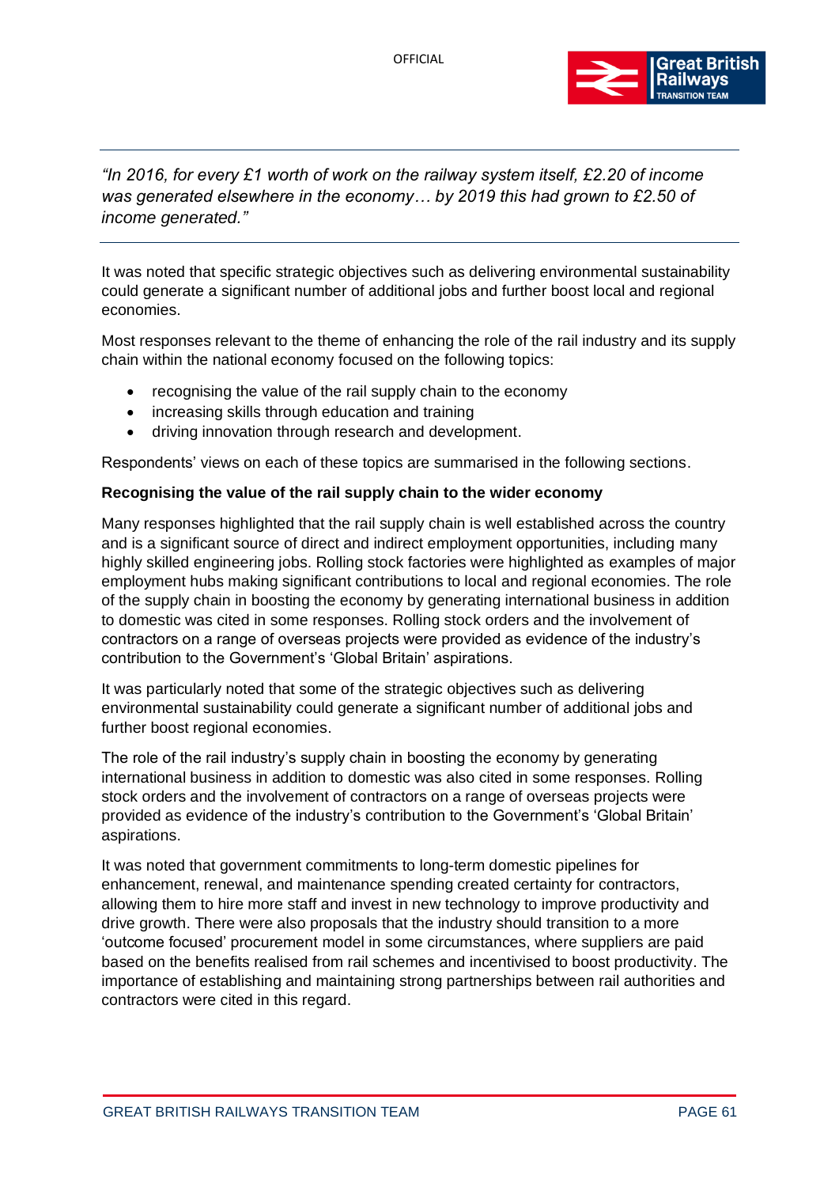*"In 2016, for every £1 worth of work on the railway system itself, £2.20 of income was generated elsewhere in the economy… by 2019 this had grown to £2.50 of income generated."*

It was noted that specific strategic objectives such as delivering environmental sustainability could generate a significant number of additional jobs and further boost local and regional economies.

Most responses relevant to the theme of enhancing the role of the rail industry and its supply chain within the national economy focused on the following topics:

- recognising the value of the rail supply chain to the economy
- increasing skills through education and training
- driving innovation through research and development.

Respondents' views on each of these topics are summarised in the following sections.

**Recognising the value of the rail supply chain to the wider economy**

Many responses highlighted that the rail supply chain is well established across the country and is a significant source of direct and indirect employment opportunities, including many highly skilled engineering jobs. Rolling stock factories were highlighted as examples of major employment hubs making significant contributions to local and regional economies. The role of the supply chain in boosting the economy by generating international business in addition to domestic was cited in some responses. Rolling stock orders and the involvement of contractors on a range of overseas projects were provided as evidence of the industry's contribution to the Government's 'Global Britain' aspirations.

It was particularly noted that some of the strategic objectives such as delivering environmental sustainability could generate a significant number of additional jobs and further boost regional economies.

The role of the rail industry's supply chain in boosting the economy by generating international business in addition to domestic was also cited in some responses. Rolling stock orders and the involvement of contractors on a range of overseas projects were provided as evidence of the industry's contribution to the Government's 'Global Britain' aspirations.

It was noted that government commitments to long-term domestic pipelines for enhancement, renewal, and maintenance spending created certainty for contractors, allowing them to hire more staff and invest in new technology to improve productivity and drive growth. There were also proposals that the industry should transition to a more 'outcome focused' procurement model in some circumstances, where suppliers are paid based on the benefits realised from rail schemes and incentivised to boost productivity. The importance of establishing and maintaining strong partnerships between rail authorities and contractors were cited in this regard.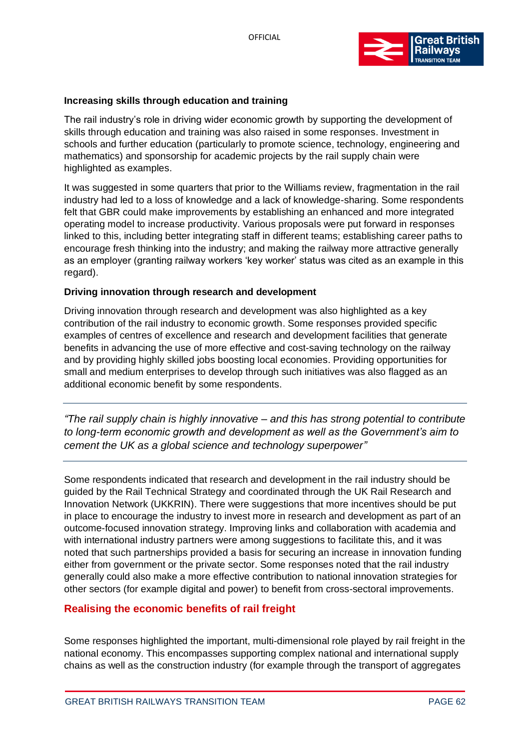**Increasing skills through education and training**

The rail industry's role in driving wider economic growth by supporting the development of skills through education and training was also raised in some responses. Investment in schools and further education (particularly to promote science, technology, engineering and mathematics) and sponsorship for academic projects by the rail supply chain were highlighted as examples.

It was suggested in some quarters that prior to the Williams review, fragmentation in the rail industry had led to a loss of knowledge and a lack of knowledge-sharing. Some respondents felt that GBR could make improvements by establishing an enhanced and more integrated operating model to increase productivity. Various proposals were put forward in responses linked to this, including better integrating staff in different teams; establishing career paths to encourage fresh thinking into the industry; and making the railway more attractive generally as an employer (granting railway workers 'key worker' status was cited as an example in this regard).

**Driving innovation through research and development**

Driving innovation through research and development was also highlighted as a key contribution of the rail industry to economic growth. Some responses provided specific examples of centres of excellence and research and development facilities that generate benefits in advancing the use of more effective and cost-saving technology on the railway and by providing highly skilled jobs boosting local economies. Providing opportunities for small and medium enterprises to develop through such initiatives was also flagged as an additional economic benefit by some respondents.

---

*"The rail supply chain is highly innovative – and this has strong potential to contribute to long-term economic growth and development as well as the Government's aim to cement the UK as a global science and technology superpower"*

---

Some respondents indicated that research and development in the rail industry should be guided by the Rail Technical Strategy and coordinated through the UK Rail Research and Innovation Network (UKKRIN). There were suggestions that more incentives should be put in place to encourage the industry to invest more in research and development as part of an outcome-focused innovation strategy. Improving links and collaboration with academia and with international industry partners were among suggestions to facilitate this, and it was noted that such partnerships provided a basis for securing an increase in innovation funding either from government or the private sector. Some responses noted that the rail industry generally could also make a more effective contribution to national innovation strategies for other sectors (for example digital and power) to benefit from cross-sectoral improvements.

## Realising the economic benefits of rail freight

Some responses highlighted the important, multi-dimensional role played by rail freight in the national economy. This encompasses supporting complex national and international supply chains as well as the construction industry (for example through the transport of aggregates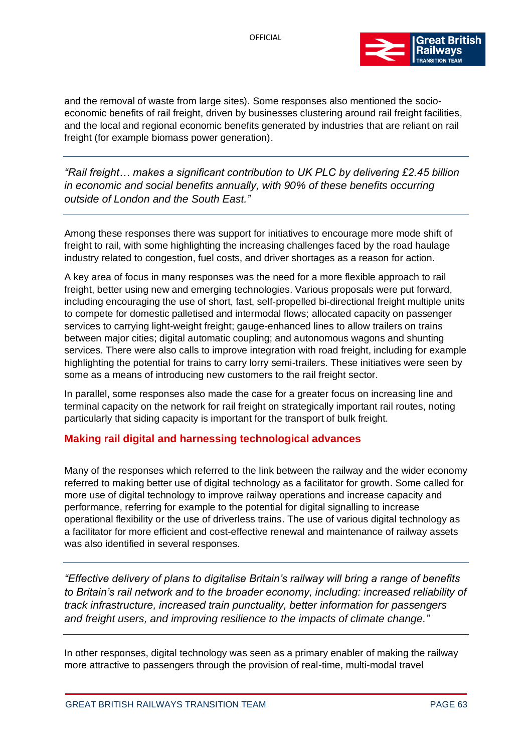and the removal of waste from large sites). Some responses also mentioned the socio-economic benefits of rail freight, driven by businesses clustering around rail freight facilities, and the local and regional economic benefits generated by industries that are reliant on rail freight (for example biomass power generation).

---

*"Rail freight… makes a significant contribution to UK PLC by delivering £2.45 billion in economic and social benefits annually, with 90% of these benefits occurring outside of London and the South East."*

---

Among these responses there was support for initiatives to encourage more mode shift of freight to rail, with some highlighting the increasing challenges faced by the road haulage industry related to congestion, fuel costs, and driver shortages as a reason for action.

A key area of focus in many responses was the need for a more flexible approach to rail freight, better using new and emerging technologies. Various proposals were put forward, including encouraging the use of short, fast, self-propelled bi-directional freight multiple units to compete for domestic palletised and intermodal flows; allocated capacity on passenger services to carrying light-weight freight; gauge-enhanced lines to allow trailers on trains between major cities; digital automatic coupling; and autonomous wagons and shunting services. There were also calls to improve integration with road freight, including for example highlighting the potential for trains to carry lorry semi-trailers. These initiatives were seen by some as a means of introducing new customers to the rail freight sector.

In parallel, some responses also made the case for a greater focus on increasing line and terminal capacity on the network for rail freight on strategically important rail routes, noting particularly that siding capacity is important for the transport of bulk freight.

### Making rail digital and harnessing technological advances

Many of the responses which referred to the link between the railway and the wider economy referred to making better use of digital technology as a facilitator for growth. Some called for more use of digital technology to improve railway operations and increase capacity and performance, referring for example to the potential for digital signalling to increase operational flexibility or the use of driverless trains. The use of various digital technology as a facilitator for more efficient and cost-effective renewal and maintenance of railway assets was also identified in several responses.

---

*"Effective delivery of plans to digitalise Britain's railway will bring a range of benefits to Britain's rail network and to the broader economy, including: increased reliability of track infrastructure, increased train punctuality, better information for passengers and freight users, and improving resilience to the impacts of climate change."*

---

In other responses, digital technology was seen as a primary enabler of making the railway more attractive to passengers through the provision of real-time, multi-modal travel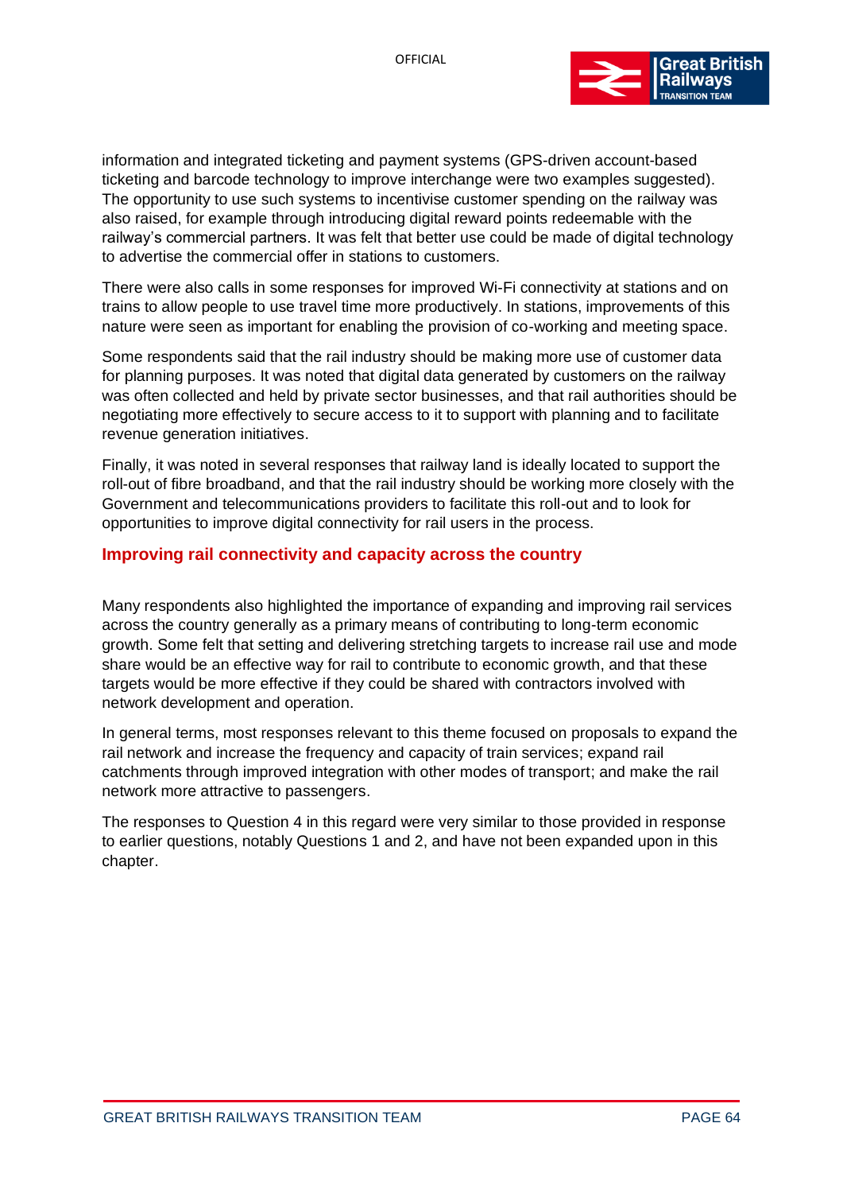information and integrated ticketing and payment systems (GPS-driven account-based ticketing and barcode technology to improve interchange were two examples suggested). The opportunity to use such systems to incentivise customer spending on the railway was also raised, for example through introducing digital reward points redeemable with the railway's commercial partners. It was felt that better use could be made of digital technology to advertise the commercial offer in stations to customers.

There were also calls in some responses for improved Wi-Fi connectivity at stations and on trains to allow people to use travel time more productively. In stations, improvements of this nature were seen as important for enabling the provision of co-working and meeting space.

Some respondents said that the rail industry should be making more use of customer data for planning purposes. It was noted that digital data generated by customers on the railway was often collected and held by private sector businesses, and that rail authorities should be negotiating more effectively to secure access to it to support with planning and to facilitate revenue generation initiatives.

Finally, it was noted in several responses that railway land is ideally located to support the roll-out of fibre broadband, and that the rail industry should be working more closely with the Government and telecommunications providers to facilitate this roll-out and to look for opportunities to improve digital connectivity for rail users in the process.

### Improving rail connectivity and capacity across the country

Many respondents also highlighted the importance of expanding and improving rail services across the country generally as a primary means of contributing to long-term economic growth. Some felt that setting and delivering stretching targets to increase rail use and mode share would be an effective way for rail to contribute to economic growth, and that these targets would be more effective if they could be shared with contractors involved with network development and operation.

In general terms, most responses relevant to this theme focused on proposals to expand the rail network and increase the frequency and capacity of train services; expand rail catchments through improved integration with other modes of transport; and make the rail network more attractive to passengers.

The responses to Question 4 in this regard were very similar to those provided in response to earlier questions, notably Questions 1 and 2, and have not been expanded upon in this chapter.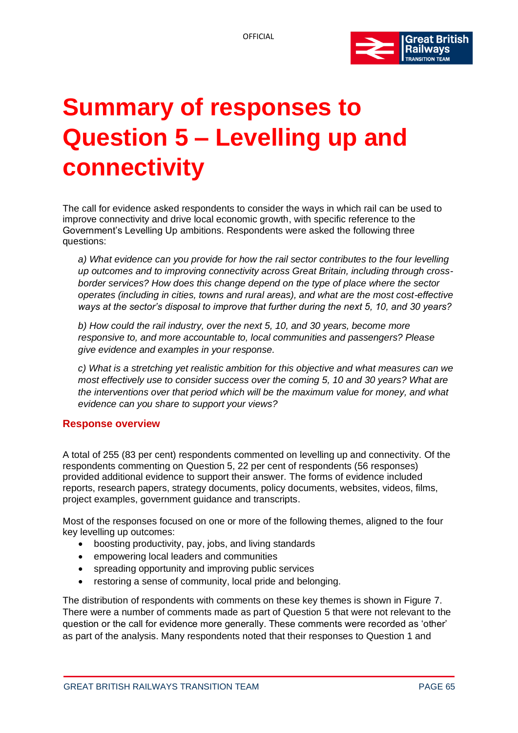# Summary of responses to Question 5 – Levelling up and connectivity

The call for evidence asked respondents to consider the ways in which rail can be used to improve connectivity and drive local economic growth, with specific reference to the Government's Levelling Up ambitions. Respondents were asked the following three questions:

> *a) What evidence can you provide for how the rail sector contributes to the four levelling up outcomes and to improving connectivity across Great Britain, including through cross-border services? How does this change depend on the type of place where the sector operates (including in cities, towns and rural areas), and what are the most cost-effective ways at the sector's disposal to improve that further during the next 5, 10, and 30 years?*
>
> *b) How could the rail industry, over the next 5, 10, and 30 years, become more responsive to, and more accountable to, local communities and passengers? Please give evidence and examples in your response.*
>
> *c) What is a stretching yet realistic ambition for this objective and what measures can we most effectively use to consider success over the coming 5, 10 and 30 years? What are the interventions over that period which will be the maximum value for money, and what evidence can you share to support your views?*

## Response overview

A total of 255 (83 per cent) respondents commented on levelling up and connectivity. Of the respondents commenting on Question 5, 22 per cent of respondents (56 responses) provided additional evidence to support their answer. The forms of evidence included reports, research papers, strategy documents, policy documents, websites, videos, films, project examples, government guidance and transcripts.

Most of the responses focused on one or more of the following themes, aligned to the four key levelling up outcomes:

- boosting productivity, pay, jobs, and living standards
- empowering local leaders and communities
- spreading opportunity and improving public services
- restoring a sense of community, local pride and belonging.

The distribution of respondents with comments on these key themes is shown in Figure 7. There were a number of comments made as part of Question 5 that were not relevant to the question or the call for evidence more generally. These comments were recorded as 'other' as part of the analysis. Many respondents noted that their responses to Question 1 and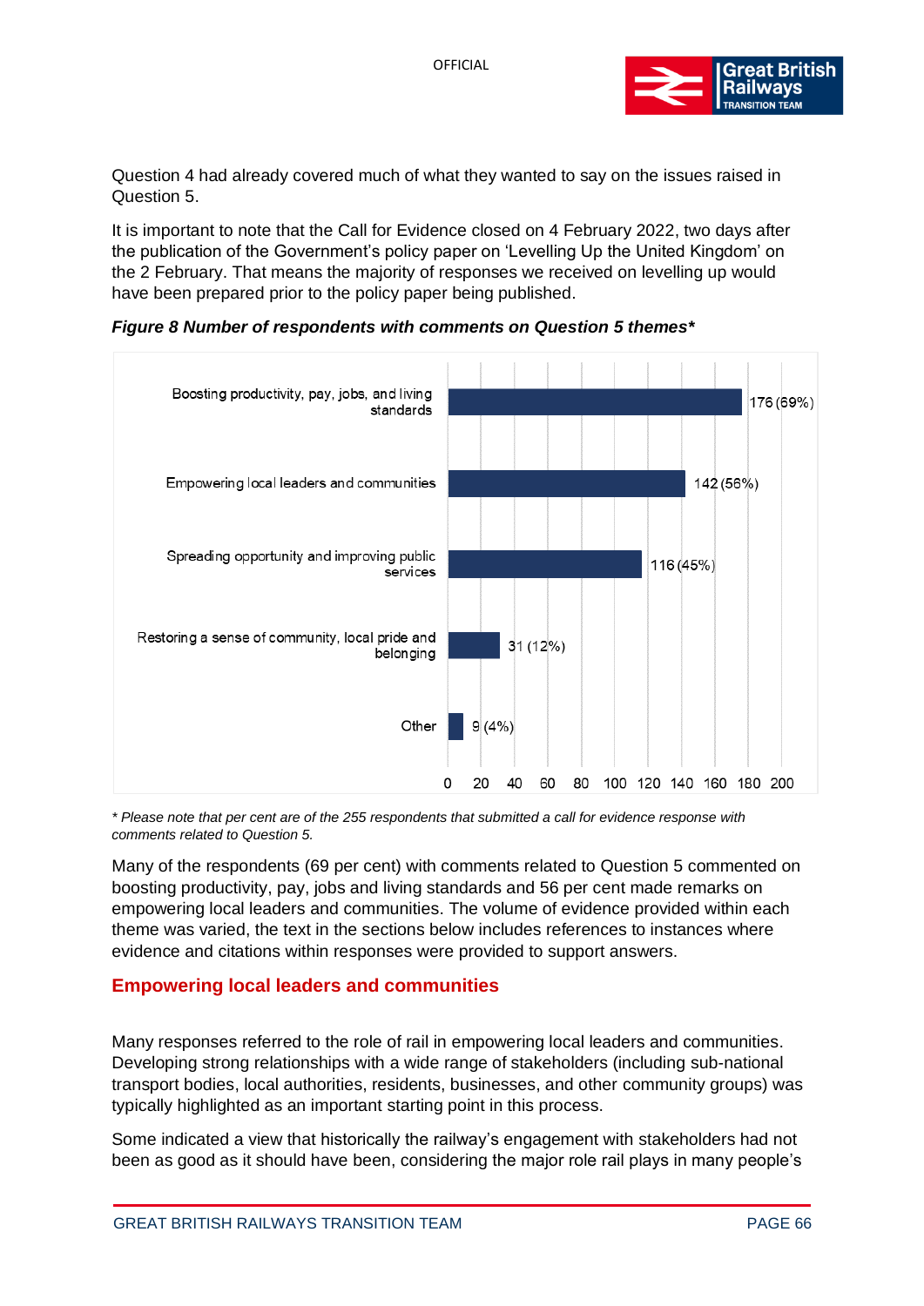Question 4 had already covered much of what they wanted to say on the issues raised in Question 5.

It is important to note that the Call for Evidence closed on 4 February 2022, two days after the publication of the Government's policy paper on 'Levelling Up the United Kingdom' on the 2 February. That means the majority of responses we received on levelling up would have been prepared prior to the policy paper being published.

***Figure 8 Number of respondents with comments on Question 5 themes****

| Theme | Number of respondents |
|---|---|
| Boosting productivity, pay, jobs, and living standards | 176 (69%) |
| Empowering local leaders and communities | 142 (56%) |
| Spreading opportunity and improving public services | 116 (45%) |
| Restoring a sense of community, local pride and belonging | 31 (12%) |
| Other | 9 (4%) |

*\* Please note that per cent are of the 255 respondents that submitted a call for evidence response with comments related to Question 5.*

Many of the respondents (69 per cent) with comments related to Question 5 commented on boosting productivity, pay, jobs and living standards and 56 per cent made remarks on empowering local leaders and communities. The volume of evidence provided within each theme was varied, the text in the sections below includes references to instances where evidence and citations within responses were provided to support answers.

## Empowering local leaders and communities

Many responses referred to the role of rail in empowering local leaders and communities. Developing strong relationships with a wide range of stakeholders (including sub-national transport bodies, local authorities, residents, businesses, and other community groups) was typically highlighted as an important starting point in this process.

Some indicated a view that historically the railway's engagement with stakeholders had not been as good as it should have been, considering the major role rail plays in many people's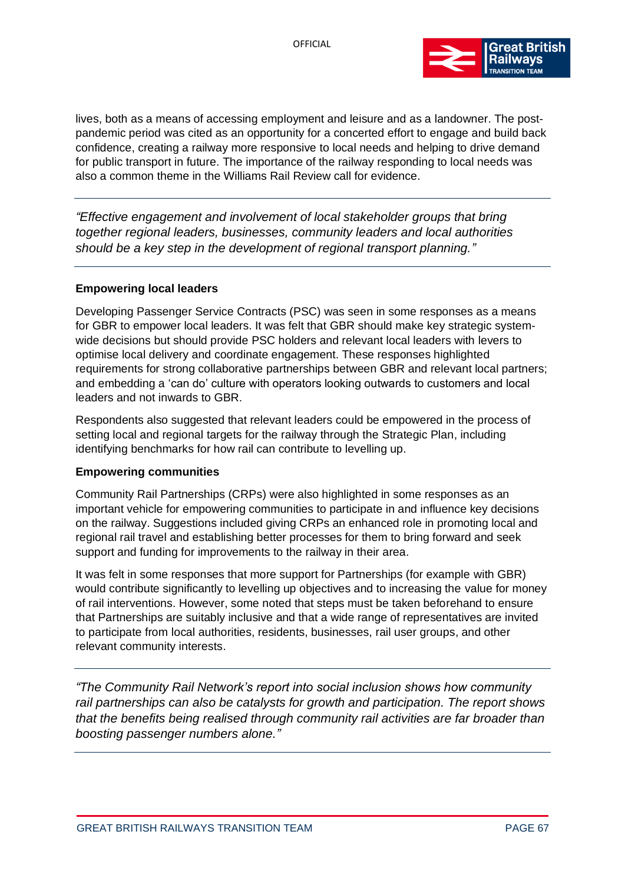lives, both as a means of accessing employment and leisure and as a landowner. The post-pandemic period was cited as an opportunity for a concerted effort to engage and build back confidence, creating a railway more responsive to local needs and helping to drive demand for public transport in future. The importance of the railway responding to local needs was also a common theme in the Williams Rail Review call for evidence.

---

*"Effective engagement and involvement of local stakeholder groups that bring together regional leaders, businesses, community leaders and local authorities should be a key step in the development of regional transport planning."*

---

**Empowering local leaders**

Developing Passenger Service Contracts (PSC) was seen in some responses as a means for GBR to empower local leaders. It was felt that GBR should make key strategic system-wide decisions but should provide PSC holders and relevant local leaders with levers to optimise local delivery and coordinate engagement. These responses highlighted requirements for strong collaborative partnerships between GBR and relevant local partners; and embedding a 'can do' culture with operators looking outwards to customers and local leaders and not inwards to GBR.

Respondents also suggested that relevant leaders could be empowered in the process of setting local and regional targets for the railway through the Strategic Plan, including identifying benchmarks for how rail can contribute to levelling up.

**Empowering communities**

Community Rail Partnerships (CRPs) were also highlighted in some responses as an important vehicle for empowering communities to participate in and influence key decisions on the railway. Suggestions included giving CRPs an enhanced role in promoting local and regional rail travel and establishing better processes for them to bring forward and seek support and funding for improvements to the railway in their area.

It was felt in some responses that more support for Partnerships (for example with GBR) would contribute significantly to levelling up objectives and to increasing the value for money of rail interventions. However, some noted that steps must be taken beforehand to ensure that Partnerships are suitably inclusive and that a wide range of representatives are invited to participate from local authorities, residents, businesses, rail user groups, and other relevant community interests.

---

*"The Community Rail Network's report into social inclusion shows how community rail partnerships can also be catalysts for growth and participation. The report shows that the benefits being realised through community rail activities are far broader than boosting passenger numbers alone."*

---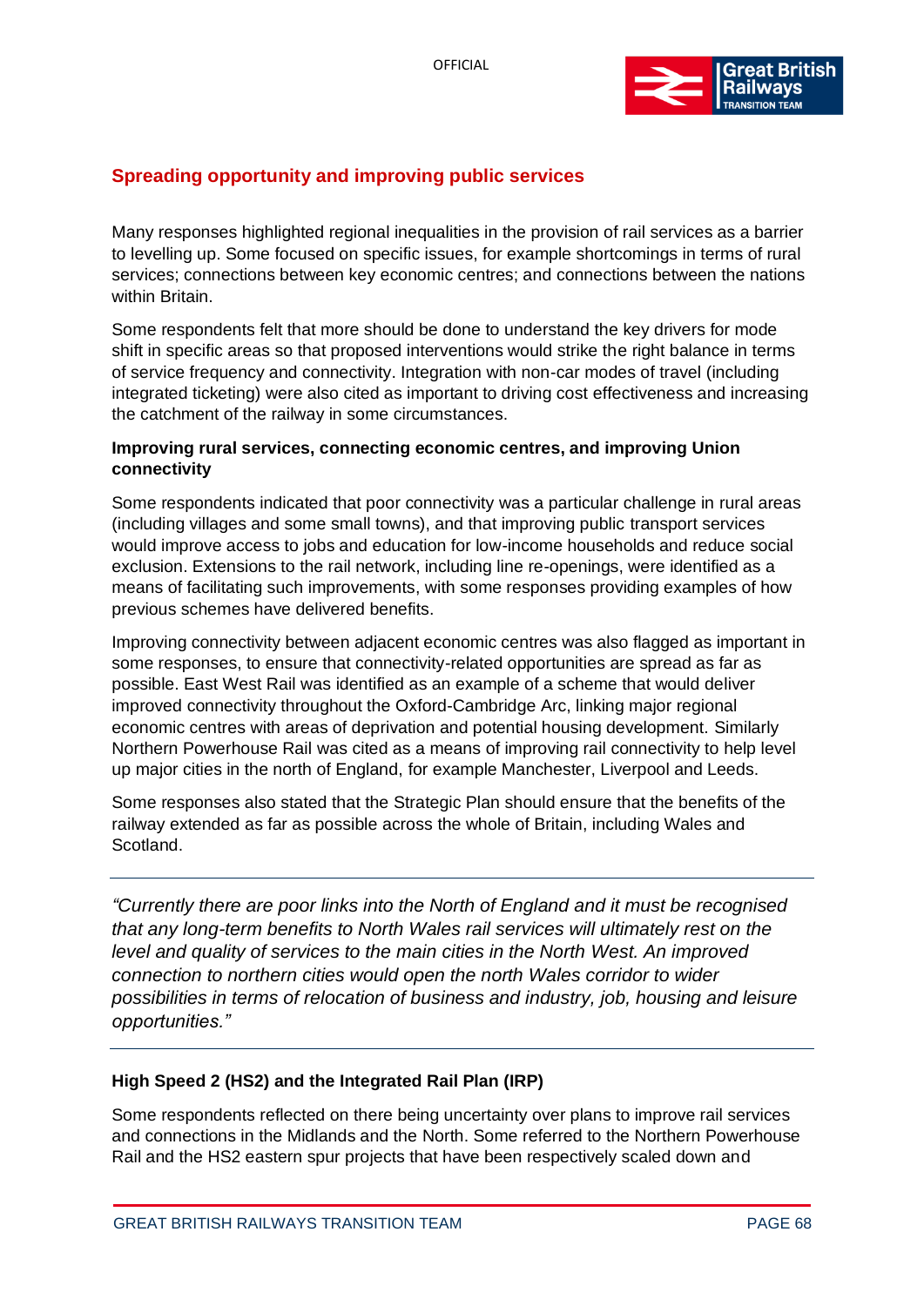## Spreading opportunity and improving public services

Many responses highlighted regional inequalities in the provision of rail services as a barrier to levelling up. Some focused on specific issues, for example shortcomings in terms of rural services; connections between key economic centres; and connections between the nations within Britain.

Some respondents felt that more should be done to understand the key drivers for mode shift in specific areas so that proposed interventions would strike the right balance in terms of service frequency and connectivity. Integration with non-car modes of travel (including integrated ticketing) were also cited as important to driving cost effectiveness and increasing the catchment of the railway in some circumstances.

### Improving rural services, connecting economic centres, and improving Union connectivity

Some respondents indicated that poor connectivity was a particular challenge in rural areas (including villages and some small towns), and that improving public transport services would improve access to jobs and education for low-income households and reduce social exclusion. Extensions to the rail network, including line re-openings, were identified as a means of facilitating such improvements, with some responses providing examples of how previous schemes have delivered benefits.

Improving connectivity between adjacent economic centres was also flagged as important in some responses, to ensure that connectivity-related opportunities are spread as far as possible. East West Rail was identified as an example of a scheme that would deliver improved connectivity throughout the Oxford-Cambridge Arc, linking major regional economic centres with areas of deprivation and potential housing development. Similarly Northern Powerhouse Rail was cited as a means of improving rail connectivity to help level up major cities in the north of England, for example Manchester, Liverpool and Leeds.

Some responses also stated that the Strategic Plan should ensure that the benefits of the railway extended as far as possible across the whole of Britain, including Wales and Scotland.

---

*"Currently there are poor links into the North of England and it must be recognised that any long-term benefits to North Wales rail services will ultimately rest on the level and quality of services to the main cities in the North West. An improved connection to northern cities would open the north Wales corridor to wider possibilities in terms of relocation of business and industry, job, housing and leisure opportunities."*

---

### High Speed 2 (HS2) and the Integrated Rail Plan (IRP)

Some respondents reflected on there being uncertainty over plans to improve rail services and connections in the Midlands and the North. Some referred to the Northern Powerhouse Rail and the HS2 eastern spur projects that have been respectively scaled down and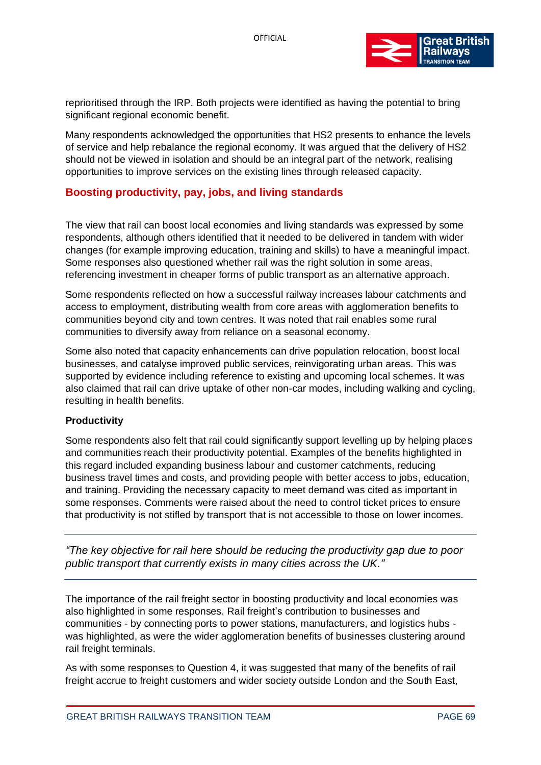reprioritised through the IRP. Both projects were identified as having the potential to bring significant regional economic benefit.

Many respondents acknowledged the opportunities that HS2 presents to enhance the levels of service and help rebalance the regional economy. It was argued that the delivery of HS2 should not be viewed in isolation and should be an integral part of the network, realising opportunities to improve services on the existing lines through released capacity.

## Boosting productivity, pay, jobs, and living standards

The view that rail can boost local economies and living standards was expressed by some respondents, although others identified that it needed to be delivered in tandem with wider changes (for example improving education, training and skills) to have a meaningful impact. Some responses also questioned whether rail was the right solution in some areas, referencing investment in cheaper forms of public transport as an alternative approach.

Some respondents reflected on how a successful railway increases labour catchments and access to employment, distributing wealth from core areas with agglomeration benefits to communities beyond city and town centres. It was noted that rail enables some rural communities to diversify away from reliance on a seasonal economy.

Some also noted that capacity enhancements can drive population relocation, boost local businesses, and catalyse improved public services, reinvigorating urban areas. This was supported by evidence including reference to existing and upcoming local schemes. It was also claimed that rail can drive uptake of other non-car modes, including walking and cycling, resulting in health benefits.

### Productivity

Some respondents also felt that rail could significantly support levelling up by helping places and communities reach their productivity potential. Examples of the benefits highlighted in this regard included expanding business labour and customer catchments, reducing business travel times and costs, and providing people with better access to jobs, education, and training. Providing the necessary capacity to meet demand was cited as important in some responses. Comments were raised about the need to control ticket prices to ensure that productivity is not stifled by transport that is not accessible to those on lower incomes.

---

*"The key objective for rail here should be reducing the productivity gap due to poor public transport that currently exists in many cities across the UK."*

---

The importance of the rail freight sector in boosting productivity and local economies was also highlighted in some responses. Rail freight's contribution to businesses and communities - by connecting ports to power stations, manufacturers, and logistics hubs - was highlighted, as were the wider agglomeration benefits of businesses clustering around rail freight terminals.

As with some responses to Question 4, it was suggested that many of the benefits of rail freight accrue to freight customers and wider society outside London and the South East,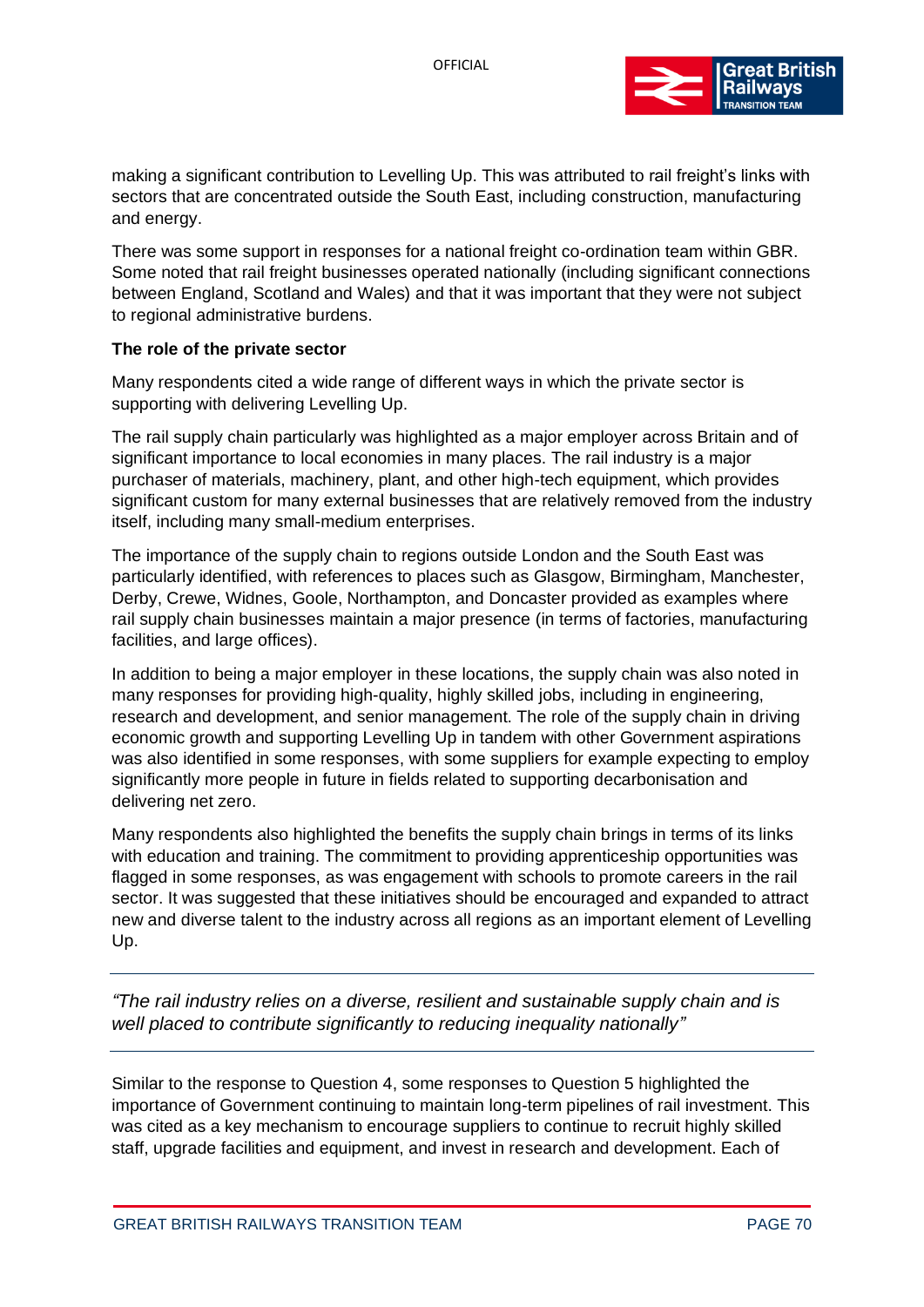making a significant contribution to Levelling Up. This was attributed to rail freight's links with sectors that are concentrated outside the South East, including construction, manufacturing and energy.

There was some support in responses for a national freight co-ordination team within GBR. Some noted that rail freight businesses operated nationally (including significant connections between England, Scotland and Wales) and that it was important that they were not subject to regional administrative burdens.

**The role of the private sector**

Many respondents cited a wide range of different ways in which the private sector is supporting with delivering Levelling Up.

The rail supply chain particularly was highlighted as a major employer across Britain and of significant importance to local economies in many places. The rail industry is a major purchaser of materials, machinery, plant, and other high-tech equipment, which provides significant custom for many external businesses that are relatively removed from the industry itself, including many small-medium enterprises.

The importance of the supply chain to regions outside London and the South East was particularly identified, with references to places such as Glasgow, Birmingham, Manchester, Derby, Crewe, Widnes, Goole, Northampton, and Doncaster provided as examples where rail supply chain businesses maintain a major presence (in terms of factories, manufacturing facilities, and large offices).

In addition to being a major employer in these locations, the supply chain was also noted in many responses for providing high-quality, highly skilled jobs, including in engineering, research and development, and senior management. The role of the supply chain in driving economic growth and supporting Levelling Up in tandem with other Government aspirations was also identified in some responses, with some suppliers for example expecting to employ significantly more people in future in fields related to supporting decarbonisation and delivering net zero.

Many respondents also highlighted the benefits the supply chain brings in terms of its links with education and training. The commitment to providing apprenticeship opportunities was flagged in some responses, as was engagement with schools to promote careers in the rail sector. It was suggested that these initiatives should be encouraged and expanded to attract new and diverse talent to the industry across all regions as an important element of Levelling Up.

---

*"The rail industry relies on a diverse, resilient and sustainable supply chain and is well placed to contribute significantly to reducing inequality nationally"*

---

Similar to the response to Question 4, some responses to Question 5 highlighted the importance of Government continuing to maintain long-term pipelines of rail investment. This was cited as a key mechanism to encourage suppliers to continue to recruit highly skilled staff, upgrade facilities and equipment, and invest in research and development. Each of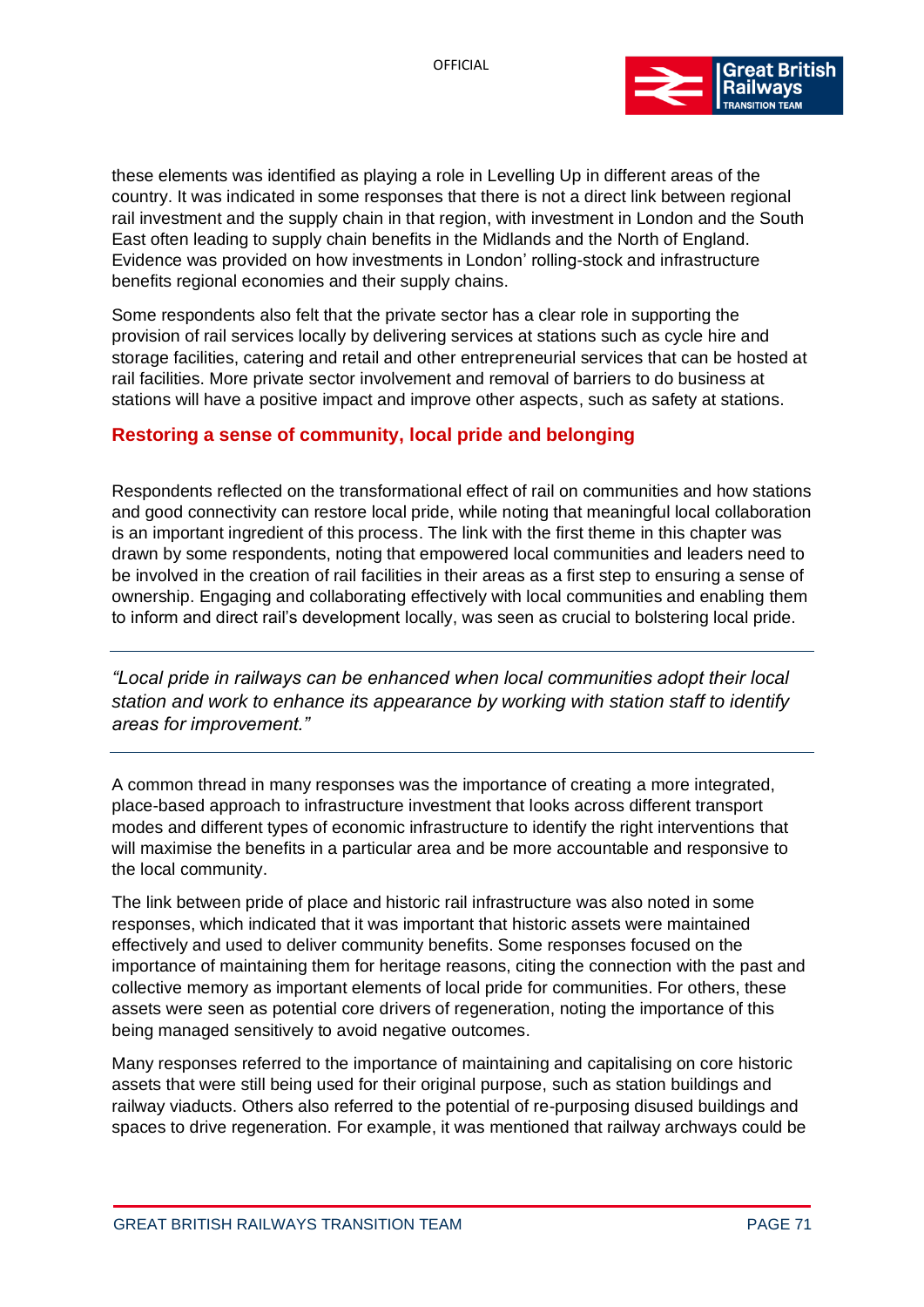these elements was identified as playing a role in Levelling Up in different areas of the country. It was indicated in some responses that there is not a direct link between regional rail investment and the supply chain in that region, with investment in London and the South East often leading to supply chain benefits in the Midlands and the North of England. Evidence was provided on how investments in London' rolling-stock and infrastructure benefits regional economies and their supply chains.

Some respondents also felt that the private sector has a clear role in supporting the provision of rail services locally by delivering services at stations such as cycle hire and storage facilities, catering and retail and other entrepreneurial services that can be hosted at rail facilities. More private sector involvement and removal of barriers to do business at stations will have a positive impact and improve other aspects, such as safety at stations.

### Restoring a sense of community, local pride and belonging

Respondents reflected on the transformational effect of rail on communities and how stations and good connectivity can restore local pride, while noting that meaningful local collaboration is an important ingredient of this process. The link with the first theme in this chapter was drawn by some respondents, noting that empowered local communities and leaders need to be involved in the creation of rail facilities in their areas as a first step to ensuring a sense of ownership. Engaging and collaborating effectively with local communities and enabling them to inform and direct rail's development locally, was seen as crucial to bolstering local pride.

---

*"Local pride in railways can be enhanced when local communities adopt their local station and work to enhance its appearance by working with station staff to identify areas for improvement."*

---

A common thread in many responses was the importance of creating a more integrated, place-based approach to infrastructure investment that looks across different transport modes and different types of economic infrastructure to identify the right interventions that will maximise the benefits in a particular area and be more accountable and responsive to the local community.

The link between pride of place and historic rail infrastructure was also noted in some responses, which indicated that it was important that historic assets were maintained effectively and used to deliver community benefits. Some responses focused on the importance of maintaining them for heritage reasons, citing the connection with the past and collective memory as important elements of local pride for communities. For others, these assets were seen as potential core drivers of regeneration, noting the importance of this being managed sensitively to avoid negative outcomes.

Many responses referred to the importance of maintaining and capitalising on core historic assets that were still being used for their original purpose, such as station buildings and railway viaducts. Others also referred to the potential of re-purposing disused buildings and spaces to drive regeneration. For example, it was mentioned that railway archways could be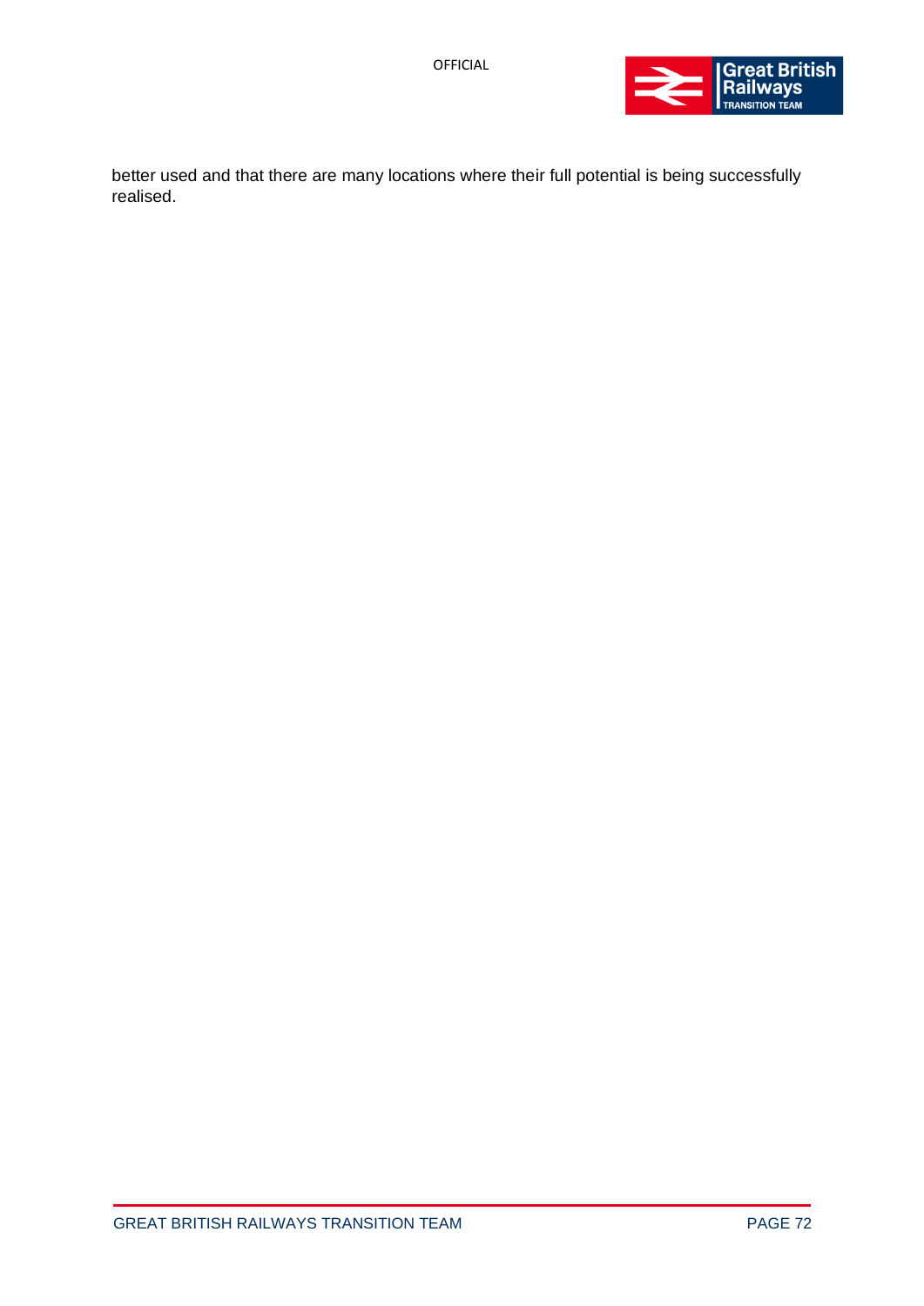better used and that there are many locations where their full potential is being successfully realised.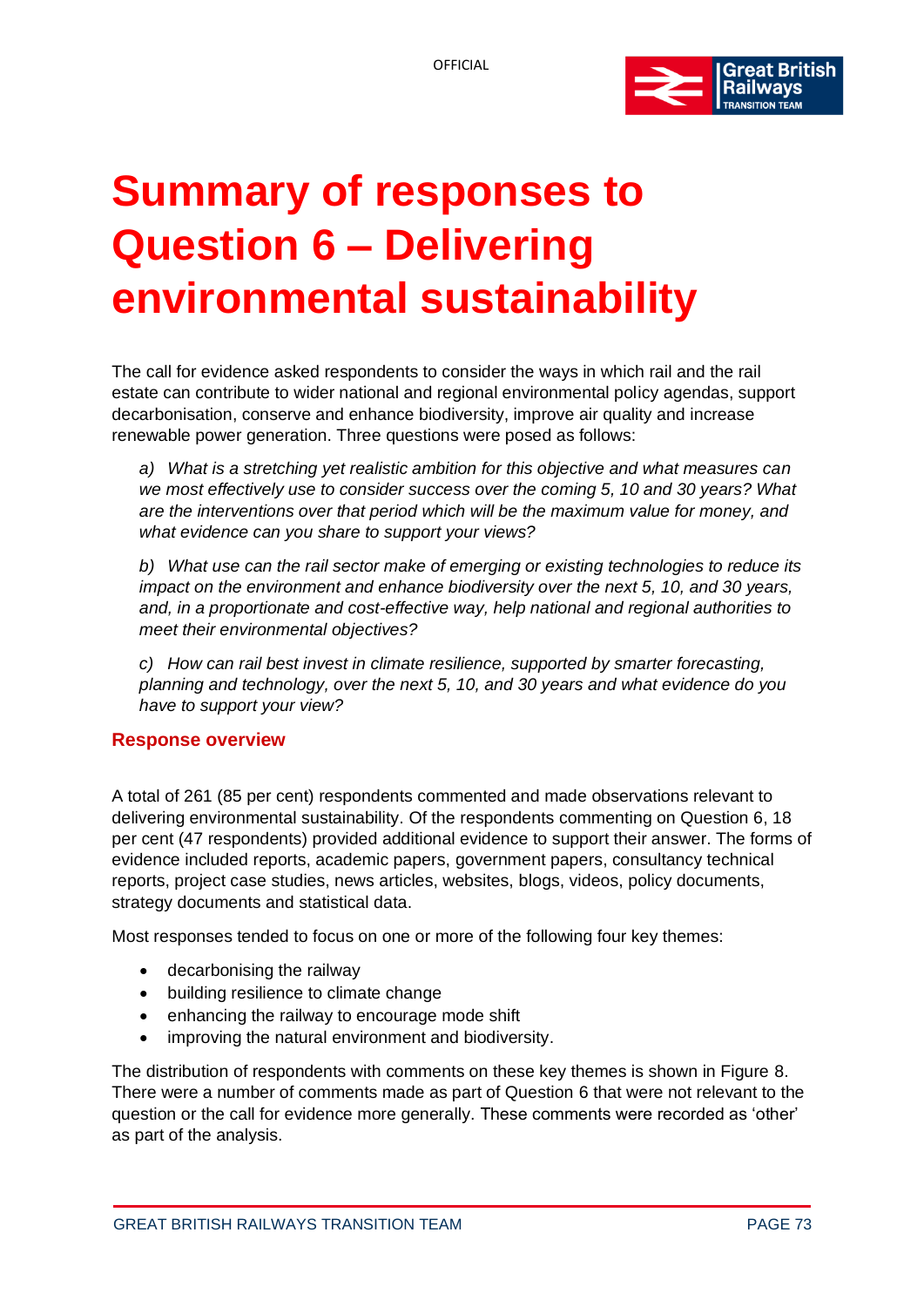# Summary of responses to Question 6 – Delivering environmental sustainability

The call for evidence asked respondents to consider the ways in which rail and the rail estate can contribute to wider national and regional environmental policy agendas, support decarbonisation, conserve and enhance biodiversity, improve air quality and increase renewable power generation. Three questions were posed as follows:

*a) What is a stretching yet realistic ambition for this objective and what measures can we most effectively use to consider success over the coming 5, 10 and 30 years? What are the interventions over that period which will be the maximum value for money, and what evidence can you share to support your views?*

*b) What use can the rail sector make of emerging or existing technologies to reduce its impact on the environment and enhance biodiversity over the next 5, 10, and 30 years, and, in a proportionate and cost-effective way, help national and regional authorities to meet their environmental objectives?*

*c) How can rail best invest in climate resilience, supported by smarter forecasting, planning and technology, over the next 5, 10, and 30 years and what evidence do you have to support your view?*

## Response overview

A total of 261 (85 per cent) respondents commented and made observations relevant to delivering environmental sustainability. Of the respondents commenting on Question 6, 18 per cent (47 respondents) provided additional evidence to support their answer. The forms of evidence included reports, academic papers, government papers, consultancy technical reports, project case studies, news articles, websites, blogs, videos, policy documents, strategy documents and statistical data.

Most responses tended to focus on one or more of the following four key themes:

- decarbonising the railway
- building resilience to climate change
- enhancing the railway to encourage mode shift
- improving the natural environment and biodiversity.

The distribution of respondents with comments on these key themes is shown in Figure 8. There were a number of comments made as part of Question 6 that were not relevant to the question or the call for evidence more generally. These comments were recorded as 'other' as part of the analysis.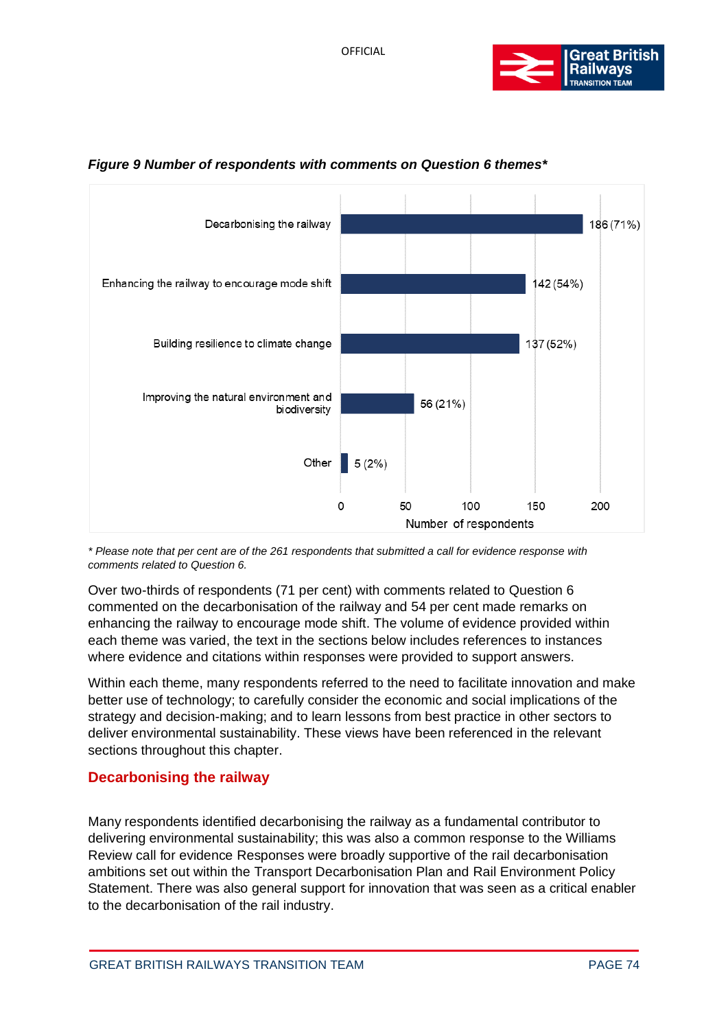*Figure 9 Number of respondents with comments on Question 6 themes**

| Theme | Number of respondents |
| --- | --- |
| Decarbonising the railway | 186 (71%) |
| Enhancing the railway to encourage mode shift | 142 (54%) |
| Building resilience to climate change | 137 (52%) |
| Improving the natural environment and biodiversity | 56 (21%) |
| Other | 5 (2%) |

*\* Please note that per cent are of the 261 respondents that submitted a call for evidence response with comments related to Question 6.*

Over two-thirds of respondents (71 per cent) with comments related to Question 6 commented on the decarbonisation of the railway and 54 per cent made remarks on enhancing the railway to encourage mode shift. The volume of evidence provided within each theme was varied, the text in the sections below includes references to instances where evidence and citations within responses were provided to support answers.

Within each theme, many respondents referred to the need to facilitate innovation and make better use of technology; to carefully consider the economic and social implications of the strategy and decision-making; and to learn lessons from best practice in other sectors to deliver environmental sustainability. These views have been referenced in the relevant sections throughout this chapter.

## Decarbonising the railway

Many respondents identified decarbonising the railway as a fundamental contributor to delivering environmental sustainability; this was also a common response to the Williams Review call for evidence Responses were broadly supportive of the rail decarbonisation ambitions set out within the Transport Decarbonisation Plan and Rail Environment Policy Statement. There was also general support for innovation that was seen as a critical enabler to the decarbonisation of the rail industry.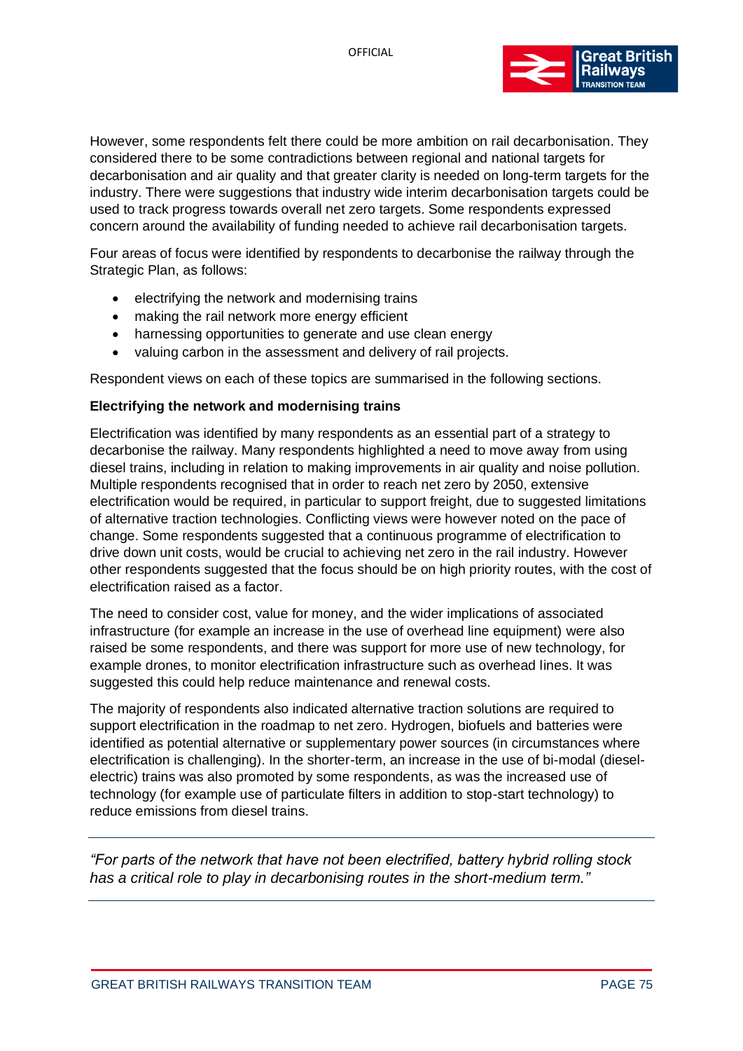However, some respondents felt there could be more ambition on rail decarbonisation. They considered there to be some contradictions between regional and national targets for decarbonisation and air quality and that greater clarity is needed on long-term targets for the industry. There were suggestions that industry wide interim decarbonisation targets could be used to track progress towards overall net zero targets. Some respondents expressed concern around the availability of funding needed to achieve rail decarbonisation targets.

Four areas of focus were identified by respondents to decarbonise the railway through the Strategic Plan, as follows:

- electrifying the network and modernising trains
- making the rail network more energy efficient
- harnessing opportunities to generate and use clean energy
- valuing carbon in the assessment and delivery of rail projects.

Respondent views on each of these topics are summarised in the following sections.

**Electrifying the network and modernising trains**

Electrification was identified by many respondents as an essential part of a strategy to decarbonise the railway. Many respondents highlighted a need to move away from using diesel trains, including in relation to making improvements in air quality and noise pollution. Multiple respondents recognised that in order to reach net zero by 2050, extensive electrification would be required, in particular to support freight, due to suggested limitations of alternative traction technologies. Conflicting views were however noted on the pace of change. Some respondents suggested that a continuous programme of electrification to drive down unit costs, would be crucial to achieving net zero in the rail industry. However other respondents suggested that the focus should be on high priority routes, with the cost of electrification raised as a factor.

The need to consider cost, value for money, and the wider implications of associated infrastructure (for example an increase in the use of overhead line equipment) were also raised be some respondents, and there was support for more use of new technology, for example drones, to monitor electrification infrastructure such as overhead lines. It was suggested this could help reduce maintenance and renewal costs.

The majority of respondents also indicated alternative traction solutions are required to support electrification in the roadmap to net zero. Hydrogen, biofuels and batteries were identified as potential alternative or supplementary power sources (in circumstances where electrification is challenging). In the shorter-term, an increase in the use of bi-modal (diesel-electric) trains was also promoted by some respondents, as was the increased use of technology (for example use of particulate filters in addition to stop-start technology) to reduce emissions from diesel trains.

---

*"For parts of the network that have not been electrified, battery hybrid rolling stock has a critical role to play in decarbonising routes in the short-medium term."*

---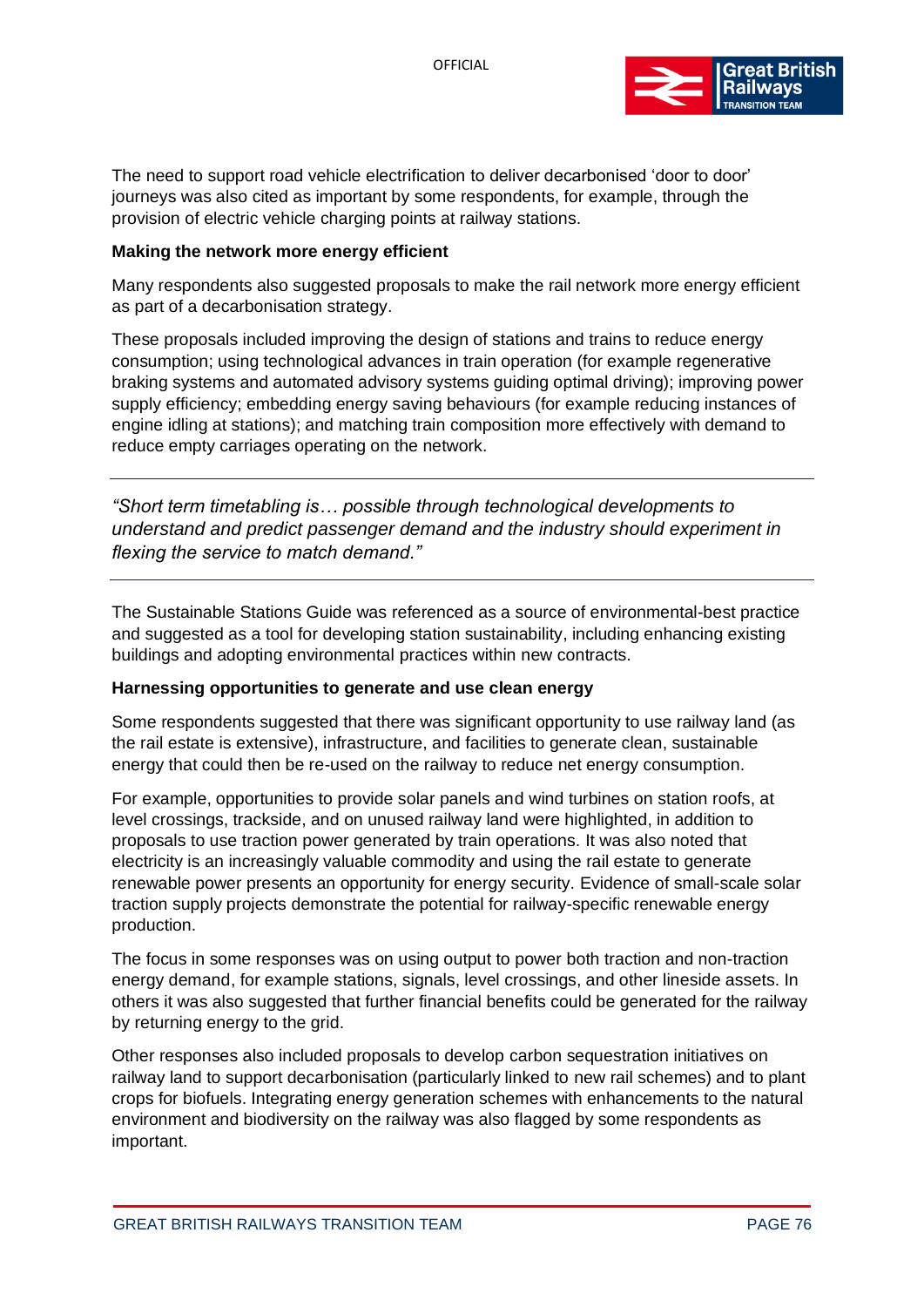The need to support road vehicle electrification to deliver decarbonised 'door to door' journeys was also cited as important by some respondents, for example, through the provision of electric vehicle charging points at railway stations.

**Making the network more energy efficient**

Many respondents also suggested proposals to make the rail network more energy efficient as part of a decarbonisation strategy.

These proposals included improving the design of stations and trains to reduce energy consumption; using technological advances in train operation (for example regenerative braking systems and automated advisory systems guiding optimal driving); improving power supply efficiency; embedding energy saving behaviours (for example reducing instances of engine idling at stations); and matching train composition more effectively with demand to reduce empty carriages operating on the network.

---

*"Short term timetabling is… possible through technological developments to understand and predict passenger demand and the industry should experiment in flexing the service to match demand."*

---

The Sustainable Stations Guide was referenced as a source of environmental-best practice and suggested as a tool for developing station sustainability, including enhancing existing buildings and adopting environmental practices within new contracts.

**Harnessing opportunities to generate and use clean energy**

Some respondents suggested that there was significant opportunity to use railway land (as the rail estate is extensive), infrastructure, and facilities to generate clean, sustainable energy that could then be re-used on the railway to reduce net energy consumption.

For example, opportunities to provide solar panels and wind turbines on station roofs, at level crossings, trackside, and on unused railway land were highlighted, in addition to proposals to use traction power generated by train operations. It was also noted that electricity is an increasingly valuable commodity and using the rail estate to generate renewable power presents an opportunity for energy security. Evidence of small-scale solar traction supply projects demonstrate the potential for railway-specific renewable energy production.

The focus in some responses was on using output to power both traction and non-traction energy demand, for example stations, signals, level crossings, and other lineside assets. In others it was also suggested that further financial benefits could be generated for the railway by returning energy to the grid.

Other responses also included proposals to develop carbon sequestration initiatives on railway land to support decarbonisation (particularly linked to new rail schemes) and to plant crops for biofuels. Integrating energy generation schemes with enhancements to the natural environment and biodiversity on the railway was also flagged by some respondents as important.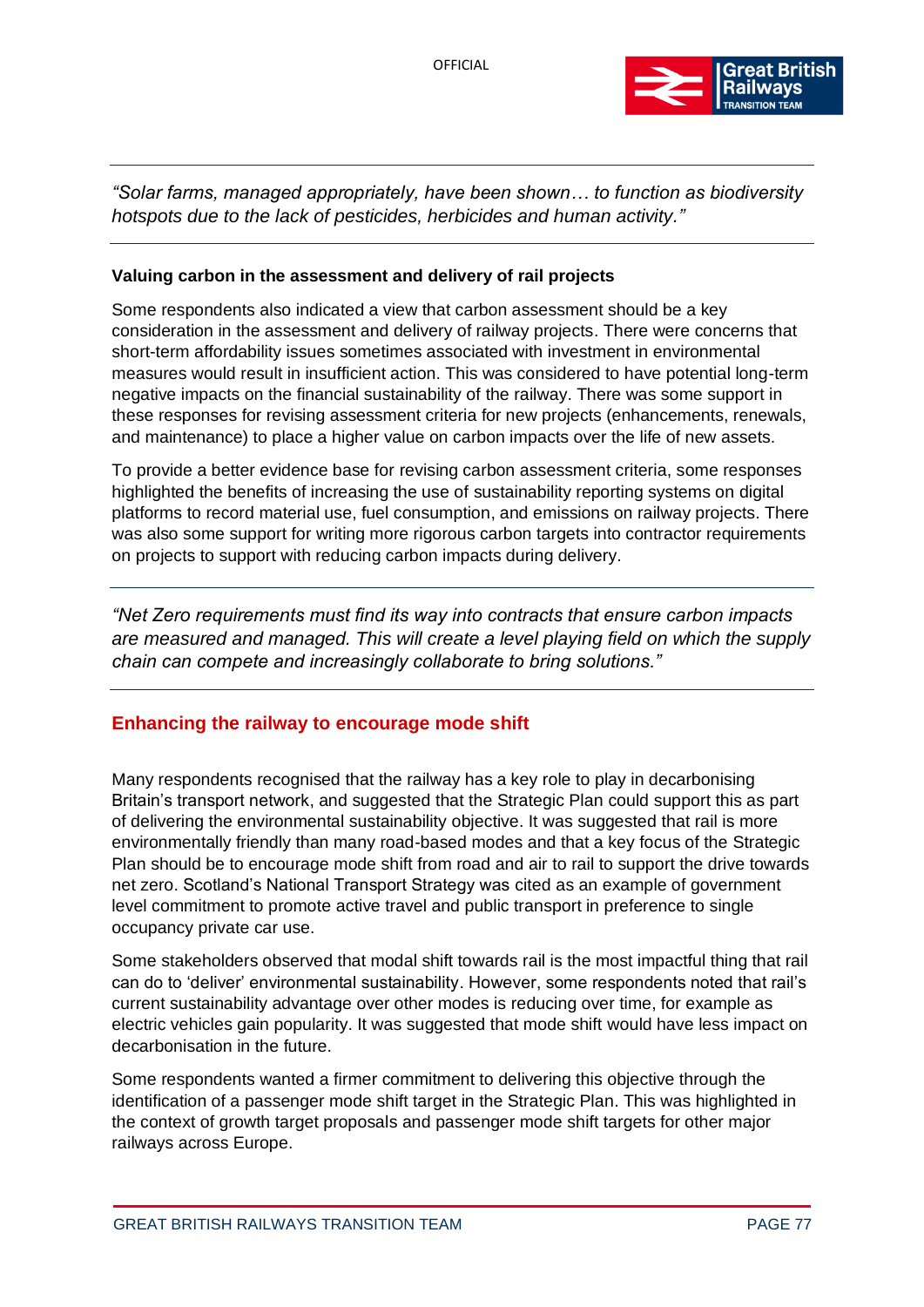*"Solar farms, managed appropriately, have been shown… to function as biodiversity hotspots due to the lack of pesticides, herbicides and human activity."*

**Valuing carbon in the assessment and delivery of rail projects**

Some respondents also indicated a view that carbon assessment should be a key consideration in the assessment and delivery of railway projects. There were concerns that short-term affordability issues sometimes associated with investment in environmental measures would result in insufficient action. This was considered to have potential long-term negative impacts on the financial sustainability of the railway. There was some support in these responses for revising assessment criteria for new projects (enhancements, renewals, and maintenance) to place a higher value on carbon impacts over the life of new assets.

To provide a better evidence base for revising carbon assessment criteria, some responses highlighted the benefits of increasing the use of sustainability reporting systems on digital platforms to record material use, fuel consumption, and emissions on railway projects. There was also some support for writing more rigorous carbon targets into contractor requirements on projects to support with reducing carbon impacts during delivery.

*"Net Zero requirements must find its way into contracts that ensure carbon impacts are measured and managed. This will create a level playing field on which the supply chain can compete and increasingly collaborate to bring solutions."*

## Enhancing the railway to encourage mode shift

Many respondents recognised that the railway has a key role to play in decarbonising Britain's transport network, and suggested that the Strategic Plan could support this as part of delivering the environmental sustainability objective. It was suggested that rail is more environmentally friendly than many road-based modes and that a key focus of the Strategic Plan should be to encourage mode shift from road and air to rail to support the drive towards net zero. Scotland's National Transport Strategy was cited as an example of government level commitment to promote active travel and public transport in preference to single occupancy private car use.

Some stakeholders observed that modal shift towards rail is the most impactful thing that rail can do to 'deliver' environmental sustainability. However, some respondents noted that rail's current sustainability advantage over other modes is reducing over time, for example as electric vehicles gain popularity. It was suggested that mode shift would have less impact on decarbonisation in the future.

Some respondents wanted a firmer commitment to delivering this objective through the identification of a passenger mode shift target in the Strategic Plan. This was highlighted in the context of growth target proposals and passenger mode shift targets for other major railways across Europe.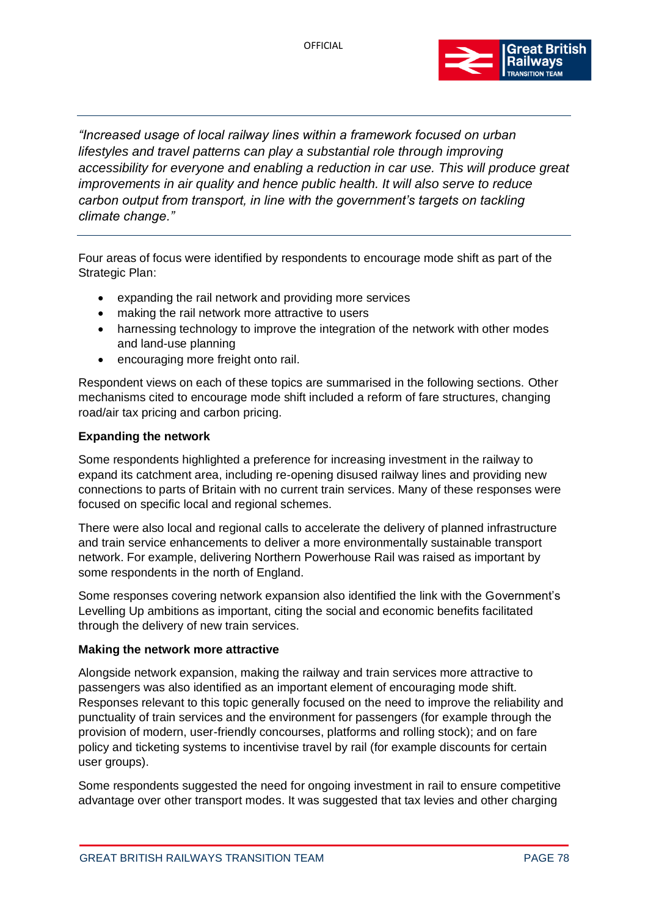---

*"Increased usage of local railway lines within a framework focused on urban lifestyles and travel patterns can play a substantial role through improving accessibility for everyone and enabling a reduction in car use. This will produce great improvements in air quality and hence public health. It will also serve to reduce carbon output from transport, in line with the government's targets on tackling climate change."*

---

Four areas of focus were identified by respondents to encourage mode shift as part of the Strategic Plan:

- expanding the rail network and providing more services
- making the rail network more attractive to users
- harnessing technology to improve the integration of the network with other modes and land-use planning
- encouraging more freight onto rail.

Respondent views on each of these topics are summarised in the following sections. Other mechanisms cited to encourage mode shift included a reform of fare structures, changing road/air tax pricing and carbon pricing.

**Expanding the network**

Some respondents highlighted a preference for increasing investment in the railway to expand its catchment area, including re-opening disused railway lines and providing new connections to parts of Britain with no current train services. Many of these responses were focused on specific local and regional schemes.

There were also local and regional calls to accelerate the delivery of planned infrastructure and train service enhancements to deliver a more environmentally sustainable transport network. For example, delivering Northern Powerhouse Rail was raised as important by some respondents in the north of England.

Some responses covering network expansion also identified the link with the Government's Levelling Up ambitions as important, citing the social and economic benefits facilitated through the delivery of new train services.

**Making the network more attractive**

Alongside network expansion, making the railway and train services more attractive to passengers was also identified as an important element of encouraging mode shift. Responses relevant to this topic generally focused on the need to improve the reliability and punctuality of train services and the environment for passengers (for example through the provision of modern, user-friendly concourses, platforms and rolling stock); and on fare policy and ticketing systems to incentivise travel by rail (for example discounts for certain user groups).

Some respondents suggested the need for ongoing investment in rail to ensure competitive advantage over other transport modes. It was suggested that tax levies and other charging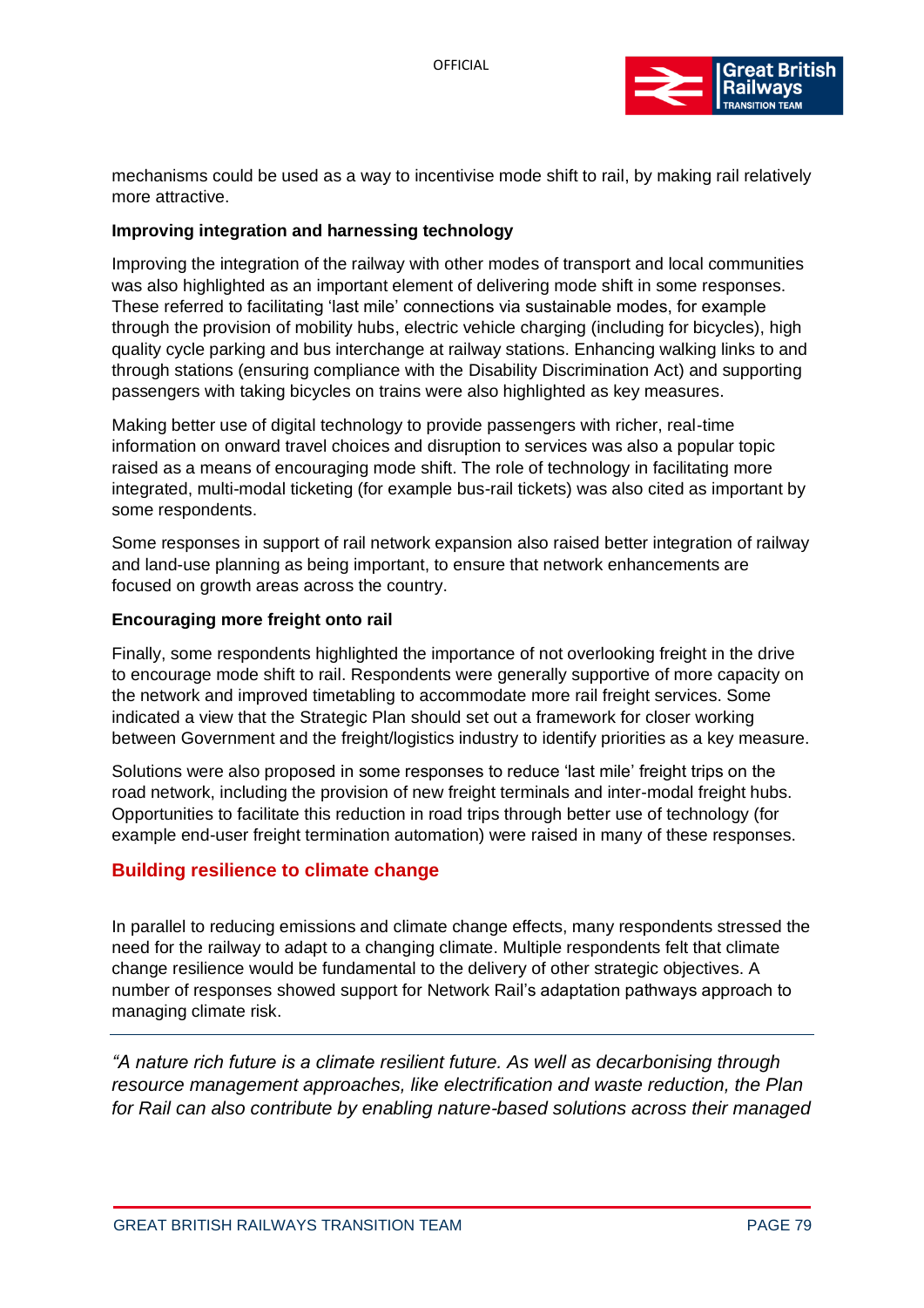mechanisms could be used as a way to incentivise mode shift to rail, by making rail relatively more attractive.

**Improving integration and harnessing technology**

Improving the integration of the railway with other modes of transport and local communities was also highlighted as an important element of delivering mode shift in some responses. These referred to facilitating 'last mile' connections via sustainable modes, for example through the provision of mobility hubs, electric vehicle charging (including for bicycles), high quality cycle parking and bus interchange at railway stations. Enhancing walking links to and through stations (ensuring compliance with the Disability Discrimination Act) and supporting passengers with taking bicycles on trains were also highlighted as key measures.

Making better use of digital technology to provide passengers with richer, real-time information on onward travel choices and disruption to services was also a popular topic raised as a means of encouraging mode shift. The role of technology in facilitating more integrated, multi-modal ticketing (for example bus-rail tickets) was also cited as important by some respondents.

Some responses in support of rail network expansion also raised better integration of railway and land-use planning as being important, to ensure that network enhancements are focused on growth areas across the country.

**Encouraging more freight onto rail**

Finally, some respondents highlighted the importance of not overlooking freight in the drive to encourage mode shift to rail. Respondents were generally supportive of more capacity on the network and improved timetabling to accommodate more rail freight services. Some indicated a view that the Strategic Plan should set out a framework for closer working between Government and the freight/logistics industry to identify priorities as a key measure.

Solutions were also proposed in some responses to reduce 'last mile' freight trips on the road network, including the provision of new freight terminals and inter-modal freight hubs. Opportunities to facilitate this reduction in road trips through better use of technology (for example end-user freight termination automation) were raised in many of these responses.

## Building resilience to climate change

In parallel to reducing emissions and climate change effects, many respondents stressed the need for the railway to adapt to a changing climate. Multiple respondents felt that climate change resilience would be fundamental to the delivery of other strategic objectives. A number of responses showed support for Network Rail's adaptation pathways approach to managing climate risk.

---

*"A nature rich future is a climate resilient future. As well as decarbonising through resource management approaches, like electrification and waste reduction, the Plan for Rail can also contribute by enabling nature-based solutions across their managed*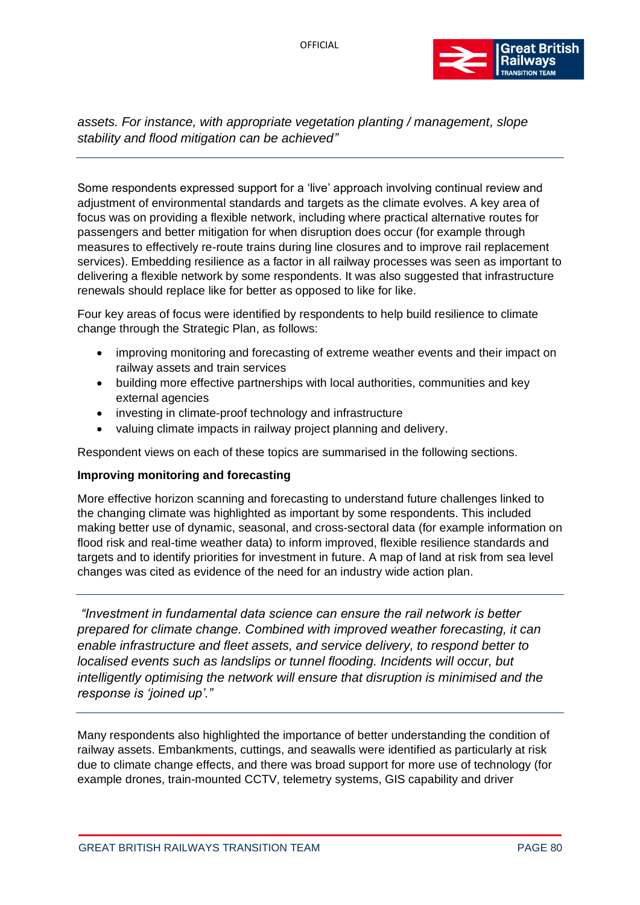*assets. For instance, with appropriate vegetation planting / management, slope stability and flood mitigation can be achieved"*

---

Some respondents expressed support for a 'live' approach involving continual review and adjustment of environmental standards and targets as the climate evolves. A key area of focus was on providing a flexible network, including where practical alternative routes for passengers and better mitigation for when disruption does occur (for example through measures to effectively re-route trains during line closures and to improve rail replacement services). Embedding resilience as a factor in all railway processes was seen as important to delivering a flexible network by some respondents. It was also suggested that infrastructure renewals should replace like for better as opposed to like for like.

Four key areas of focus were identified by respondents to help build resilience to climate change through the Strategic Plan, as follows:

- improving monitoring and forecasting of extreme weather events and their impact on railway assets and train services
- building more effective partnerships with local authorities, communities and key external agencies
- investing in climate-proof technology and infrastructure
- valuing climate impacts in railway project planning and delivery.

Respondent views on each of these topics are summarised in the following sections.

**Improving monitoring and forecasting**

More effective horizon scanning and forecasting to understand future challenges linked to the changing climate was highlighted as important by some respondents. This included making better use of dynamic, seasonal, and cross-sectoral data (for example information on flood risk and real-time weather data) to inform improved, flexible resilience standards and targets and to identify priorities for investment in future. A map of land at risk from sea level changes was cited as evidence of the need for an industry wide action plan.

---

*"Investment in fundamental data science can ensure the rail network is better prepared for climate change. Combined with improved weather forecasting, it can enable infrastructure and fleet assets, and service delivery, to respond better to localised events such as landslips or tunnel flooding. Incidents will occur, but intelligently optimising the network will ensure that disruption is minimised and the response is 'joined up'."*

---

Many respondents also highlighted the importance of better understanding the condition of railway assets. Embankments, cuttings, and seawalls were identified as particularly at risk due to climate change effects, and there was broad support for more use of technology (for example drones, train-mounted CCTV, telemetry systems, GIS capability and driver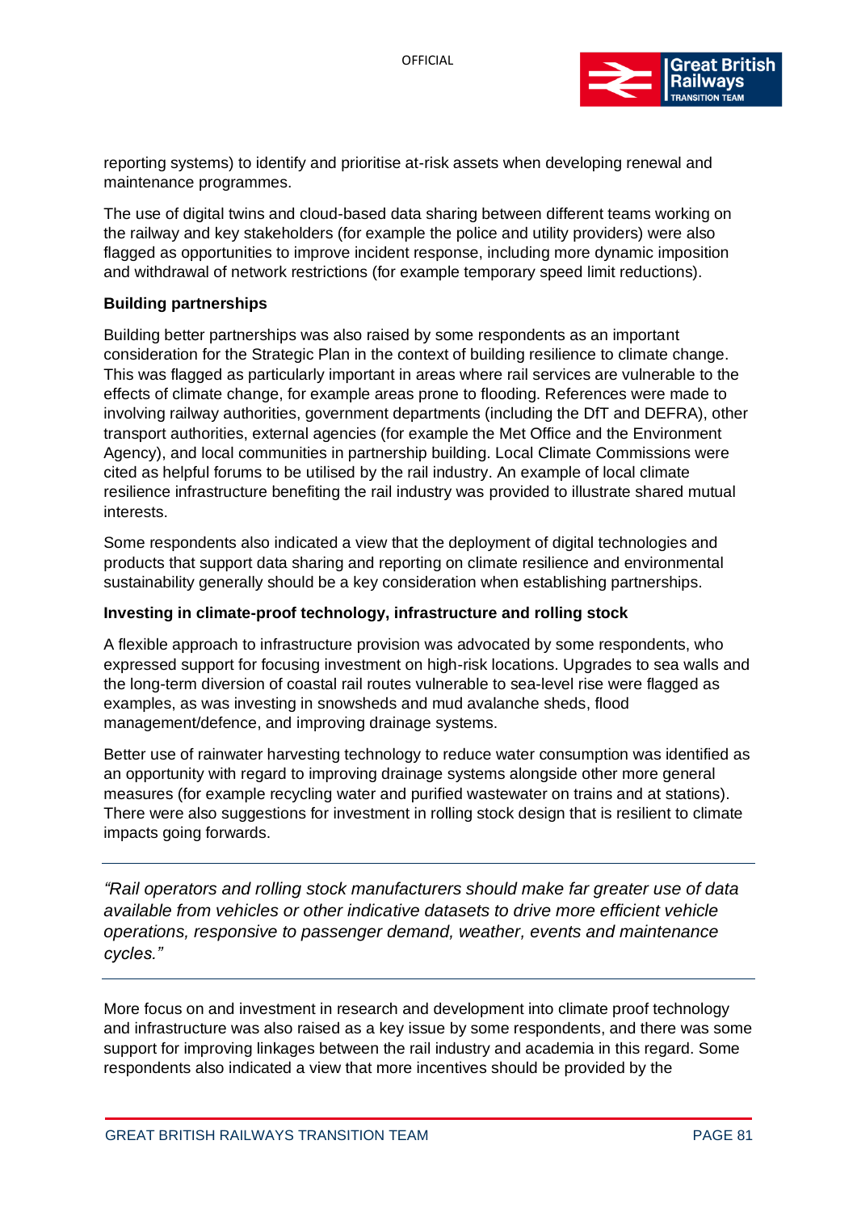reporting systems) to identify and prioritise at-risk assets when developing renewal and maintenance programmes.

The use of digital twins and cloud-based data sharing between different teams working on the railway and key stakeholders (for example the police and utility providers) were also flagged as opportunities to improve incident response, including more dynamic imposition and withdrawal of network restrictions (for example temporary speed limit reductions).

**Building partnerships**

Building better partnerships was also raised by some respondents as an important consideration for the Strategic Plan in the context of building resilience to climate change. This was flagged as particularly important in areas where rail services are vulnerable to the effects of climate change, for example areas prone to flooding. References were made to involving railway authorities, government departments (including the DfT and DEFRA), other transport authorities, external agencies (for example the Met Office and the Environment Agency), and local communities in partnership building. Local Climate Commissions were cited as helpful forums to be utilised by the rail industry. An example of local climate resilience infrastructure benefiting the rail industry was provided to illustrate shared mutual interests.

Some respondents also indicated a view that the deployment of digital technologies and products that support data sharing and reporting on climate resilience and environmental sustainability generally should be a key consideration when establishing partnerships.

**Investing in climate-proof technology, infrastructure and rolling stock**

A flexible approach to infrastructure provision was advocated by some respondents, who expressed support for focusing investment on high-risk locations. Upgrades to sea walls and the long-term diversion of coastal rail routes vulnerable to sea-level rise were flagged as examples, as was investing in snowsheds and mud avalanche sheds, flood management/defence, and improving drainage systems.

Better use of rainwater harvesting technology to reduce water consumption was identified as an opportunity with regard to improving drainage systems alongside other more general measures (for example recycling water and purified wastewater on trains and at stations). There were also suggestions for investment in rolling stock design that is resilient to climate impacts going forwards.

---

*"Rail operators and rolling stock manufacturers should make far greater use of data available from vehicles or other indicative datasets to drive more efficient vehicle operations, responsive to passenger demand, weather, events and maintenance cycles."*

---

More focus on and investment in research and development into climate proof technology and infrastructure was also raised as a key issue by some respondents, and there was some support for improving linkages between the rail industry and academia in this regard. Some respondents also indicated a view that more incentives should be provided by the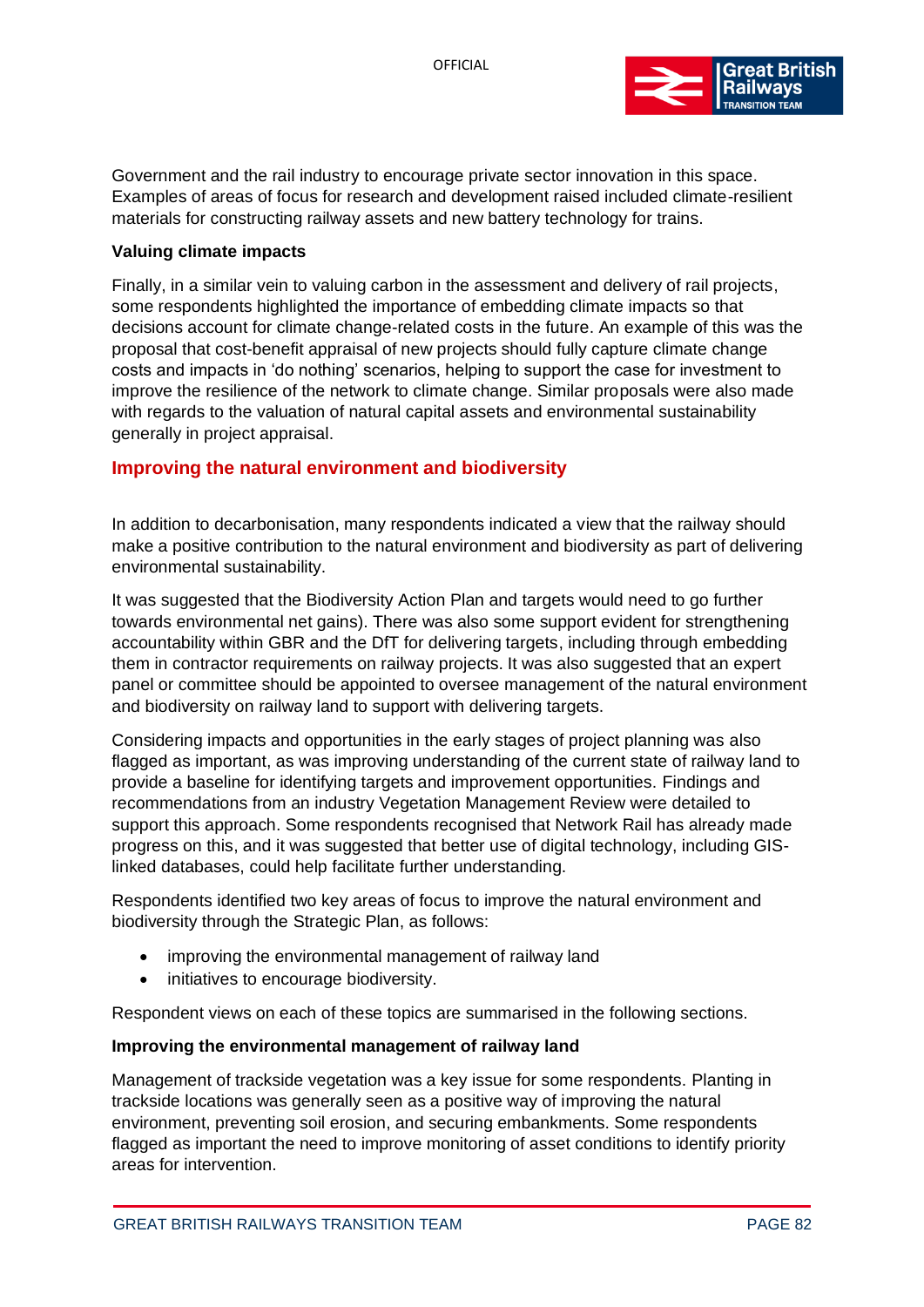Government and the rail industry to encourage private sector innovation in this space. Examples of areas of focus for research and development raised included climate-resilient materials for constructing railway assets and new battery technology for trains.

**Valuing climate impacts**

Finally, in a similar vein to valuing carbon in the assessment and delivery of rail projects, some respondents highlighted the importance of embedding climate impacts so that decisions account for climate change-related costs in the future. An example of this was the proposal that cost-benefit appraisal of new projects should fully capture climate change costs and impacts in 'do nothing' scenarios, helping to support the case for investment to improve the resilience of the network to climate change. Similar proposals were also made with regards to the valuation of natural capital assets and environmental sustainability generally in project appraisal.

## Improving the natural environment and biodiversity

In addition to decarbonisation, many respondents indicated a view that the railway should make a positive contribution to the natural environment and biodiversity as part of delivering environmental sustainability.

It was suggested that the Biodiversity Action Plan and targets would need to go further towards environmental net gains). There was also some support evident for strengthening accountability within GBR and the DfT for delivering targets, including through embedding them in contractor requirements on railway projects. It was also suggested that an expert panel or committee should be appointed to oversee management of the natural environment and biodiversity on railway land to support with delivering targets.

Considering impacts and opportunities in the early stages of project planning was also flagged as important, as was improving understanding of the current state of railway land to provide a baseline for identifying targets and improvement opportunities. Findings and recommendations from an industry Vegetation Management Review were detailed to support this approach. Some respondents recognised that Network Rail has already made progress on this, and it was suggested that better use of digital technology, including GIS-linked databases, could help facilitate further understanding.

Respondents identified two key areas of focus to improve the natural environment and biodiversity through the Strategic Plan, as follows:

- improving the environmental management of railway land
- initiatives to encourage biodiversity.

Respondent views on each of these topics are summarised in the following sections.

**Improving the environmental management of railway land**

Management of trackside vegetation was a key issue for some respondents. Planting in trackside locations was generally seen as a positive way of improving the natural environment, preventing soil erosion, and securing embankments. Some respondents flagged as important the need to improve monitoring of asset conditions to identify priority areas for intervention.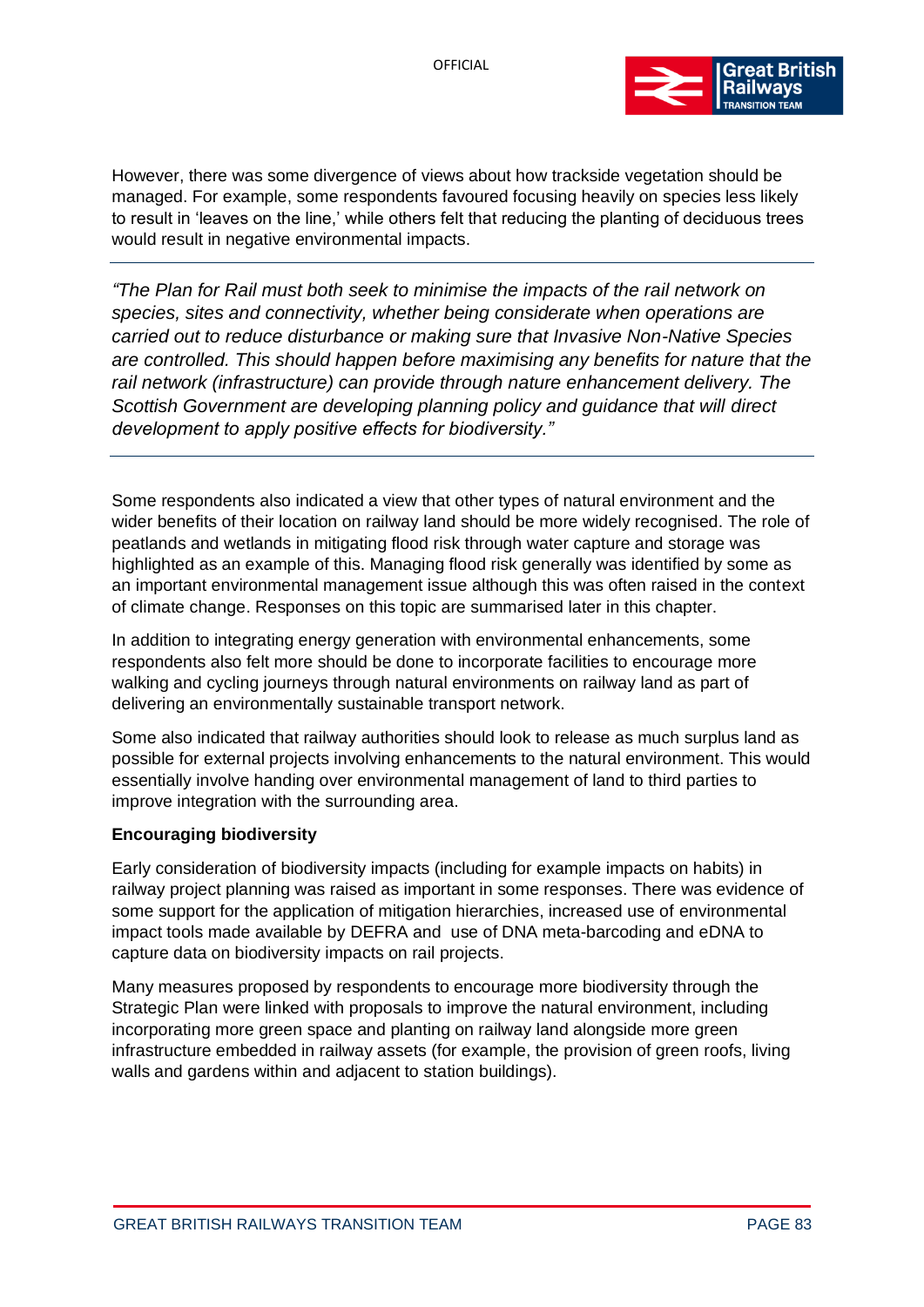However, there was some divergence of views about how trackside vegetation should be managed. For example, some respondents favoured focusing heavily on species less likely to result in 'leaves on the line,' while others felt that reducing the planting of deciduous trees would result in negative environmental impacts.

---

*"The Plan for Rail must both seek to minimise the impacts of the rail network on species, sites and connectivity, whether being considerate when operations are carried out to reduce disturbance or making sure that Invasive Non-Native Species are controlled. This should happen before maximising any benefits for nature that the rail network (infrastructure) can provide through nature enhancement delivery. The Scottish Government are developing planning policy and guidance that will direct development to apply positive effects for biodiversity."*

---

Some respondents also indicated a view that other types of natural environment and the wider benefits of their location on railway land should be more widely recognised. The role of peatlands and wetlands in mitigating flood risk through water capture and storage was highlighted as an example of this. Managing flood risk generally was identified by some as an important environmental management issue although this was often raised in the context of climate change. Responses on this topic are summarised later in this chapter.

In addition to integrating energy generation with environmental enhancements, some respondents also felt more should be done to incorporate facilities to encourage more walking and cycling journeys through natural environments on railway land as part of delivering an environmentally sustainable transport network.

Some also indicated that railway authorities should look to release as much surplus land as possible for external projects involving enhancements to the natural environment. This would essentially involve handing over environmental management of land to third parties to improve integration with the surrounding area.

**Encouraging biodiversity**

Early consideration of biodiversity impacts (including for example impacts on habits) in railway project planning was raised as important in some responses. There was evidence of some support for the application of mitigation hierarchies, increased use of environmental impact tools made available by DEFRA and use of DNA meta-barcoding and eDNA to capture data on biodiversity impacts on rail projects.

Many measures proposed by respondents to encourage more biodiversity through the Strategic Plan were linked with proposals to improve the natural environment, including incorporating more green space and planting on railway land alongside more green infrastructure embedded in railway assets (for example, the provision of green roofs, living walls and gardens within and adjacent to station buildings).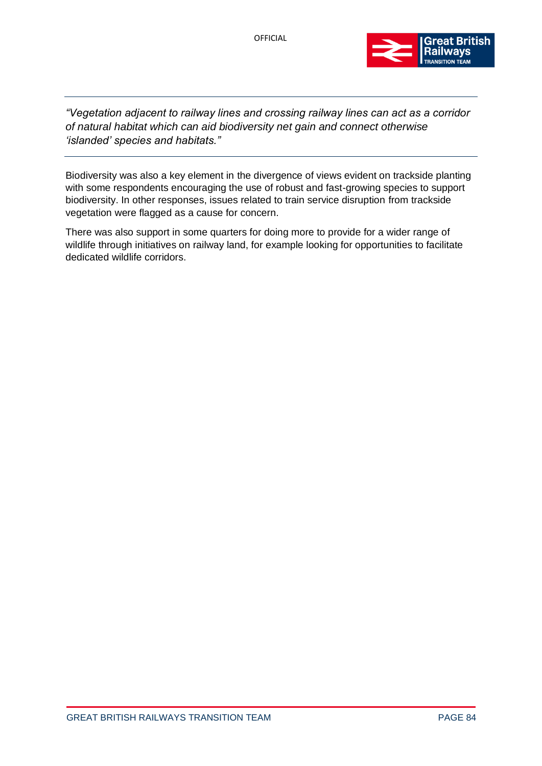*"Vegetation adjacent to railway lines and crossing railway lines can act as a corridor of natural habitat which can aid biodiversity net gain and connect otherwise 'islanded' species and habitats."*

Biodiversity was also a key element in the divergence of views evident on trackside planting with some respondents encouraging the use of robust and fast-growing species to support biodiversity. In other responses, issues related to train service disruption from trackside vegetation were flagged as a cause for concern.

There was also support in some quarters for doing more to provide for a wider range of wildlife through initiatives on railway land, for example looking for opportunities to facilitate dedicated wildlife corridors.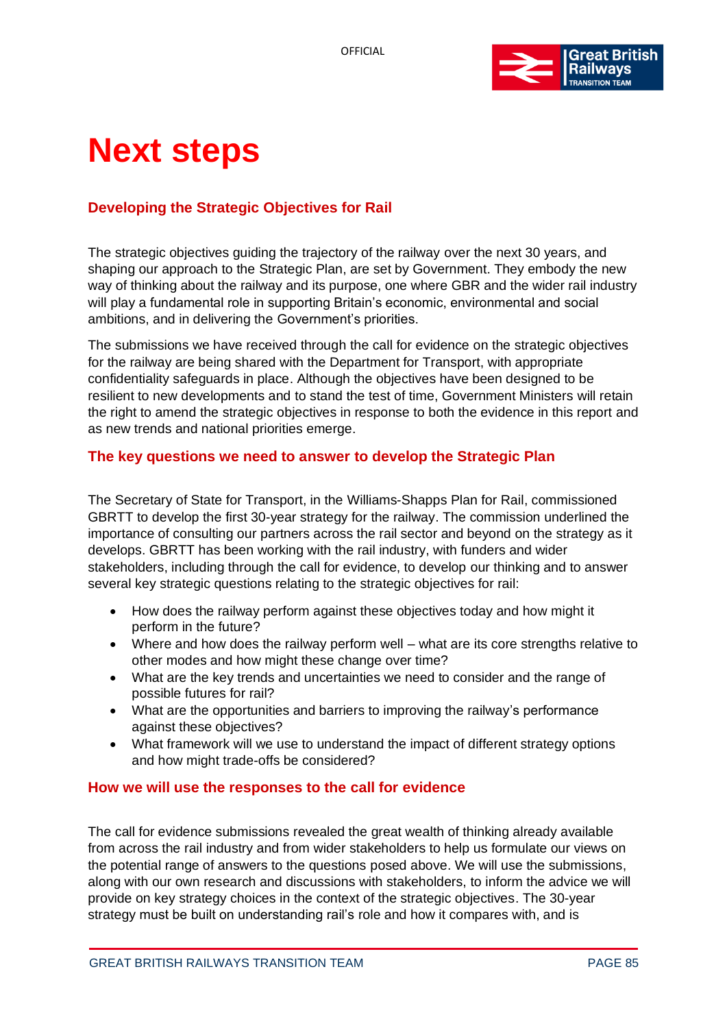# Next steps

## Developing the Strategic Objectives for Rail

The strategic objectives guiding the trajectory of the railway over the next 30 years, and shaping our approach to the Strategic Plan, are set by Government. They embody the new way of thinking about the railway and its purpose, one where GBR and the wider rail industry will play a fundamental role in supporting Britain's economic, environmental and social ambitions, and in delivering the Government's priorities.

The submissions we have received through the call for evidence on the strategic objectives for the railway are being shared with the Department for Transport, with appropriate confidentiality safeguards in place. Although the objectives have been designed to be resilient to new developments and to stand the test of time, Government Ministers will retain the right to amend the strategic objectives in response to both the evidence in this report and as new trends and national priorities emerge.

## The key questions we need to answer to develop the Strategic Plan

The Secretary of State for Transport, in the Williams-Shapps Plan for Rail, commissioned GBRTT to develop the first 30-year strategy for the railway. The commission underlined the importance of consulting our partners across the rail sector and beyond on the strategy as it develops. GBRTT has been working with the rail industry, with funders and wider stakeholders, including through the call for evidence, to develop our thinking and to answer several key strategic questions relating to the strategic objectives for rail:

- How does the railway perform against these objectives today and how might it perform in the future?
- Where and how does the railway perform well – what are its core strengths relative to other modes and how might these change over time?
- What are the key trends and uncertainties we need to consider and the range of possible futures for rail?
- What are the opportunities and barriers to improving the railway's performance against these objectives?
- What framework will we use to understand the impact of different strategy options and how might trade-offs be considered?

## How we will use the responses to the call for evidence

The call for evidence submissions revealed the great wealth of thinking already available from across the rail industry and from wider stakeholders to help us formulate our views on the potential range of answers to the questions posed above. We will use the submissions, along with our own research and discussions with stakeholders, to inform the advice we will provide on key strategy choices in the context of the strategic objectives. The 30-year strategy must be built on understanding rail's role and how it compares with, and is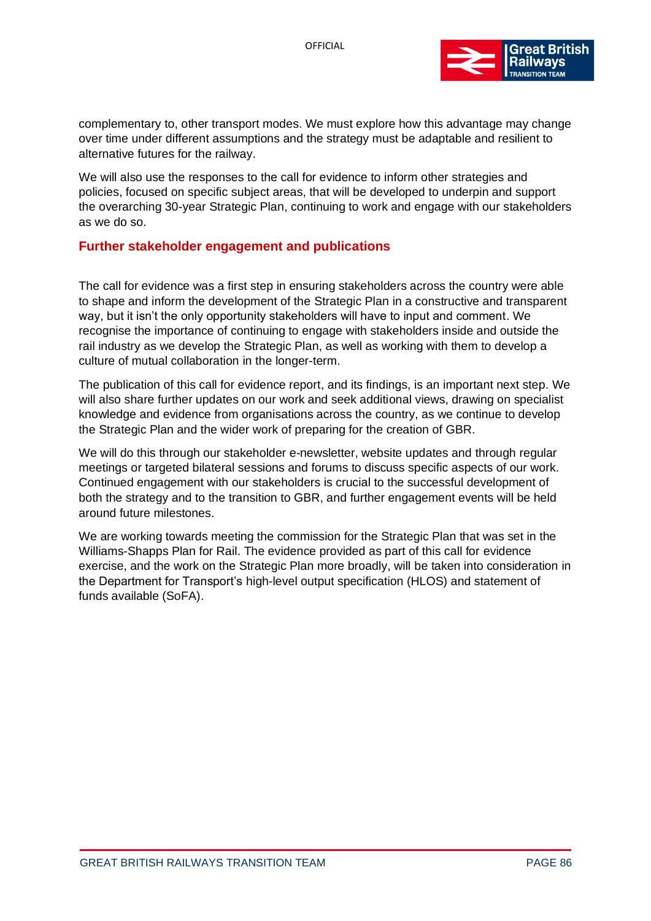complementary to, other transport modes. We must explore how this advantage may change over time under different assumptions and the strategy must be adaptable and resilient to alternative futures for the railway.

We will also use the responses to the call for evidence to inform other strategies and policies, focused on specific subject areas, that will be developed to underpin and support the overarching 30-year Strategic Plan, continuing to work and engage with our stakeholders as we do so.

## Further stakeholder engagement and publications

The call for evidence was a first step in ensuring stakeholders across the country were able to shape and inform the development of the Strategic Plan in a constructive and transparent way, but it isn't the only opportunity stakeholders will have to input and comment. We recognise the importance of continuing to engage with stakeholders inside and outside the rail industry as we develop the Strategic Plan, as well as working with them to develop a culture of mutual collaboration in the longer-term.

The publication of this call for evidence report, and its findings, is an important next step. We will also share further updates on our work and seek additional views, drawing on specialist knowledge and evidence from organisations across the country, as we continue to develop the Strategic Plan and the wider work of preparing for the creation of GBR.

We will do this through our stakeholder e-newsletter, website updates and through regular meetings or targeted bilateral sessions and forums to discuss specific aspects of our work. Continued engagement with our stakeholders is crucial to the successful development of both the strategy and to the transition to GBR, and further engagement events will be held around future milestones.

We are working towards meeting the commission for the Strategic Plan that was set in the Williams-Shapps Plan for Rail. The evidence provided as part of this call for evidence exercise, and the work on the Strategic Plan more broadly, will be taken into consideration in the Department for Transport's high-level output specification (HLOS) and statement of funds available (SoFA).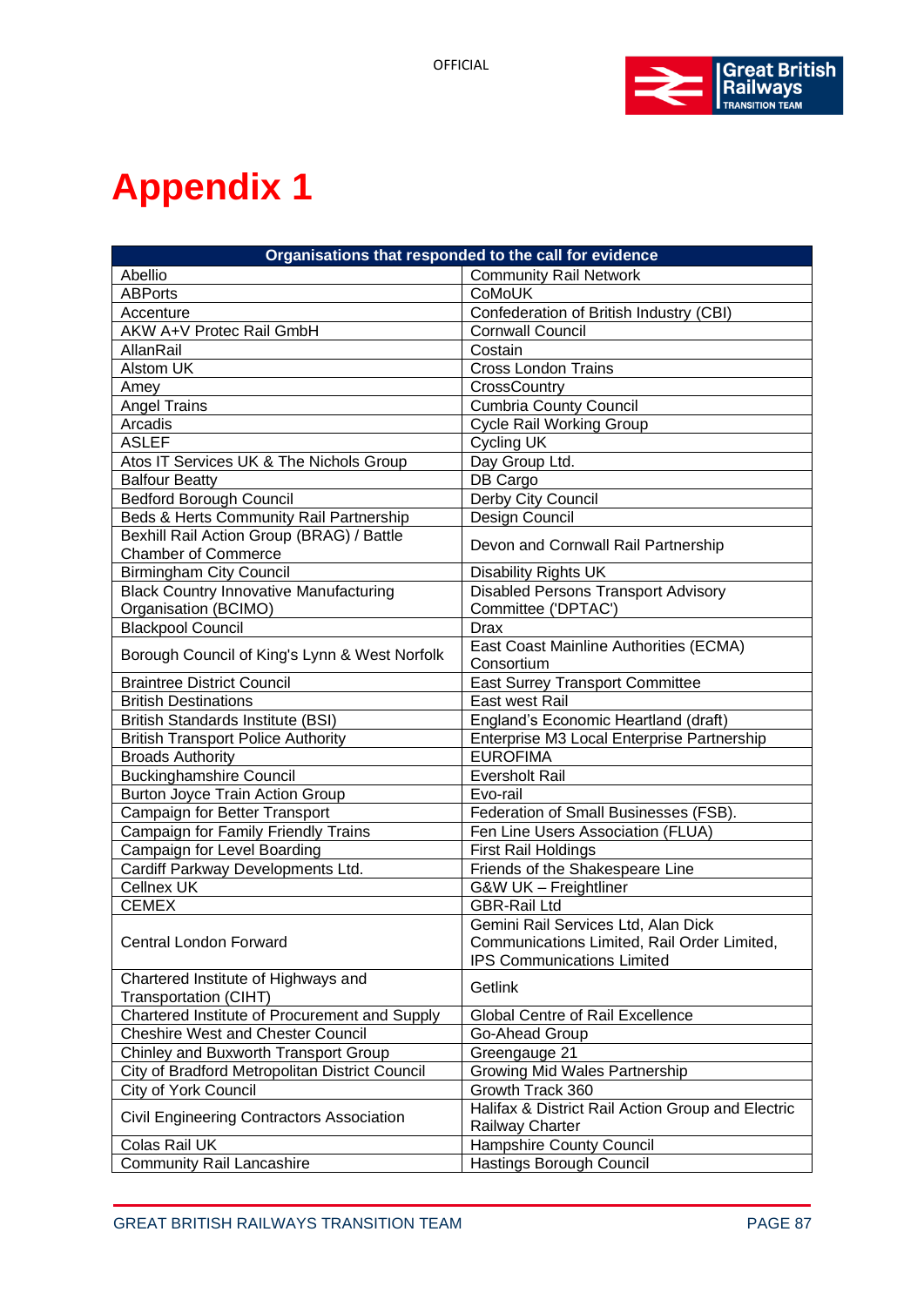# Appendix 1

| Organisations that responded to the call for evidence | |
|---|---|
| Abellio | Community Rail Network |
| ABPorts | CoMoUK |
| Accenture | Confederation of British Industry (CBI) |
| AKW A+V Protec Rail GmbH | Cornwall Council |
| AllanRail | Costain |
| Alstom UK | Cross London Trains |
| Amey | CrossCountry |
| Angel Trains | Cumbria County Council |
| Arcadis | Cycle Rail Working Group |
| ASLEF | Cycling UK |
| Atos IT Services UK & The Nichols Group | Day Group Ltd. |
| Balfour Beatty | DB Cargo |
| Bedford Borough Council | Derby City Council |
| Beds & Herts Community Rail Partnership | Design Council |
| Bexhill Rail Action Group (BRAG) / Battle Chamber of Commerce | Devon and Cornwall Rail Partnership |
| Birmingham City Council | Disability Rights UK |
| Black Country Innovative Manufacturing Organisation (BCIMO) | Disabled Persons Transport Advisory Committee ('DPTAC') |
| Blackpool Council | Drax |
| Borough Council of King's Lynn & West Norfolk | East Coast Mainline Authorities (ECMA) Consortium |
| Braintree District Council | East Surrey Transport Committee |
| British Destinations | East west Rail |
| British Standards Institute (BSI) | England's Economic Heartland (draft) |
| British Transport Police Authority | Enterprise M3 Local Enterprise Partnership |
| Broads Authority | EUROFIMA |
| Buckinghamshire Council | Eversholt Rail |
| Burton Joyce Train Action Group | Evo-rail |
| Campaign for Better Transport | Federation of Small Businesses (FSB). |
| Campaign for Family Friendly Trains | Fen Line Users Association (FLUA) |
| Campaign for Level Boarding | First Rail Holdings |
| Cardiff Parkway Developments Ltd. | Friends of the Shakespeare Line |
| Cellnex UK | G&W UK – Freightliner |
| CEMEX | GBR-Rail Ltd |
| Central London Forward | Gemini Rail Services Ltd, Alan Dick Communications Limited, Rail Order Limited, IPS Communications Limited |
| Chartered Institute of Highways and Transportation (CIHT) | Getlink |
| Chartered Institute of Procurement and Supply | Global Centre of Rail Excellence |
| Cheshire West and Chester Council | Go-Ahead Group |
| Chinley and Buxworth Transport Group | Greengauge 21 |
| City of Bradford Metropolitan District Council | Growing Mid Wales Partnership |
| City of York Council | Growth Track 360 |
| Civil Engineering Contractors Association | Halifax & District Rail Action Group and Electric Railway Charter |
| Colas Rail UK | Hampshire County Council |
| Community Rail Lancashire | Hastings Borough Council |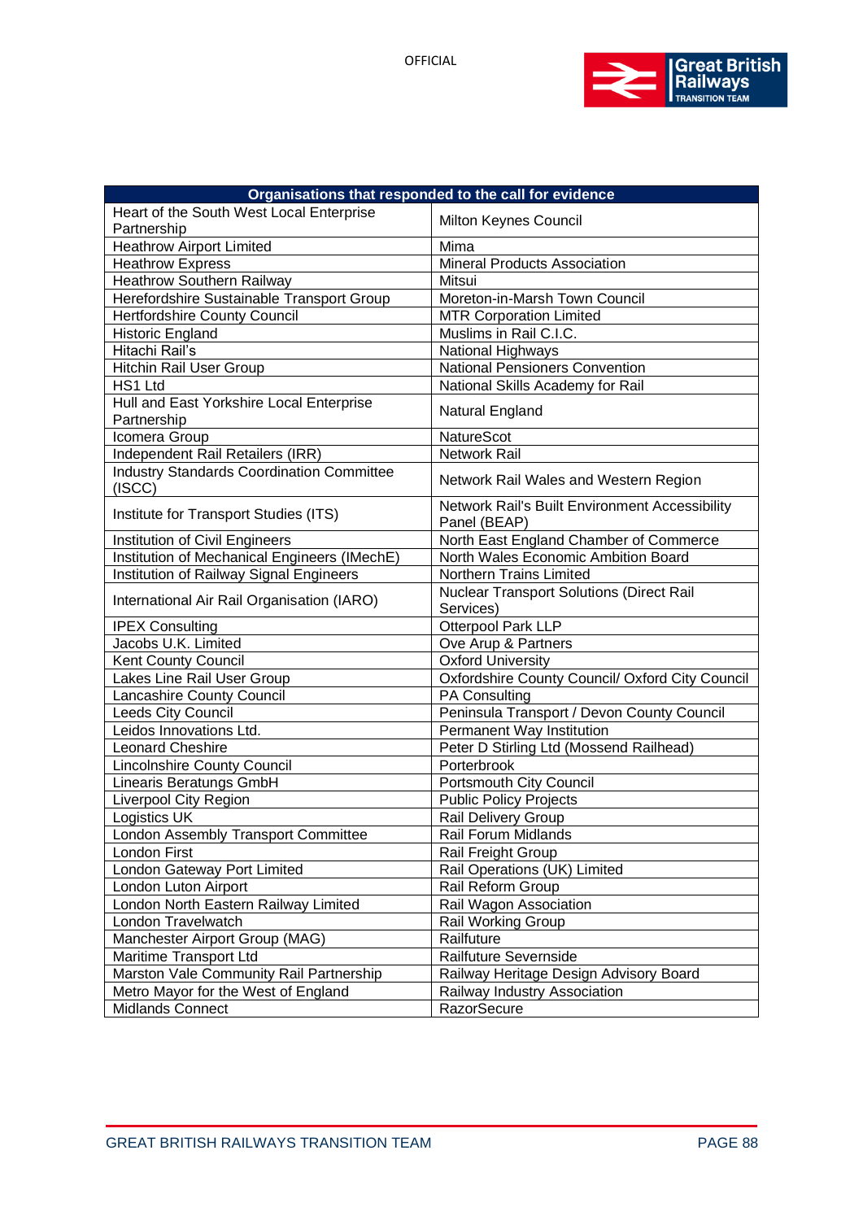| Organisations that responded to the call for evidence | |
|---|---|
| Heart of the South West Local Enterprise Partnership | Milton Keynes Council |
| Heathrow Airport Limited | Mima |
| Heathrow Express | Mineral Products Association |
| Heathrow Southern Railway | Mitsui |
| Herefordshire Sustainable Transport Group | Moreton-in-Marsh Town Council |
| Hertfordshire County Council | MTR Corporation Limited |
| Historic England | Muslims in Rail C.I.C. |
| Hitachi Rail's | National Highways |
| Hitchin Rail User Group | National Pensioners Convention |
| HS1 Ltd | National Skills Academy for Rail |
| Hull and East Yorkshire Local Enterprise Partnership | Natural England |
| Icomera Group | NatureScot |
| Independent Rail Retailers (IRR) | Network Rail |
| Industry Standards Coordination Committee (ISCC) | Network Rail Wales and Western Region |
| Institute for Transport Studies (ITS) | Network Rail's Built Environment Accessibility Panel (BEAP) |
| Institution of Civil Engineers | North East England Chamber of Commerce |
| Institution of Mechanical Engineers (IMechE) | North Wales Economic Ambition Board |
| Institution of Railway Signal Engineers | Northern Trains Limited |
| International Air Rail Organisation (IARO) | Nuclear Transport Solutions (Direct Rail Services) |
| IPEX Consulting | Otterpool Park LLP |
| Jacobs U.K. Limited | Ove Arup & Partners |
| Kent County Council | Oxford University |
| Lakes Line Rail User Group | Oxfordshire County Council/ Oxford City Council |
| Lancashire County Council | PA Consulting |
| Leeds City Council | Peninsula Transport / Devon County Council |
| Leidos Innovations Ltd. | Permanent Way Institution |
| Leonard Cheshire | Peter D Stirling Ltd (Mossend Railhead) |
| Lincolnshire County Council | Porterbrook |
| Linearis Beratungs GmbH | Portsmouth City Council |
| Liverpool City Region | Public Policy Projects |
| Logistics UK | Rail Delivery Group |
| London Assembly Transport Committee | Rail Forum Midlands |
| London First | Rail Freight Group |
| London Gateway Port Limited | Rail Operations (UK) Limited |
| London Luton Airport | Rail Reform Group |
| London North Eastern Railway Limited | Rail Wagon Association |
| London Travelwatch | Rail Working Group |
| Manchester Airport Group (MAG) | Railfuture |
| Maritime Transport Ltd | Railfuture Severnside |
| Marston Vale Community Rail Partnership | Railway Heritage Design Advisory Board |
| Metro Mayor for the West of England | Railway Industry Association |
| Midlands Connect | RazorSecure |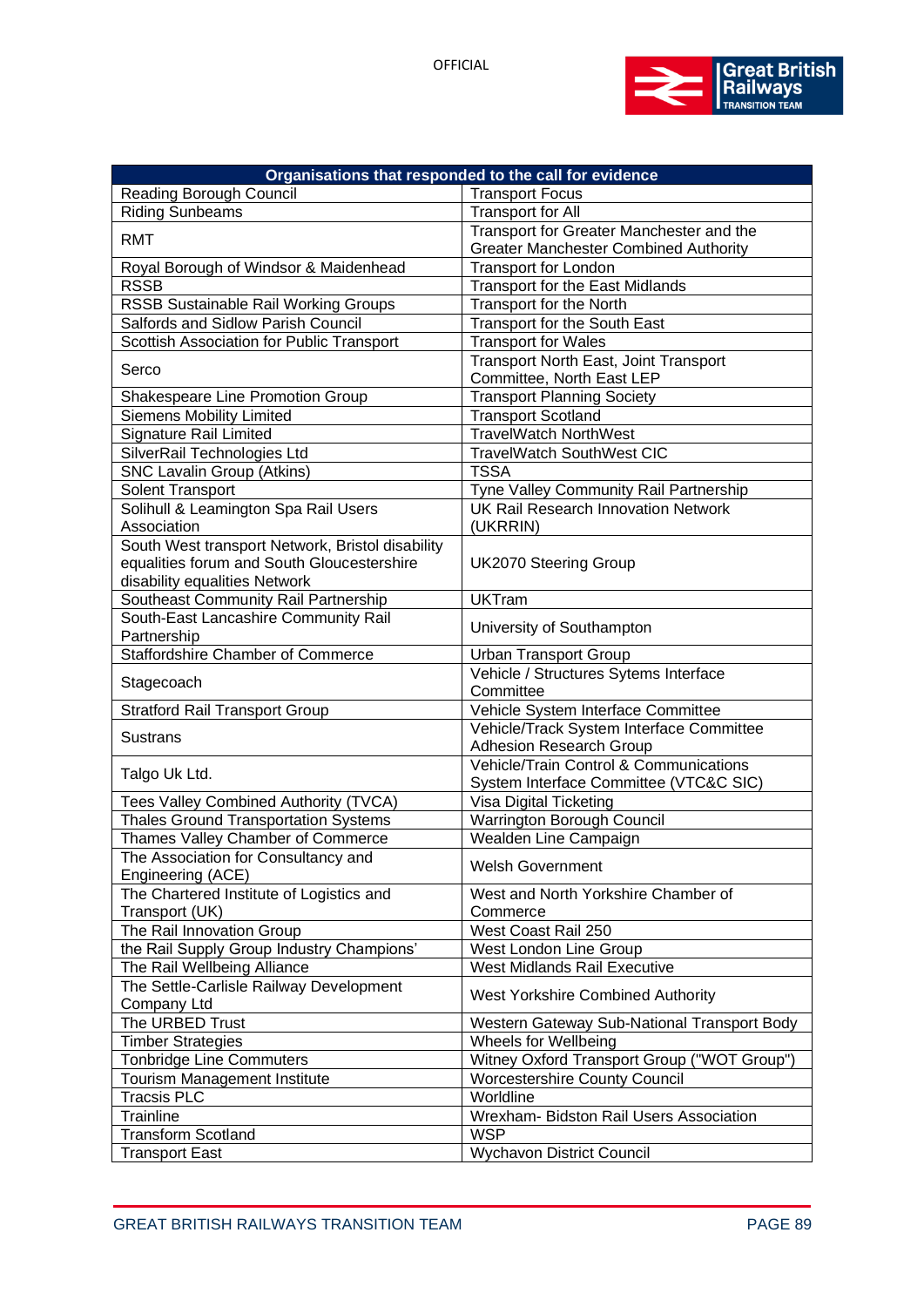| Organisations that responded to the call for evidence | |
|---|---|
| Reading Borough Council | Transport Focus |
| Riding Sunbeams | Transport for All |
| RMT | Transport for Greater Manchester and the Greater Manchester Combined Authority |
| Royal Borough of Windsor & Maidenhead | Transport for London |
| RSSB | Transport for the East Midlands |
| RSSB Sustainable Rail Working Groups | Transport for the North |
| Salfords and Sidlow Parish Council | Transport for the South East |
| Scottish Association for Public Transport | Transport for Wales |
| Serco | Transport North East, Joint Transport Committee, North East LEP |
| Shakespeare Line Promotion Group | Transport Planning Society |
| Siemens Mobility Limited | Transport Scotland |
| Signature Rail Limited | TravelWatch NorthWest |
| SilverRail Technologies Ltd | TravelWatch SouthWest CIC |
| SNC Lavalin Group (Atkins) | TSSA |
| Solent Transport | Tyne Valley Community Rail Partnership |
| Solihull & Leamington Spa Rail Users Association | UK Rail Research Innovation Network (UKRRIN) |
| South West transport Network, Bristol disability equalities forum and South Gloucestershire disability equalities Network | UK2070 Steering Group |
| Southeast Community Rail Partnership | UKTram |
| South-East Lancashire Community Rail Partnership | University of Southampton |
| Staffordshire Chamber of Commerce | Urban Transport Group |
| Stagecoach | Vehicle / Structures Sytems Interface Committee |
| Stratford Rail Transport Group | Vehicle System Interface Committee |
| Sustrans | Vehicle/Track System Interface Committee Adhesion Research Group |
| Talgo Uk Ltd. | Vehicle/Train Control & Communications System Interface Committee (VTC&C SIC) |
| Tees Valley Combined Authority (TVCA) | Visa Digital Ticketing |
| Thales Ground Transportation Systems | Warrington Borough Council |
| Thames Valley Chamber of Commerce | Wealden Line Campaign |
| The Association for Consultancy and Engineering (ACE) | Welsh Government |
| The Chartered Institute of Logistics and Transport (UK) | West and North Yorkshire Chamber of Commerce |
| The Rail Innovation Group | West Coast Rail 250 |
| the Rail Supply Group Industry Champions' | West London Line Group |
| The Rail Wellbeing Alliance | West Midlands Rail Executive |
| The Settle-Carlisle Railway Development Company Ltd | West Yorkshire Combined Authority |
| The URBED Trust | Western Gateway Sub-National Transport Body |
| Timber Strategies | Wheels for Wellbeing |
| Tonbridge Line Commuters | Witney Oxford Transport Group ("WOT Group") |
| Tourism Management Institute | Worcestershire County Council |
| Tracsis PLC | Worldline |
| Trainline | Wrexham- Bidston Rail Users Association |
| Transform Scotland | WSP |
| Transport East | Wychavon District Council |